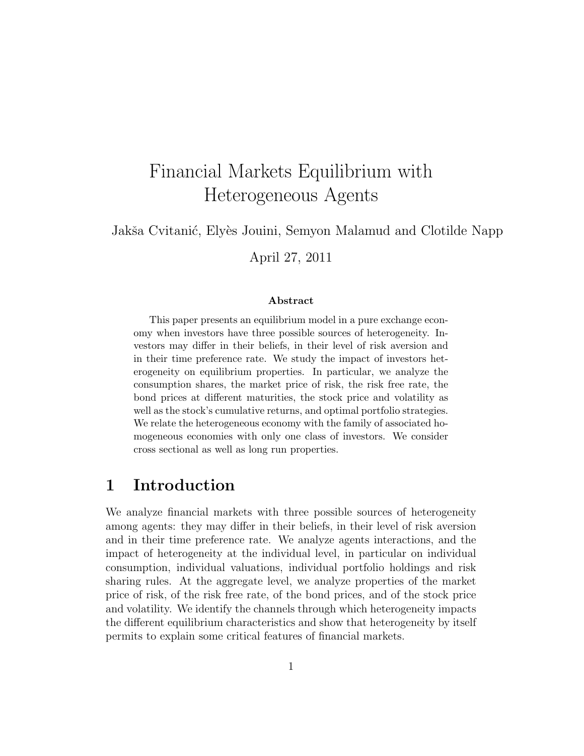# Financial Markets Equilibrium with Heterogeneous Agents

Jakša Cvitanić, Elyès Jouini, Semyon Malamud and Clotilde Napp

April 27, 2011

**Abstract**

This paper presents an equilibrium model in a pure exchange economy when investors have three possible sources of heterogeneity. Investors may differ in their beliefs, in their level of risk aversion and in their time preference rate. We study the impact of investors heterogeneity on equilibrium properties. In particular, we analyze the consumption shares, the market price of risk, the risk free rate, the bond prices at different maturities, the stock price and volatility as well as the stock's cumulative returns, and optimal portfolio strategies. We relate the heterogeneous economy with the family of associated homogeneous economies with only one class of investors. We consider cross sectional as well as long run properties.

## 1 Introduction

We analyze financial markets with three possible sources of heterogeneity among agents: they may differ in their beliefs, in their level of risk aversion and in their time preference rate. We analyze agents interactions, and the impact of heterogeneity at the individual level, in particular on individual consumption, individual valuations, individual portfolio holdings and risk sharing rules. At the aggregate level, we analyze properties of the market price of risk, of the risk free rate, of the bond prices, and of the stock price and volatility. We identify the channels through which heterogeneity impacts the different equilibrium characteristics and show that heterogeneity by itself permits to explain some critical features of financial markets.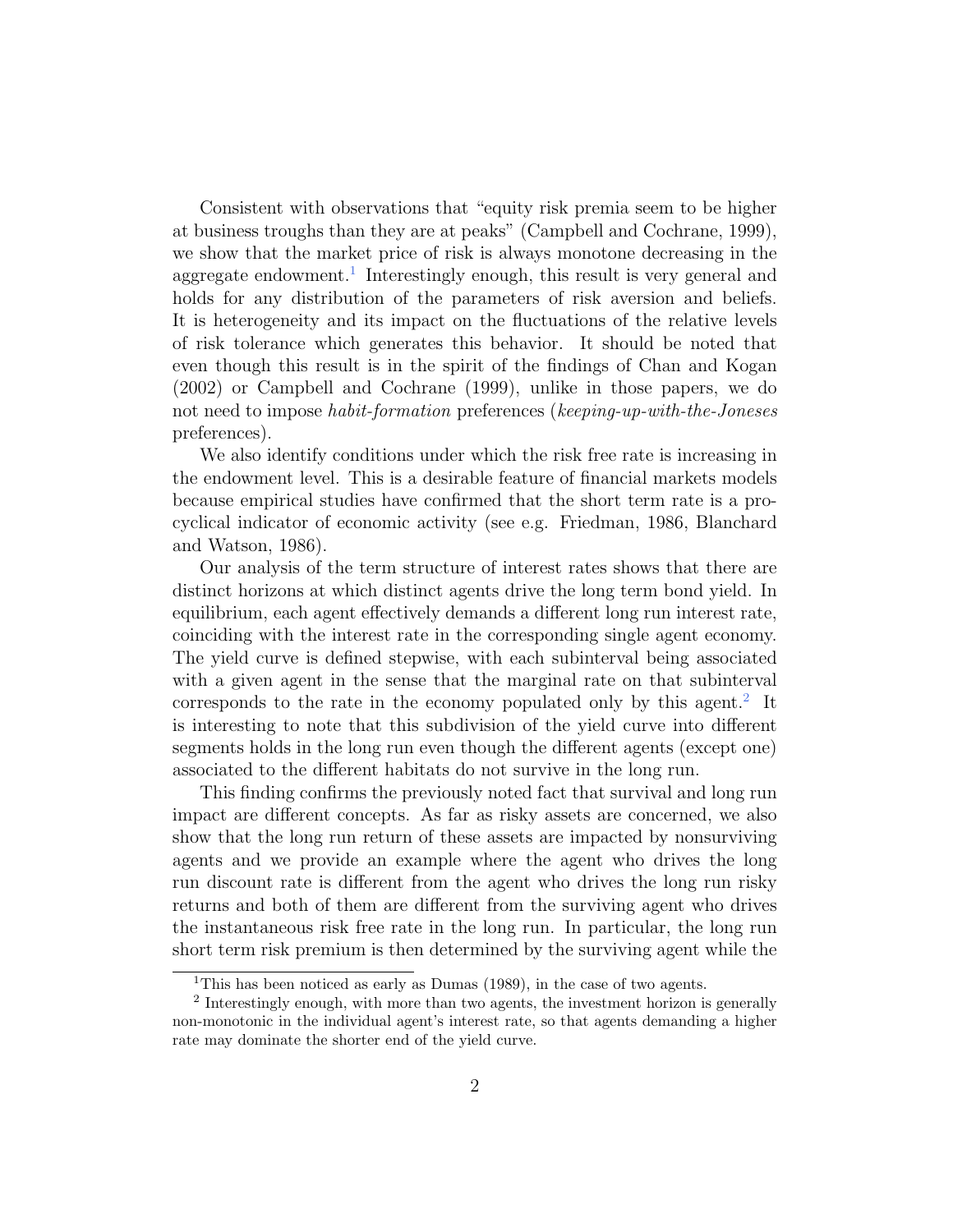Consistent with observations that "equity risk premia seem to be higher at business troughs than they are at peaks" (Campbell and Cochrane, 1999), we show that the market price of risk is always monotone decreasing in the aggregate endowment.[1] Interestingly enough, this result is very general and holds for any distribution of the parameters of risk aversion and beliefs. It is heterogeneity and its impact on the fluctuations of the relative levels of risk tolerance which generates this behavior. It should be noted that even though this result is in the spirit of the findings of Chan and Kogan (2002) or Campbell and Cochrane (1999), unlike in those papers, we do not need to impose *habit-formation* preferences (*keeping-up-with-the-Joneses* preferences).

We also identify conditions under which the risk free rate is increasing in the endowment level. This is a desirable feature of financial markets models because empirical studies have confirmed that the short term rate is a pro-cyclical indicator of economic activity (see e.g. Friedman, 1986, Blanchard and Watson, 1986).

Our analysis of the term structure of interest rates shows that there are distinct horizons at which distinct agents drive the long term bond yield. In equilibrium, each agent effectively demands a different long run interest rate, coinciding with the interest rate in the corresponding single agent economy. The yield curve is defined stepwise, with each subinterval being associated with a given agent in the sense that the marginal rate on that subinterval corresponds to the rate in the economy populated only by this agent.[2] It is interesting to note that this subdivision of the yield curve into different segments holds in the long run even though the different agents (except one) associated to the different habitats do not survive in the long run.

This finding confirms the previously noted fact that survival and long run impact are different concepts. As far as risky assets are concerned, we also show that the long run return of these assets are impacted by nonsurviving agents and we provide an example where the agent who drives the long run discount rate is different from the agent who drives the long run risky returns and both of them are different from the surviving agent who drives the instantaneous risk free rate in the long run. In particular, the long run short term risk premium is then determined by the surviving agent while the

[1] This has been noticed as early as Dumas (1989), in the case of two agents.

[2] Interestingly enough, with more than two agents, the investment horizon is generally non-monotonic in the individual agent's interest rate, so that agents demanding a higher rate may dominate the shorter end of the yield curve.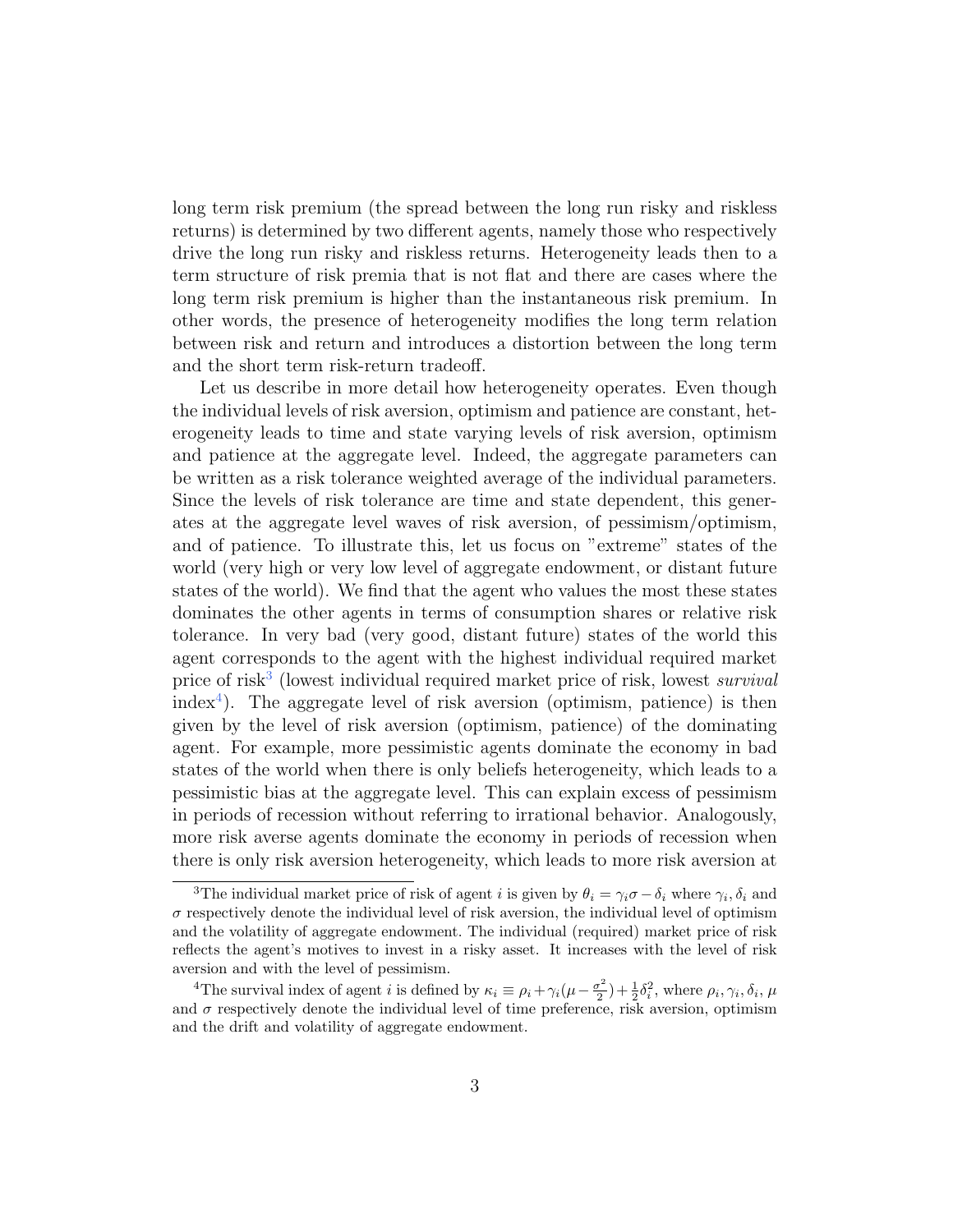long term risk premium (the spread between the long run risky and riskless returns) is determined by two different agents, namely those who respectively drive the long run risky and riskless returns. Heterogeneity leads then to a term structure of risk premia that is not flat and there are cases where the long term risk premium is higher than the instantaneous risk premium. In other words, the presence of heterogeneity modifies the long term relation between risk and return and introduces a distortion between the long term and the short term risk-return tradeoff.

Let us describe in more detail how heterogeneity operates. Even though the individual levels of risk aversion, optimism and patience are constant, heterogeneity leads to time and state varying levels of risk aversion, optimism and patience at the aggregate level. Indeed, the aggregate parameters can be written as a risk tolerance weighted average of the individual parameters. Since the levels of risk tolerance are time and state dependent, this generates at the aggregate level waves of risk aversion, of pessimism/optimism, and of patience. To illustrate this, let us focus on "extreme" states of the world (very high or very low level of aggregate endowment, or distant future states of the world). We find that the agent who values the most these states dominates the other agents in terms of consumption shares or relative risk tolerance. In very bad (very good, distant future) states of the world this agent corresponds to the agent with the highest individual required market price of risk[3] (lowest individual required market price of risk, lowest *survival* index[4]). The aggregate level of risk aversion (optimism, patience) is then given by the level of risk aversion (optimism, patience) of the dominating agent. For example, more pessimistic agents dominate the economy in bad states of the world when there is only beliefs heterogeneity, which leads to a pessimistic bias at the aggregate level. This can explain excess of pessimism in periods of recession without referring to irrational behavior. Analogously, more risk averse agents dominate the economy in periods of recession when there is only risk aversion heterogeneity, which leads to more risk aversion at

---

[3]The individual market price of risk of agent $i$ is given by $\theta_i = \gamma_i \sigma - \delta_i$ where $\gamma_i, \delta_i$ and $\sigma$ respectively denote the individual level of risk aversion, the individual level of optimism and the volatility of aggregate endowment. The individual (required) market price of risk reflects the agent's motives to invest in a risky asset. It increases with the level of risk aversion and with the level of pessimism.

[4]The survival index of agent $i$ is defined by $\kappa_i \equiv \rho_i + \gamma_i(\mu - \frac{\sigma^2}{2}) + \frac{1}{2}\delta_i^2$, where $\rho_i, \gamma_i, \delta_i, \mu$ and $\sigma$ respectively denote the individual level of time preference, risk aversion, optimism and the drift and volatility of aggregate endowment.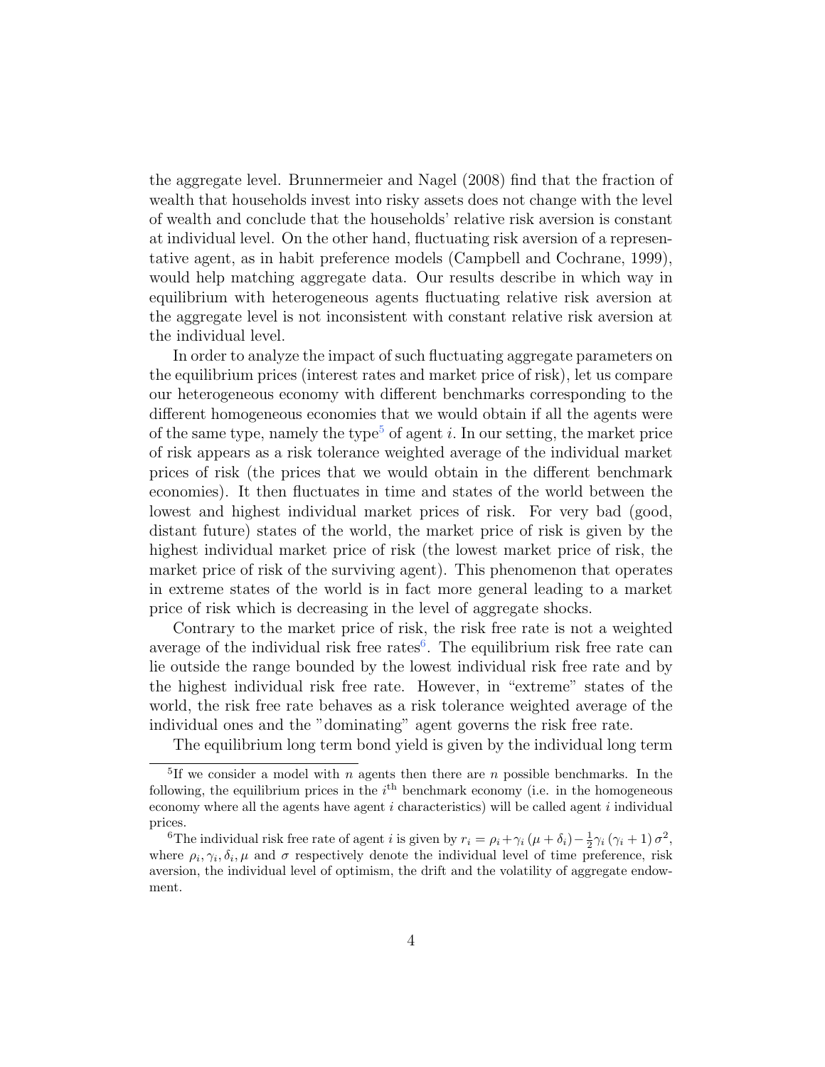the aggregate level. Brunnermeier and Nagel (2008) find that the fraction of wealth that households invest into risky assets does not change with the level of wealth and conclude that the households' relative risk aversion is constant at individual level. On the other hand, fluctuating risk aversion of a representative agent, as in habit preference models (Campbell and Cochrane, 1999), would help matching aggregate data. Our results describe in which way in equilibrium with heterogeneous agents fluctuating relative risk aversion at the aggregate level is not inconsistent with constant relative risk aversion at the individual level.

In order to analyze the impact of such fluctuating aggregate parameters on the equilibrium prices (interest rates and market price of risk), let us compare our heterogeneous economy with different benchmarks corresponding to the different homogeneous economies that we would obtain if all the agents were of the same type, namely the type[5] of agent $i$. In our setting, the market price of risk appears as a risk tolerance weighted average of the individual market prices of risk (the prices that we would obtain in the different benchmark economies). It then fluctuates in time and states of the world between the lowest and highest individual market prices of risk. For very bad (good, distant future) states of the world, the market price of risk is given by the highest individual market price of risk (the lowest market price of risk, the market price of risk of the surviving agent). This phenomenon that operates in extreme states of the world is in fact more general leading to a market price of risk which is decreasing in the level of aggregate shocks.

Contrary to the market price of risk, the risk free rate is not a weighted average of the individual risk free rates[6]. The equilibrium risk free rate can lie outside the range bounded by the lowest individual risk free rate and by the highest individual risk free rate. However, in "extreme" states of the world, the risk free rate behaves as a risk tolerance weighted average of the individual ones and the "dominating" agent governs the risk free rate.

The equilibrium long term bond yield is given by the individual long term

---

[5] If we consider a model with $n$ agents then there are $n$ possible benchmarks. In the following, the equilibrium prices in the $i^{\text{th}}$ benchmark economy (i.e. in the homogeneous economy where all the agents have agent $i$ characteristics) will be called agent $i$ individual prices.

[6] The individual risk free rate of agent $i$ is given by $r_i = \rho_i + \gamma_i (\mu + \delta_i) - \frac{1}{2}\gamma_i (\gamma_i + 1) \sigma^2$, where $\rho_i, \gamma_i, \delta_i, \mu$ and $\sigma$ respectively denote the individual level of time preference, risk aversion, the individual level of optimism, the drift and the volatility of aggregate endowment.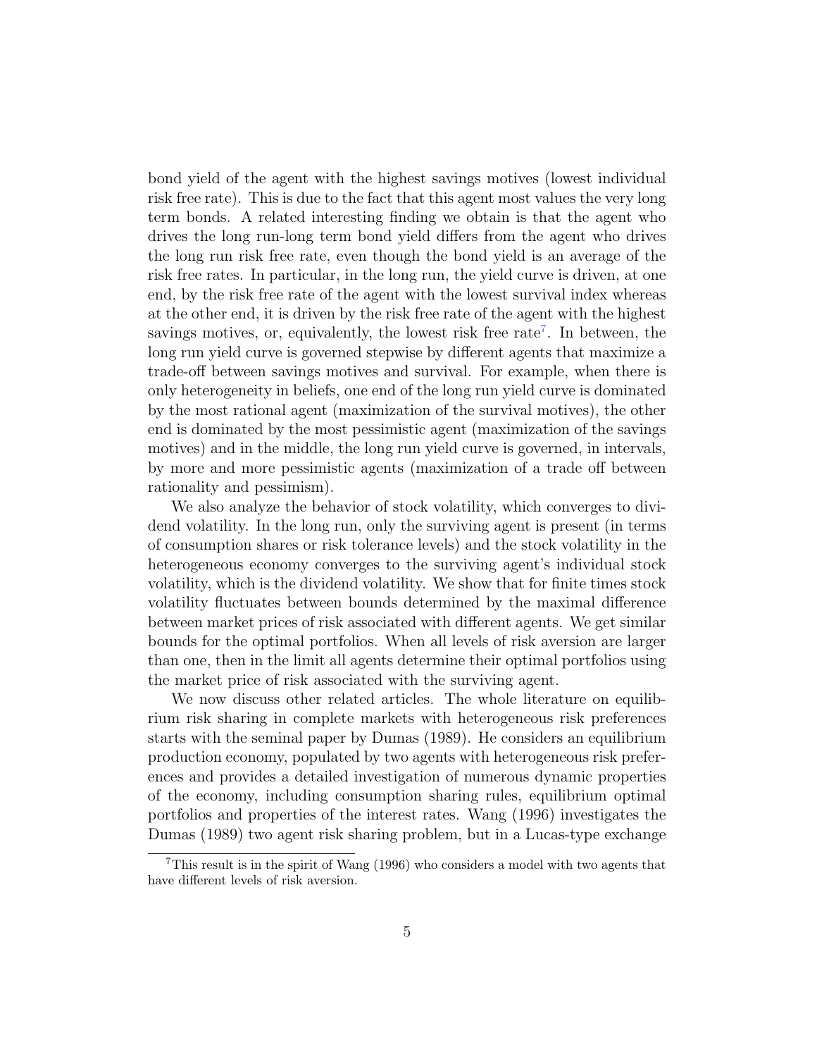bond yield of the agent with the highest savings motives (lowest individual risk free rate). This is due to the fact that this agent most values the very long term bonds. A related interesting finding we obtain is that the agent who drives the long run-long term bond yield differs from the agent who drives the long run risk free rate, even though the bond yield is an average of the risk free rates. In particular, in the long run, the yield curve is driven, at one end, by the risk free rate of the agent with the lowest survival index whereas at the other end, it is driven by the risk free rate of the agent with the highest savings motives, or, equivalently, the lowest risk free rate[7]. In between, the long run yield curve is governed stepwise by different agents that maximize a trade-off between savings motives and survival. For example, when there is only heterogeneity in beliefs, one end of the long run yield curve is dominated by the most rational agent (maximization of the survival motives), the other end is dominated by the most pessimistic agent (maximization of the savings motives) and in the middle, the long run yield curve is governed, in intervals, by more and more pessimistic agents (maximization of a trade off between rationality and pessimism).

We also analyze the behavior of stock volatility, which converges to dividend volatility. In the long run, only the surviving agent is present (in terms of consumption shares or risk tolerance levels) and the stock volatility in the heterogeneous economy converges to the surviving agent's individual stock volatility, which is the dividend volatility. We show that for finite times stock volatility fluctuates between bounds determined by the maximal difference between market prices of risk associated with different agents. We get similar bounds for the optimal portfolios. When all levels of risk aversion are larger than one, then in the limit all agents determine their optimal portfolios using the market price of risk associated with the surviving agent.

We now discuss other related articles. The whole literature on equilibrium risk sharing in complete markets with heterogeneous risk preferences starts with the seminal paper by Dumas (1989). He considers an equilibrium production economy, populated by two agents with heterogeneous risk preferences and provides a detailed investigation of numerous dynamic properties of the economy, including consumption sharing rules, equilibrium optimal portfolios and properties of the interest rates. Wang (1996) investigates the Dumas (1989) two agent risk sharing problem, but in a Lucas-type exchange

[7] This result is in the spirit of Wang (1996) who considers a model with two agents that have different levels of risk aversion.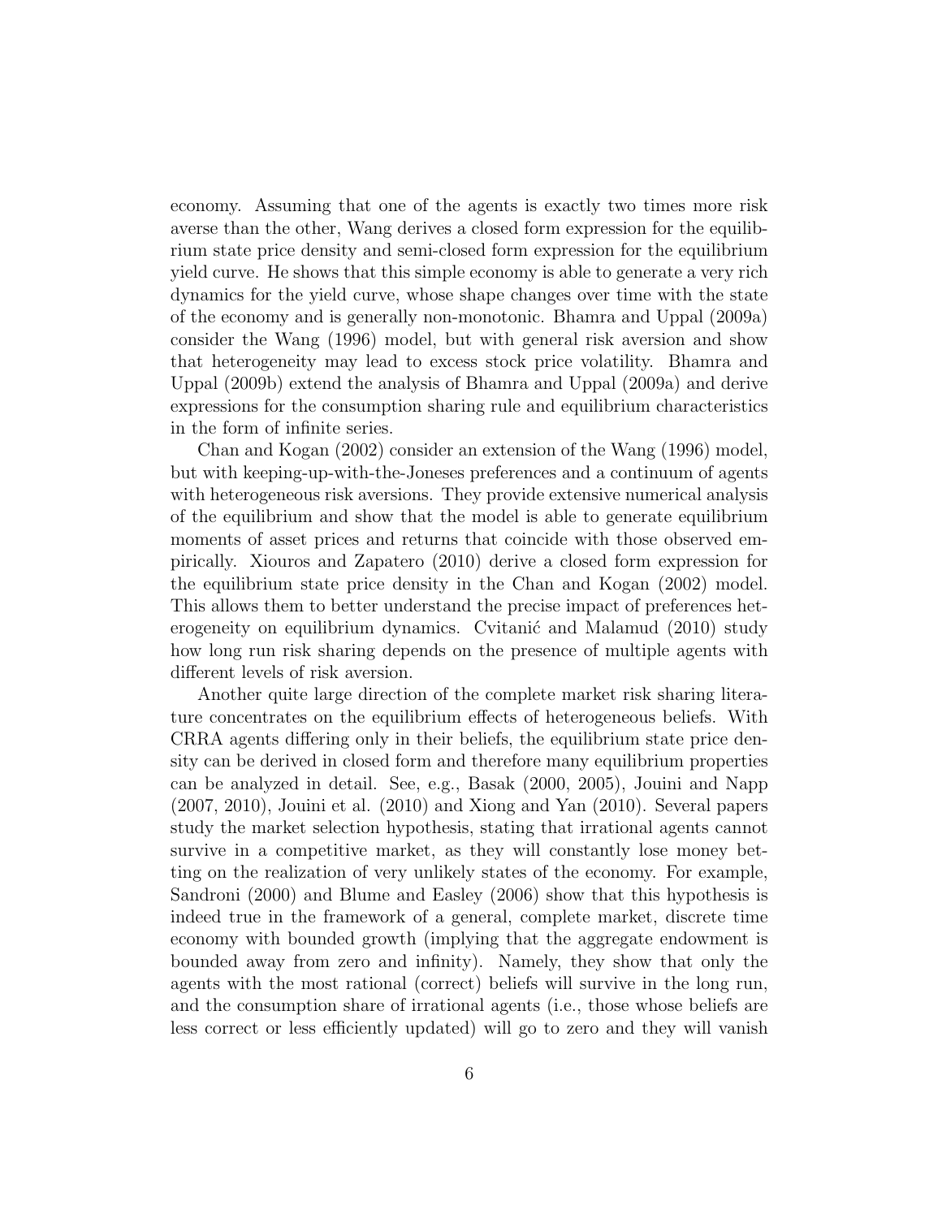economy. Assuming that one of the agents is exactly two times more risk averse than the other, Wang derives a closed form expression for the equilibrium state price density and semi-closed form expression for the equilibrium yield curve. He shows that this simple economy is able to generate a very rich dynamics for the yield curve, whose shape changes over time with the state of the economy and is generally non-monotonic. Bhamra and Uppal (2009a) consider the Wang (1996) model, but with general risk aversion and show that heterogeneity may lead to excess stock price volatility. Bhamra and Uppal (2009b) extend the analysis of Bhamra and Uppal (2009a) and derive expressions for the consumption sharing rule and equilibrium characteristics in the form of infinite series.

Chan and Kogan (2002) consider an extension of the Wang (1996) model, but with keeping-up-with-the-Joneses preferences and a continuum of agents with heterogeneous risk aversions. They provide extensive numerical analysis of the equilibrium and show that the model is able to generate equilibrium moments of asset prices and returns that coincide with those observed empirically. Xiouros and Zapatero (2010) derive a closed form expression for the equilibrium state price density in the Chan and Kogan (2002) model. This allows them to better understand the precise impact of preferences heterogeneity on equilibrium dynamics. Cvitanić and Malamud (2010) study how long run risk sharing depends on the presence of multiple agents with different levels of risk aversion.

Another quite large direction of the complete market risk sharing literature concentrates on the equilibrium effects of heterogeneous beliefs. With CRRA agents differing only in their beliefs, the equilibrium state price density can be derived in closed form and therefore many equilibrium properties can be analyzed in detail. See, e.g., Basak (2000, 2005), Jouini and Napp (2007, 2010), Jouini et al. (2010) and Xiong and Yan (2010). Several papers study the market selection hypothesis, stating that irrational agents cannot survive in a competitive market, as they will constantly lose money betting on the realization of very unlikely states of the economy. For example, Sandroni (2000) and Blume and Easley (2006) show that this hypothesis is indeed true in the framework of a general, complete market, discrete time economy with bounded growth (implying that the aggregate endowment is bounded away from zero and infinity). Namely, they show that only the agents with the most rational (correct) beliefs will survive in the long run, and the consumption share of irrational agents (i.e., those whose beliefs are less correct or less efficiently updated) will go to zero and they will vanish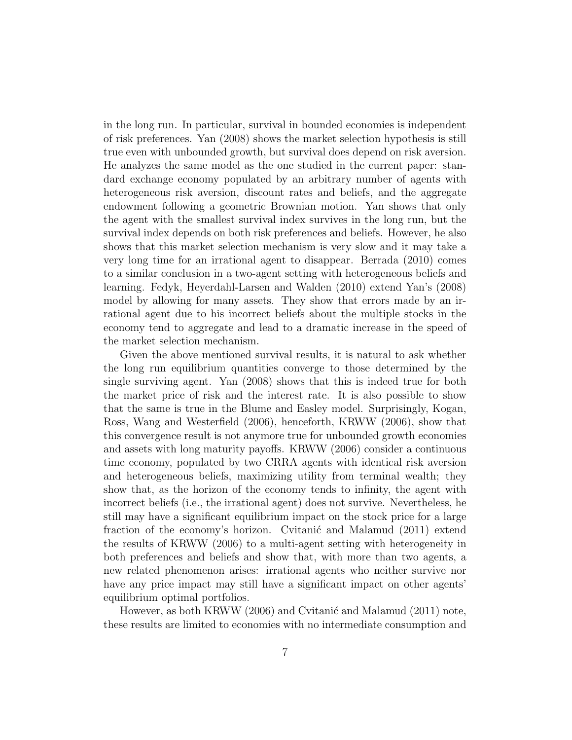in the long run. In particular, survival in bounded economies is independent of risk preferences. Yan (2008) shows the market selection hypothesis is still true even with unbounded growth, but survival does depend on risk aversion. He analyzes the same model as the one studied in the current paper: standard exchange economy populated by an arbitrary number of agents with heterogeneous risk aversion, discount rates and beliefs, and the aggregate endowment following a geometric Brownian motion. Yan shows that only the agent with the smallest survival index survives in the long run, but the survival index depends on both risk preferences and beliefs. However, he also shows that this market selection mechanism is very slow and it may take a very long time for an irrational agent to disappear. Berrada (2010) comes to a similar conclusion in a two-agent setting with heterogeneous beliefs and learning. Fedyk, Heyerdahl-Larsen and Walden (2010) extend Yan's (2008) model by allowing for many assets. They show that errors made by an irrational agent due to his incorrect beliefs about the multiple stocks in the economy tend to aggregate and lead to a dramatic increase in the speed of the market selection mechanism.

Given the above mentioned survival results, it is natural to ask whether the long run equilibrium quantities converge to those determined by the single surviving agent. Yan (2008) shows that this is indeed true for both the market price of risk and the interest rate. It is also possible to show that the same is true in the Blume and Easley model. Surprisingly, Kogan, Ross, Wang and Westerfield (2006), henceforth, KRWW (2006), show that this convergence result is not anymore true for unbounded growth economies and assets with long maturity payoffs. KRWW (2006) consider a continuous time economy, populated by two CRRA agents with identical risk aversion and heterogeneous beliefs, maximizing utility from terminal wealth; they show that, as the horizon of the economy tends to infinity, the agent with incorrect beliefs (i.e., the irrational agent) does not survive. Nevertheless, he still may have a significant equilibrium impact on the stock price for a large fraction of the economy's horizon. Cvitanić and Malamud (2011) extend the results of KRWW (2006) to a multi-agent setting with heterogeneity in both preferences and beliefs and show that, with more than two agents, a new related phenomenon arises: irrational agents who neither survive nor have any price impact may still have a significant impact on other agents' equilibrium optimal portfolios.

However, as both KRWW (2006) and Cvitanić and Malamud (2011) note, these results are limited to economies with no intermediate consumption and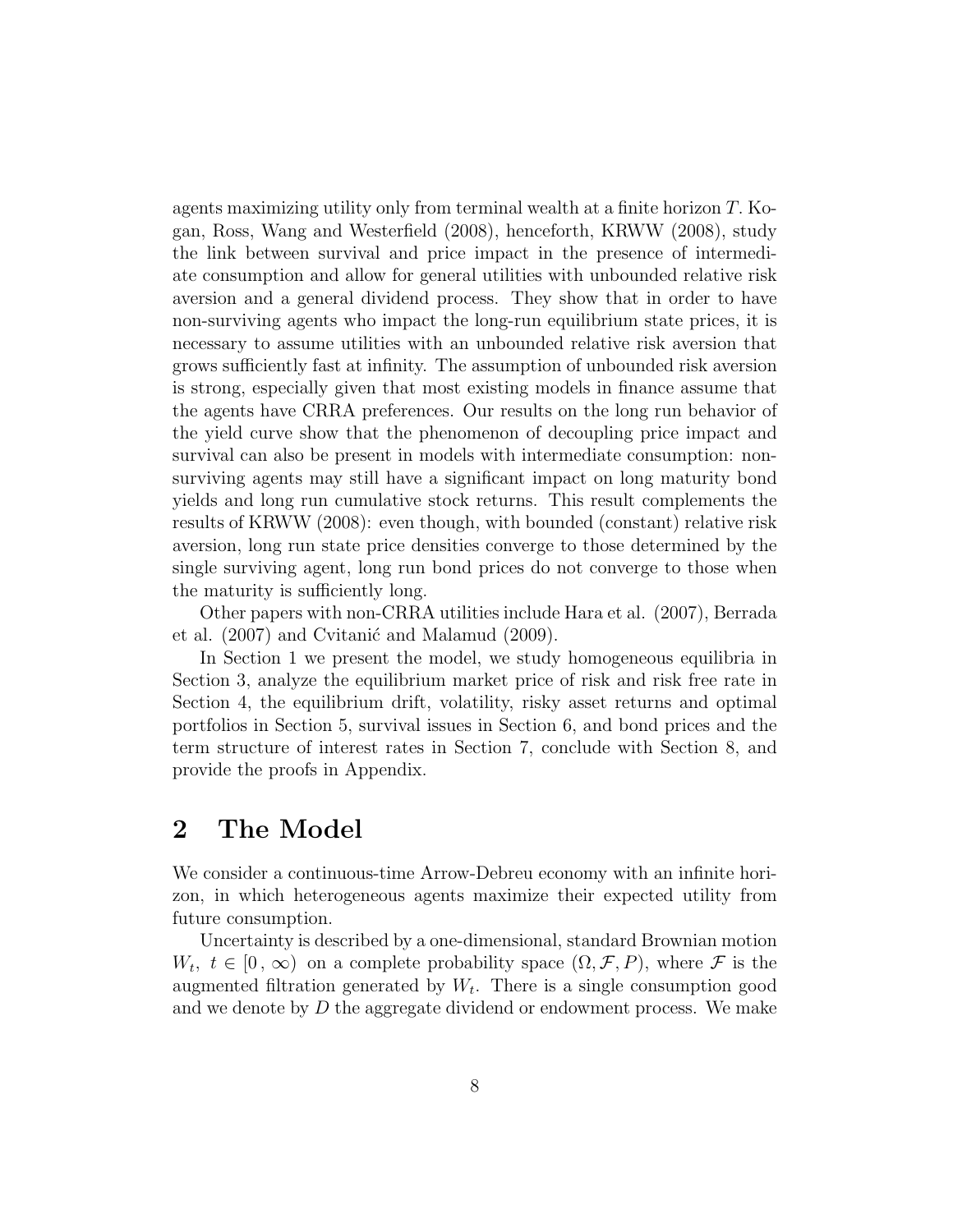agents maximizing utility only from terminal wealth at a finite horizon $T$. Kogan, Ross, Wang and Westerfield (2008), henceforth, KRWW (2008), study the link between survival and price impact in the presence of intermediate consumption and allow for general utilities with unbounded relative risk aversion and a general dividend process. They show that in order to have non-surviving agents who impact the long-run equilibrium state prices, it is necessary to assume utilities with an unbounded relative risk aversion that grows sufficiently fast at infinity. The assumption of unbounded risk aversion is strong, especially given that most existing models in finance assume that the agents have CRRA preferences. Our results on the long run behavior of the yield curve show that the phenomenon of decoupling price impact and survival can also be present in models with intermediate consumption: non-surviving agents may still have a significant impact on long maturity bond yields and long run cumulative stock returns. This result complements the results of KRWW (2008): even though, with bounded (constant) relative risk aversion, long run state price densities converge to those determined by the single surviving agent, long run bond prices do not converge to those when the maturity is sufficiently long.

Other papers with non-CRRA utilities include Hara et al. (2007), Berrada et al. (2007) and Cvitanić and Malamud (2009).

In Section 1 we present the model, we study homogeneous equilibria in Section 3, analyze the equilibrium market price of risk and risk free rate in Section 4, the equilibrium drift, volatility, risky asset returns and optimal portfolios in Section 5, survival issues in Section 6, and bond prices and the term structure of interest rates in Section 7, conclude with Section 8, and provide the proofs in Appendix.

## 2 The Model

We consider a continuous-time Arrow-Debreu economy with an infinite horizon, in which heterogeneous agents maximize their expected utility from future consumption.

Uncertainty is described by a one-dimensional, standard Brownian motion $W_t,\ t \in [0\,,\,\infty)$ on a complete probability space $(\Omega, \mathcal{F}, P)$, where $\mathcal{F}$ is the augmented filtration generated by $W_t$. There is a single consumption good and we denote by $D$ the aggregate dividend or endowment process. We make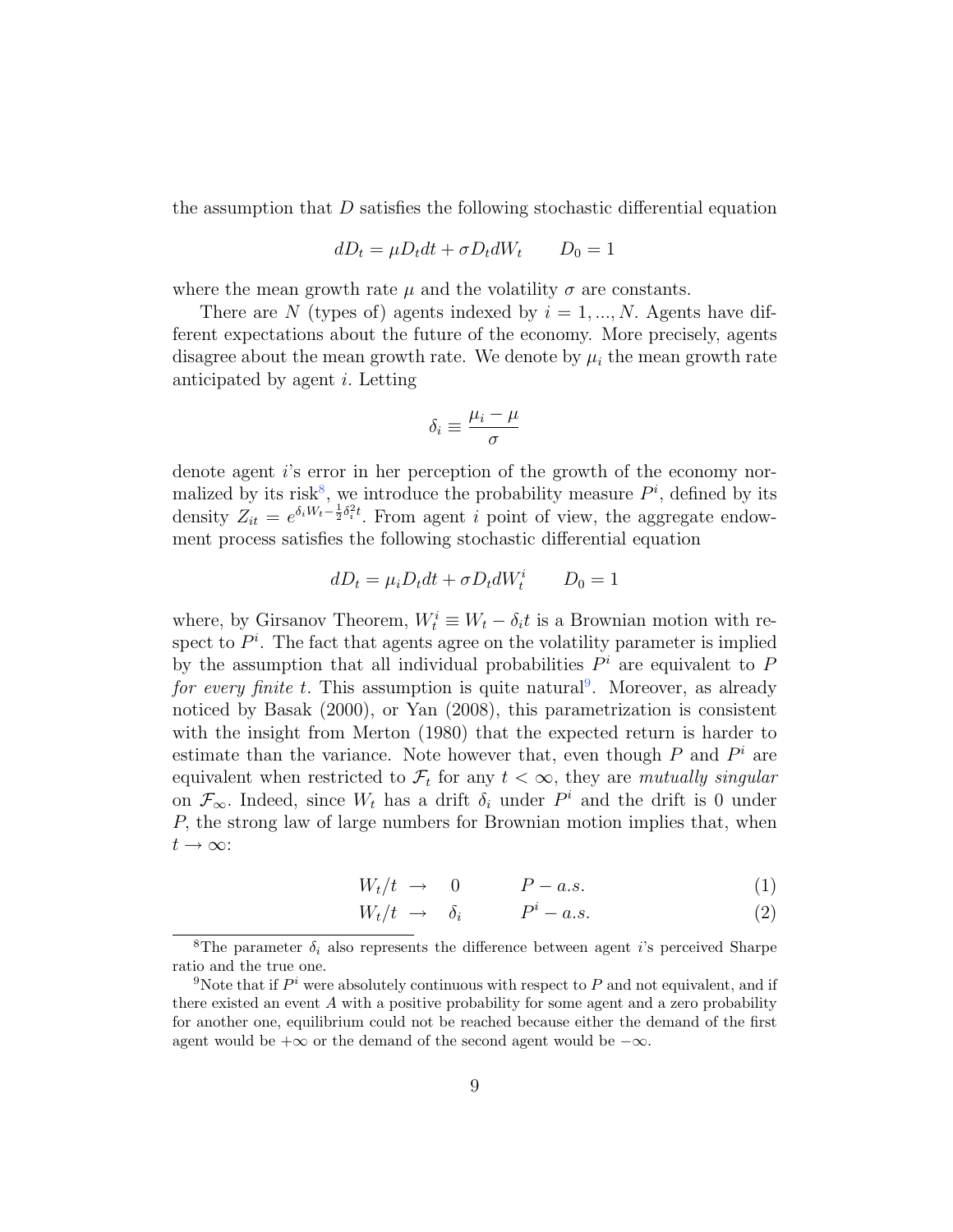the assumption that $D$ satisfies the following stochastic differential equation

$$dD_t = \mu D_t dt + \sigma D_t dW_t \qquad D_0 = 1$$

where the mean growth rate $\mu$ and the volatility $\sigma$ are constants.

There are $N$ (types of) agents indexed by $i = 1, ..., N$. Agents have different expectations about the future of the economy. More precisely, agents disagree about the mean growth rate. We denote by $\mu_i$ the mean growth rate anticipated by agent $i$. Letting

$$\delta_i \equiv \frac{\mu_i - \mu}{\sigma}$$

denote agent $i$'s error in her perception of the growth of the economy normalized by its risk[8], we introduce the probability measure $P^i$, defined by its density $Z_{it} = e^{\delta_i W_t - \frac{1}{2}\delta_i^2 t}$. From agent $i$ point of view, the aggregate endowment process satisfies the following stochastic differential equation

$$dD_t = \mu_i D_t dt + \sigma D_t dW_t^i \qquad D_0 = 1$$

where, by Girsanov Theorem, $W_t^i \equiv W_t - \delta_i t$ is a Brownian motion with respect to $P^i$. The fact that agents agree on the volatility parameter is implied by the assumption that all individual probabilities $P^i$ are equivalent to $P$ *for every finite* $t$. This assumption is quite natural[9]. Moreover, as already noticed by Basak (2000), or Yan (2008), this parametrization is consistent with the insight from Merton (1980) that the expected return is harder to estimate than the variance. Note however that, even though $P$ and $P^i$ are equivalent when restricted to $\mathcal{F}_t$ for any $t < \infty$, they are *mutually singular* on $\mathcal{F}_\infty$. Indeed, since $W_t$ has a drift $\delta_i$ under $P^i$ and the drift is 0 under $P$, the strong law of large numbers for Brownian motion implies that, when $t \to \infty$:

$$W_t/t \to 0 \qquad P - a.s. \tag{1}$$

$$W_t/t \to \delta_i \qquad P^i - a.s. \tag{2}$$

[8] The parameter $\delta_i$ also represents the difference between agent $i$'s perceived Sharpe ratio and the true one.

[9] Note that if $P^i$ were absolutely continuous with respect to $P$ and not equivalent, and if there existed an event $A$ with a positive probability for some agent and a zero probability for another one, equilibrium could not be reached because either the demand of the first agent would be $+\infty$ or the demand of the second agent would be $-\infty$.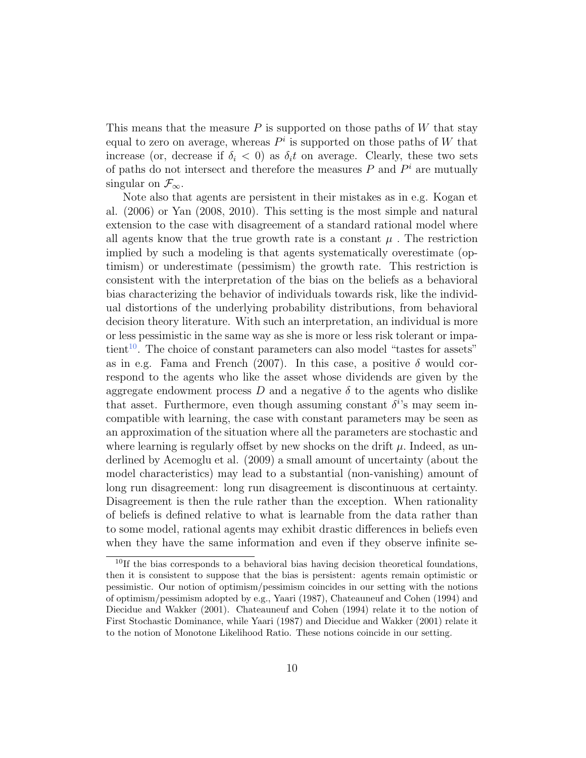This means that the measure $P$ is supported on those paths of $W$ that stay equal to zero on average, whereas $P^i$ is supported on those paths of $W$ that increase (or, decrease if $\delta_i < 0$) as $\delta_i t$ on average. Clearly, these two sets of paths do not intersect and therefore the measures $P$ and $P^i$ are mutually singular on $\mathcal{F}_\infty$.

Note also that agents are persistent in their mistakes as in e.g. Kogan et al. (2006) or Yan (2008, 2010). This setting is the most simple and natural extension to the case with disagreement of a standard rational model where all agents know that the true growth rate is a constant $\mu$ . The restriction implied by such a modeling is that agents systematically overestimate (optimism) or underestimate (pessimism) the growth rate. This restriction is consistent with the interpretation of the bias on the beliefs as a behavioral bias characterizing the behavior of individuals towards risk, like the individual distortions of the underlying probability distributions, from behavioral decision theory literature. With such an interpretation, an individual is more or less pessimistic in the same way as she is more or less risk tolerant or impatient[10]. The choice of constant parameters can also model "tastes for assets" as in e.g. Fama and French (2007). In this case, a positive $\delta$ would correspond to the agents who like the asset whose dividends are given by the aggregate endowment process $D$ and a negative $\delta$ to the agents who dislike that asset. Furthermore, even though assuming constant $\delta^i$'s may seem incompatible with learning, the case with constant parameters may be seen as an approximation of the situation where all the parameters are stochastic and where learning is regularly offset by new shocks on the drift $\mu$. Indeed, as underlined by Acemoglu et al. (2009) a small amount of uncertainty (about the model characteristics) may lead to a substantial (non-vanishing) amount of long run disagreement: long run disagreement is discontinuous at certainty. Disagreement is then the rule rather than the exception. When rationality of beliefs is defined relative to what is learnable from the data rather than to some model, rational agents may exhibit drastic differences in beliefs even when they have the same information and even if they observe infinite se-

[10]If the bias corresponds to a behavioral bias having decision theoretical foundations, then it is consistent to suppose that the bias is persistent: agents remain optimistic or pessimistic. Our notion of optimism/pessimism coincides in our setting with the notions of optimism/pessimism adopted by e.g., Yaari (1987), Chateauneuf and Cohen (1994) and Diecidue and Wakker (2001). Chateauneuf and Cohen (1994) relate it to the notion of First Stochastic Dominance, while Yaari (1987) and Diecidue and Wakker (2001) relate it to the notion of Monotone Likelihood Ratio. These notions coincide in our setting.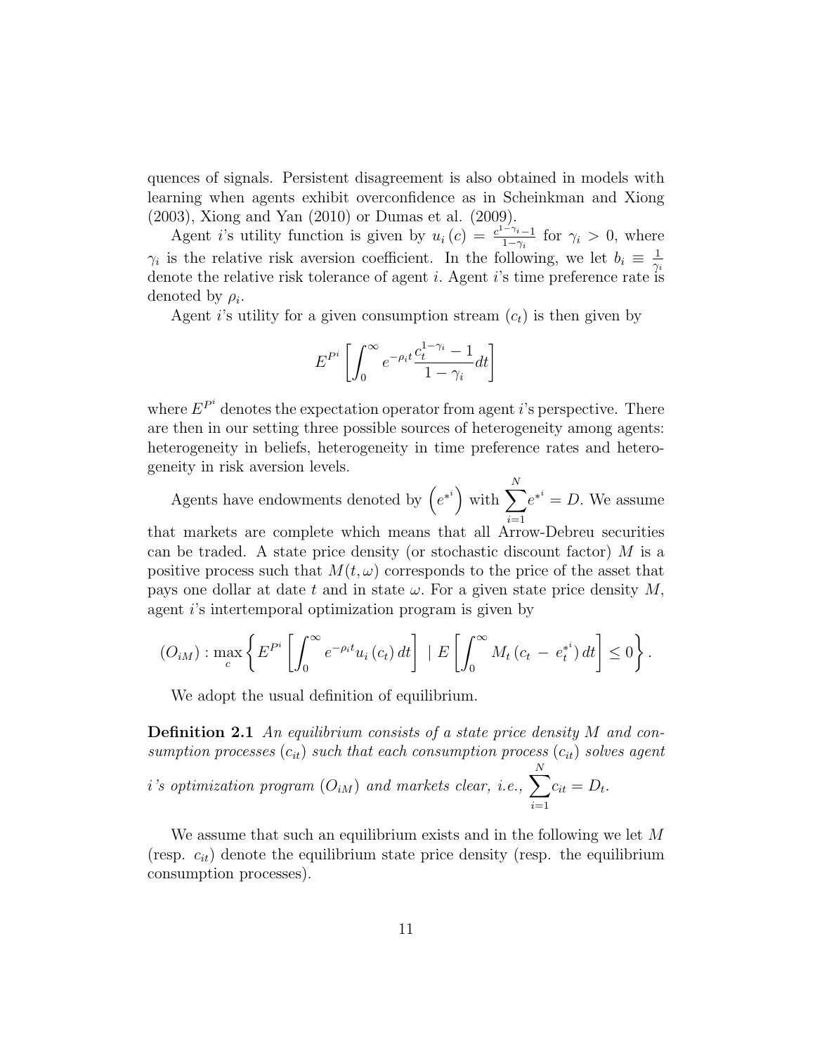quences of signals. Persistent disagreement is also obtained in models with learning when agents exhibit overconfidence as in Scheinkman and Xiong (2003), Xiong and Yan (2010) or Dumas et al. (2009).

Agent $i$'s utility function is given by $u_i(c) = \frac{c^{1-\gamma_i}-1}{1-\gamma_i}$ for $\gamma_i > 0$, where $\gamma_i$ is the relative risk aversion coefficient. In the following, we let $b_i \equiv \frac{1}{\gamma_i}$ denote the relative risk tolerance of agent $i$. Agent $i$'s time preference rate is denoted by $\rho_i$.

Agent $i$'s utility for a given consumption stream $(c_t)$ is then given by

$$E^{P^i}\left[\int_0^\infty e^{-\rho_i t}\frac{c_t^{1-\gamma_i}-1}{1-\gamma_i}dt\right]$$

where $E^{P^i}$ denotes the expectation operator from agent $i$'s perspective. There are then in our setting three possible sources of heterogeneity among agents: heterogeneity in beliefs, heterogeneity in time preference rates and heterogeneity in risk aversion levels.

Agents have endowments denoted by $\left(e^{*^i}\right)$ with $\sum_{i=1}^{N} e^{*^i} = D$. We assume that markets are complete which means that all Arrow-Debreu securities can be traded. A state price density (or stochastic discount factor) $M$ is a positive process such that $M(t,\omega)$ corresponds to the price of the asset that pays one dollar at date $t$ and in state $\omega$. For a given state price density $M$, agent $i$'s intertemporal optimization program is given by

$$(O_{iM}) : \max_c \left\{ E^{P^i}\left[\int_0^\infty e^{-\rho_i t} u_i(c_t)\, dt\right] \mid E\left[\int_0^\infty M_t\left(c_t - e_t^{*^i}\right) dt\right] \leq 0 \right\}.$$

We adopt the usual definition of equilibrium.

**Definition 2.1** *An equilibrium consists of a state price density $M$ and consumption processes $(c_{it})$ such that each consumption process $(c_{it})$ solves agent $i$'s optimization program $(O_{iM})$ and markets clear, i.e., $\sum_{i=1}^{N} c_{it} = D_t$.*

We assume that such an equilibrium exists and in the following we let $M$ (resp. $c_{it}$) denote the equilibrium state price density (resp. the equilibrium consumption processes).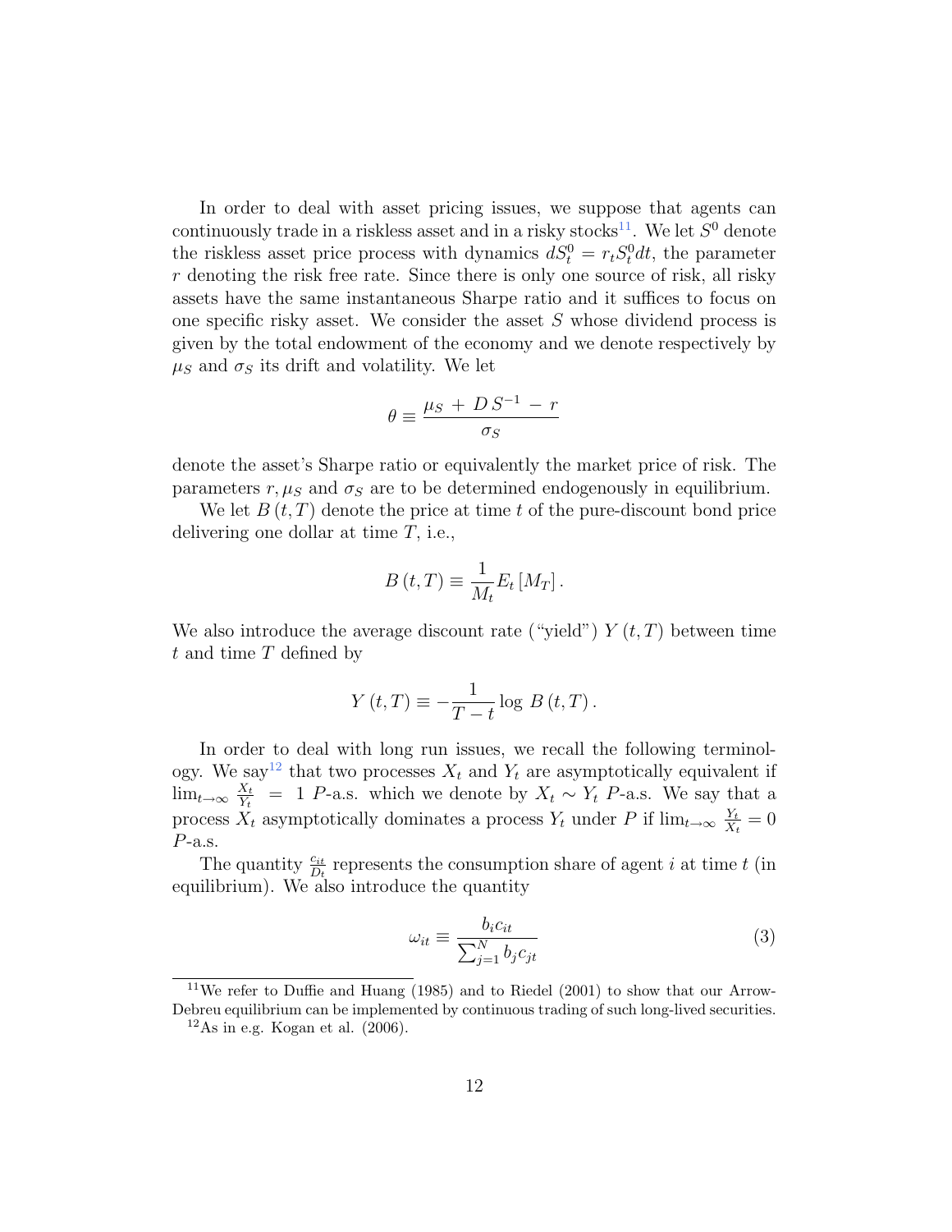In order to deal with asset pricing issues, we suppose that agents can continuously trade in a riskless asset and in a risky stocks[11]. We let $S^0$ denote the riskless asset price process with dynamics $dS_t^0 = r_t S_t^0 dt$, the parameter $r$ denoting the risk free rate. Since there is only one source of risk, all risky assets have the same instantaneous Sharpe ratio and it suffices to focus on one specific risky asset. We consider the asset $S$ whose dividend process is given by the total endowment of the economy and we denote respectively by $\mu_S$ and $\sigma_S$ its drift and volatility. We let

$$\theta \equiv \frac{\mu_S \, + \, D \, S^{-1} \, - \, r}{\sigma_S}$$

denote the asset's Sharpe ratio or equivalently the market price of risk. The parameters $r, \mu_S$ and $\sigma_S$ are to be determined endogenously in equilibrium.

We let $B\left(t, T\right)$ denote the price at time $t$ of the pure-discount bond price delivering one dollar at time $T$, i.e.,

$$B\left(t, T\right) \equiv \frac{1}{M_t} E_t \left[M_T\right].$$

We also introduce the average discount rate ("yield") $Y\left(t, T\right)$ between time $t$ and time $T$ defined by

$$Y\left(t, T\right) \equiv -\frac{1}{T - t} \log \, B\left(t, T\right).$$

In order to deal with long run issues, we recall the following terminology. We say[12] that two processes $X_t$ and $Y_t$ are asymptotically equivalent if $\lim_{t\to\infty} \frac{X_t}{Y_t} \; = \; 1$ $P$-a.s. which we denote by $X_t \sim Y_t$ $P$-a.s. We say that a process $X_t$ asymptotically dominates a process $Y_t$ under $P$ if $\lim_{t\to\infty} \frac{Y_t}{X_t} = 0$ $P$-a.s.

The quantity $\frac{c_{it}}{D_t}$ represents the consumption share of agent $i$ at time $t$ (in equilibrium). We also introduce the quantity

$$\omega_{it} \equiv \frac{b_i c_{it}}{\sum_{j=1}^{N} b_j c_{jt}} \tag{3}$$

[11] We refer to Duffie and Huang (1985) and to Riedel (2001) to show that our Arrow-Debreu equilibrium can be implemented by continuous trading of such long-lived securities.

[12] As in e.g. Kogan et al. (2006).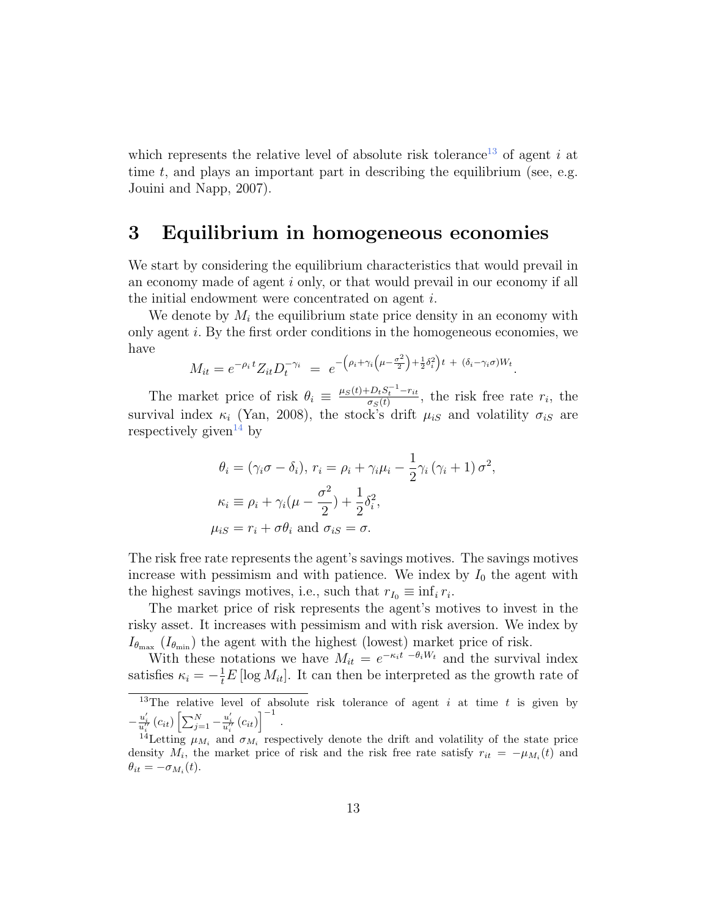which represents the relative level of absolute risk tolerance[13] of agent $i$ at time $t$, and plays an important part in describing the equilibrium (see, e.g. Jouini and Napp, 2007).

# 3 Equilibrium in homogeneous economies

We start by considering the equilibrium characteristics that would prevail in an economy made of agent $i$ only, or that would prevail in our economy if all the initial endowment were concentrated on agent $i$.

We denote by $M_i$ the equilibrium state price density in an economy with only agent $i$. By the first order conditions in the homogeneous economies, we have

$$M_{it} = e^{-\rho_i t} Z_{it} D_t^{-\gamma_i} \; = \; e^{-\left(\rho_i + \gamma_i\left(\mu - \frac{\sigma^2}{2}\right) + \frac{1}{2}\delta_i^2\right)t \; + \; (\delta_i - \gamma_i \sigma) W_t}.$$

The market price of risk $\theta_i \equiv \frac{\mu_S(t) + D_t S_t^{-1} - r_{it}}{\sigma_S(t)}$, the risk free rate $r_i$, the survival index $\kappa_i$ (Yan, 2008), the stock's drift $\mu_{iS}$ and volatility $\sigma_{iS}$ are respectively given[14] by

$$\theta_i = (\gamma_i \sigma - \delta_i),\; r_i = \rho_i + \gamma_i \mu_i - \frac{1}{2}\gamma_i\left(\gamma_i + 1\right)\sigma^2,$$

$$\kappa_i \equiv \rho_i + \gamma_i(\mu - \frac{\sigma^2}{2}) + \frac{1}{2}\delta_i^2,$$

$$\mu_{iS} = r_i + \sigma\theta_i \text{ and } \sigma_{iS} = \sigma.$$

The risk free rate represents the agent's savings motives. The savings motives increase with pessimism and with patience. We index by $I_0$ the agent with the highest savings motives, i.e., such that $r_{I_0} \equiv \inf_i r_i$.

The market price of risk represents the agent's motives to invest in the risky asset. It increases with pessimism and with risk aversion. We index by $I_{\theta_{\max}}$ ($I_{\theta_{\min}}$) the agent with the highest (lowest) market price of risk.

With these notations we have $M_{it} = e^{-\kappa_i t \; - \theta_i W_t}$ and the survival index satisfies $\kappa_i = -\frac{1}{t} E\left[\log M_{it}\right]$. It can then be interpreted as the growth rate of

---

[13] The relative level of absolute risk tolerance of agent $i$ at time $t$ is given by $-\frac{u_i'}{u_i''}\left(c_{it}\right)\left[\sum_{j=1}^{N} -\frac{u_i'}{u_i''}\left(c_{it}\right)\right]^{-1}$.

[14] Letting $\mu_{M_i}$ and $\sigma_{M_i}$ respectively denote the drift and volatility of the state price density $M_i$, the market price of risk and the risk free rate satisfy $r_{it} = -\mu_{M_i}(t)$ and $\theta_{it} = -\sigma_{M_i}(t)$.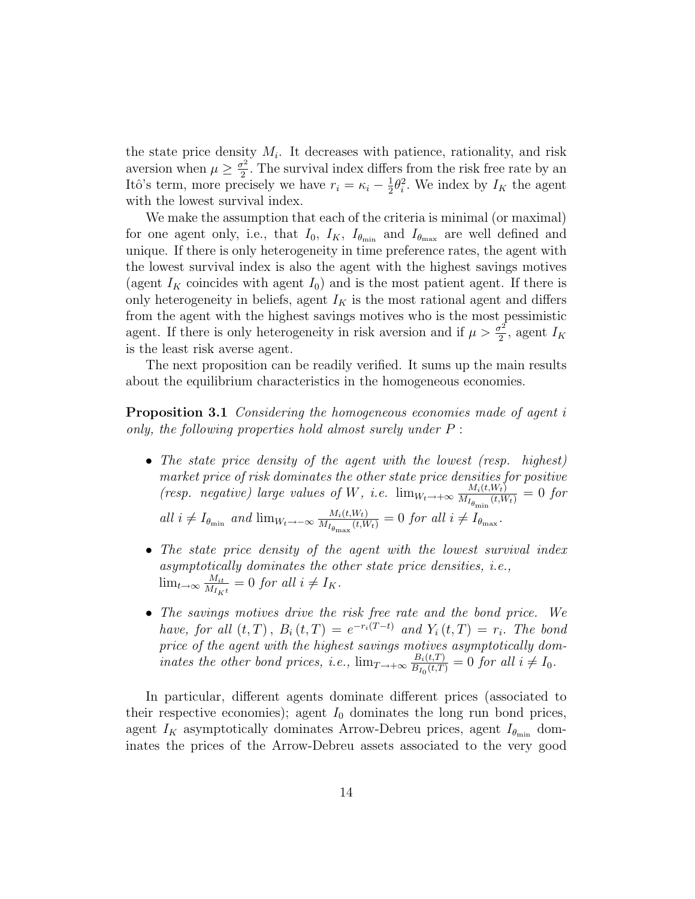the state price density $M_i$. It decreases with patience, rationality, and risk aversion when $\mu \geq \frac{\sigma^2}{2}$. The survival index differs from the risk free rate by an Itô's term, more precisely we have $r_i = \kappa_i - \frac{1}{2}\theta_i^2$. We index by $I_K$ the agent with the lowest survival index.

We make the assumption that each of the criteria is minimal (or maximal) for one agent only, i.e., that $I_0$, $I_K$, $I_{\theta_{\min}}$ and $I_{\theta_{\max}}$ are well defined and unique. If there is only heterogeneity in time preference rates, the agent with the lowest survival index is also the agent with the highest savings motives (agent $I_K$ coincides with agent $I_0$) and is the most patient agent. If there is only heterogeneity in beliefs, agent $I_K$ is the most rational agent and differs from the agent with the highest savings motives who is the most pessimistic agent. If there is only heterogeneity in risk aversion and if $\mu > \frac{\sigma^2}{2}$, agent $I_K$ is the least risk averse agent.

The next proposition can be readily verified. It sums up the main results about the equilibrium characteristics in the homogeneous economies.

**Proposition 3.1** *Considering the homogeneous economies made of agent $i$ only, the following properties hold almost surely under $P$ :*

- *The state price density of the agent with the lowest (resp. highest) market price of risk dominates the other state price densities for positive (resp. negative) large values of $W$, i.e. $\lim_{W_t \to +\infty} \frac{M_i(t,W_t)}{M_{I_{\theta_{\min}}}(t,W_t)} = 0$ for all $i \neq I_{\theta_{\min}}$ and $\lim_{W_t \to -\infty} \frac{M_i(t,W_t)}{M_{I_{\theta_{\max}}}(t,W_t)} = 0$ for all $i \neq I_{\theta_{\max}}$.*
- *The state price density of the agent with the lowest survival index asymptotically dominates the other state price densities, i.e., $\lim_{t\to\infty} \frac{M_{it}}{M_{I_K t}} = 0$ for all $i \neq I_K$.*
- *The savings motives drive the risk free rate and the bond price. We have, for all $(t,T)$, $B_i(t,T) = e^{-r_i(T-t)}$ and $Y_i(t,T) = r_i$. The bond price of the agent with the highest savings motives asymptotically dominates the other bond prices, i.e., $\lim_{T\to+\infty} \frac{B_i(t,T)}{B_{I_0}(t,T)} = 0$ for all $i \neq I_0$.*

In particular, different agents dominate different prices (associated to their respective economies); agent $I_0$ dominates the long run bond prices, agent $I_K$ asymptotically dominates Arrow-Debreu prices, agent $I_{\theta_{\min}}$ dominates the prices of the Arrow-Debreu assets associated to the very good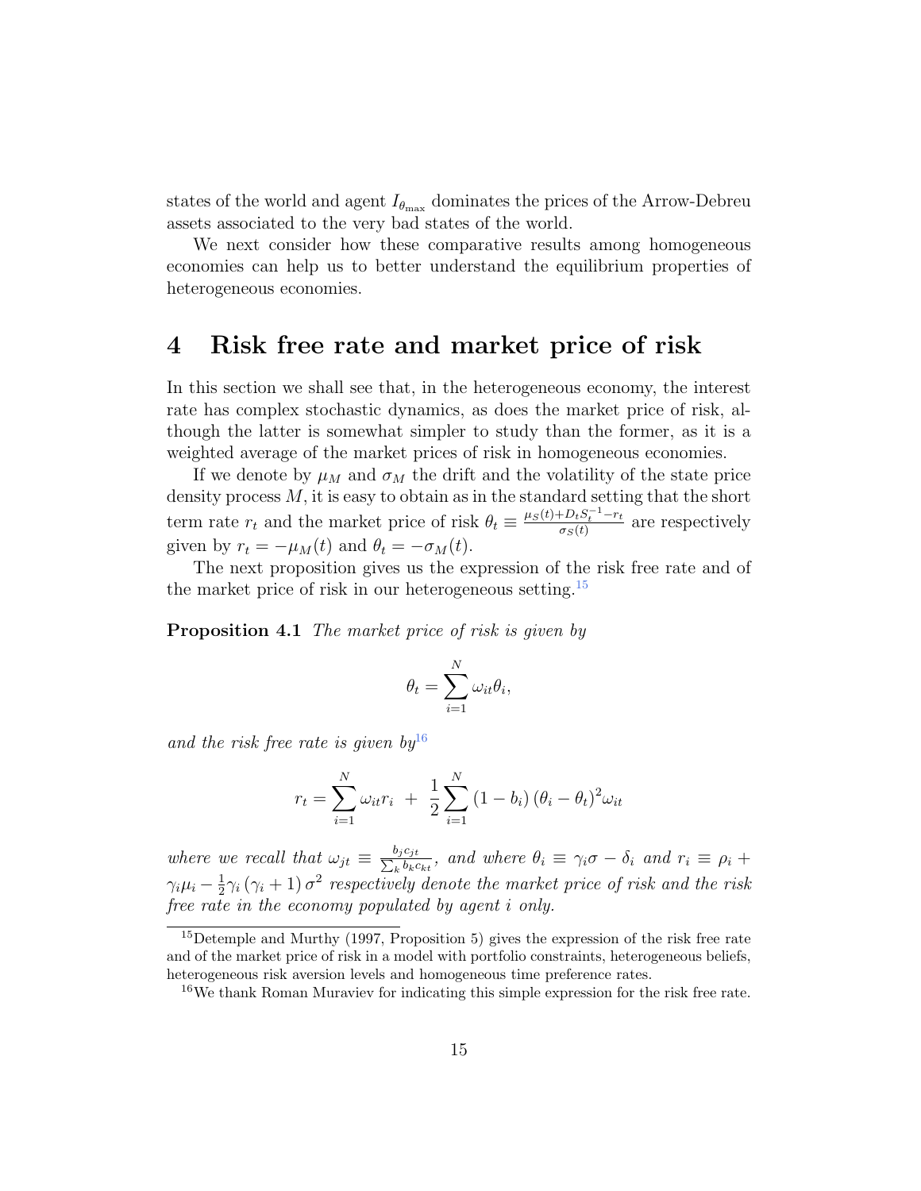states of the world and agent $I_{\theta_{\max}}$ dominates the prices of the Arrow-Debreu assets associated to the very bad states of the world.

We next consider how these comparative results among homogeneous economies can help us to better understand the equilibrium properties of heterogeneous economies.

# 4 Risk free rate and market price of risk

In this section we shall see that, in the heterogeneous economy, the interest rate has complex stochastic dynamics, as does the market price of risk, although the latter is somewhat simpler to study than the former, as it is a weighted average of the market prices of risk in homogeneous economies.

If we denote by $\mu_M$ and $\sigma_M$ the drift and the volatility of the state price density process $M$, it is easy to obtain as in the standard setting that the short term rate $r_t$ and the market price of risk $\theta_t \equiv \frac{\mu_S(t)+D_t S_t^{-1}-r_t}{\sigma_S(t)}$ are respectively given by $r_t = -\mu_M(t)$ and $\theta_t = -\sigma_M(t)$.

The next proposition gives us the expression of the risk free rate and of the market price of risk in our heterogeneous setting.[15]

**Proposition 4.1** *The market price of risk is given by*

$$\theta_t = \sum_{i=1}^{N} \omega_{it}\theta_i,$$

*and the risk free rate is given by*[16]

$$r_t = \sum_{i=1}^{N} \omega_{it} r_i \; + \; \frac{1}{2}\sum_{i=1}^{N} (1-b_i)(\theta_i - \theta_t)^2 \omega_{it}$$

*where we recall that* $\omega_{jt} \equiv \frac{b_j c_{jt}}{\sum_k b_k c_{kt}}$, *and where* $\theta_i \equiv \gamma_i \sigma - \delta_i$ *and* $r_i \equiv \rho_i + \gamma_i \mu_i - \frac{1}{2}\gamma_i(\gamma_i+1)\sigma^2$ *respectively denote the market price of risk and the risk free rate in the economy populated by agent* $i$ *only.*

---

[15] Detemple and Murthy (1997, Proposition 5) gives the expression of the risk free rate and of the market price of risk in a model with portfolio constraints, heterogeneous beliefs, heterogeneous risk aversion levels and homogeneous time preference rates.

[16] We thank Roman Muraviev for indicating this simple expression for the risk free rate.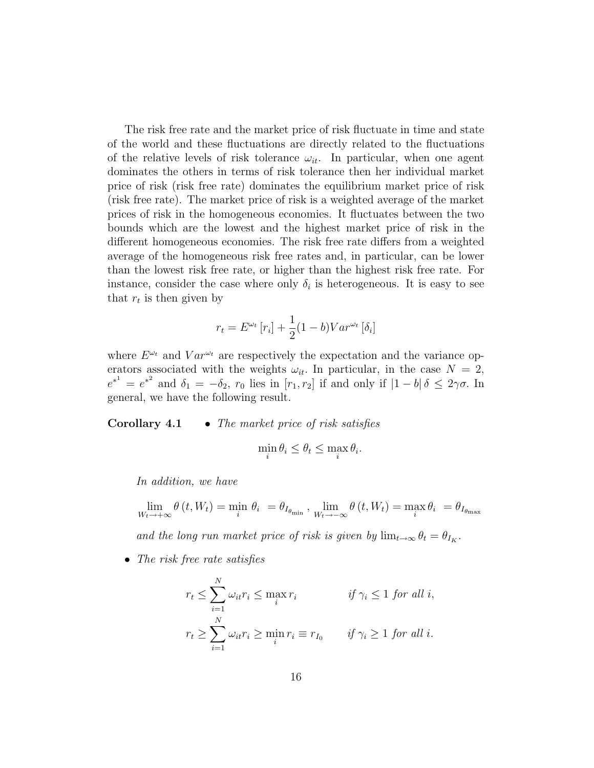The risk free rate and the market price of risk fluctuate in time and state of the world and these fluctuations are directly related to the fluctuations of the relative levels of risk tolerance $\omega_{it}$. In particular, when one agent dominates the others in terms of risk tolerance then her individual market price of risk (risk free rate) dominates the equilibrium market price of risk (risk free rate). The market price of risk is a weighted average of the market prices of risk in the homogeneous economies. It fluctuates between the two bounds which are the lowest and the highest market price of risk in the different homogeneous economies. The risk free rate differs from a weighted average of the homogeneous risk free rates and, in particular, can be lower than the lowest risk free rate, or higher than the highest risk free rate. For instance, consider the case where only $\delta_i$ is heterogeneous. It is easy to see that $r_t$ is then given by

$$r_t = E^{\omega_t}[r_i] + \frac{1}{2}(1-b)Var^{\omega_t}[\delta_i]$$

where $E^{\omega_t}$ and $Var^{\omega_t}$ are respectively the expectation and the variance operators associated with the weights $\omega_{it}$. In particular, in the case $N=2$, $e^{*^1} = e^{*^2}$ and $\delta_1 = -\delta_2$, $r_0$ lies in $[r_1, r_2]$ if and only if $|1-b|\,\delta \leq 2\gamma\sigma$. In general, we have the following result.

**Corollary 4.1**

- *The market price of risk satisfies*

$$\min_i \theta_i \leq \theta_t \leq \max_i \theta_i.$$

  *In addition, we have*

$$\lim_{W_t \to +\infty} \theta(t, W_t) = \min_i \theta_i = \theta_{I_{\theta_{\min}}}, \lim_{W_t \to -\infty} \theta(t, W_t) = \max_i \theta_i = \theta_{I_{\theta_{\max}}}$$

  *and the long run market price of risk is given by* $\lim_{t\to\infty} \theta_t = \theta_{I_K}$.

- *The risk free rate satisfies*

$$r_t \leq \sum_{i=1}^{N} \omega_{it} r_i \leq \max_i r_i \qquad \textit{if } \gamma_i \leq 1 \textit{ for all } i,$$

$$r_t \geq \sum_{i=1}^{N} \omega_{it} r_i \geq \min_i r_i \equiv r_{I_0} \qquad \textit{if } \gamma_i \geq 1 \textit{ for all } i.$$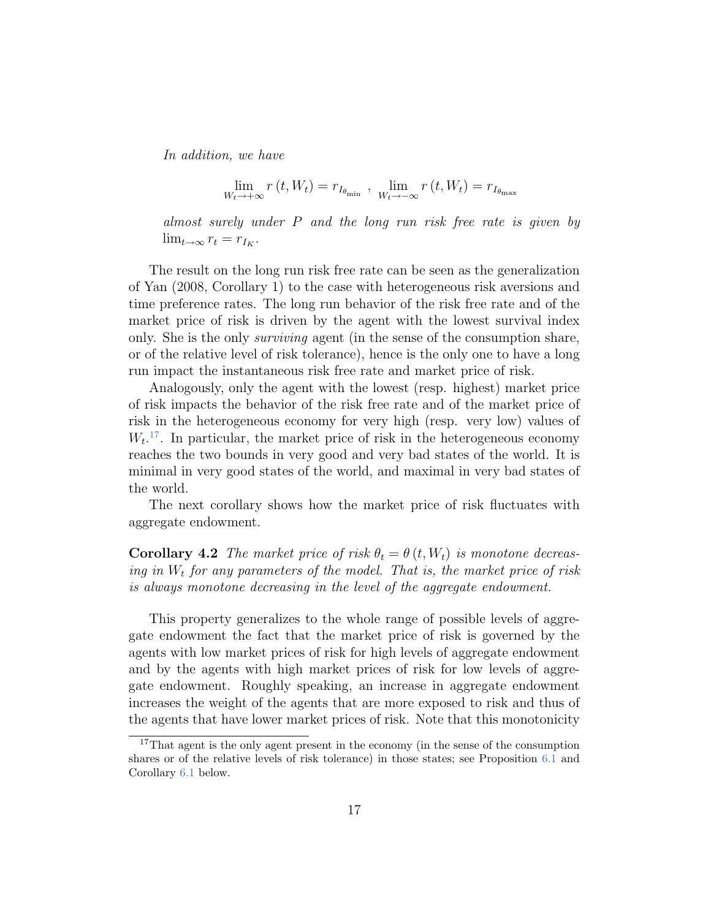*In addition, we have*

$$\lim_{W_t \to +\infty} r(t, W_t) = r_{I_{\theta_{\min}}} \ , \ \lim_{W_t \to -\infty} r(t, W_t) = r_{I_{\theta_{\max}}}$$

*almost surely under $P$ and the long run risk free rate is given by $\lim_{t\to\infty} r_t = r_{I_K}$.*

The result on the long run risk free rate can be seen as the generalization of Yan (2008, Corollary 1) to the case with heterogeneous risk aversions and time preference rates. The long run behavior of the risk free rate and of the market price of risk is driven by the agent with the lowest survival index only. She is the only *surviving* agent (in the sense of the consumption share, or of the relative level of risk tolerance), hence is the only one to have a long run impact the instantaneous risk free rate and market price of risk.

Analogously, only the agent with the lowest (resp. highest) market price of risk impacts the behavior of the risk free rate and of the market price of risk in the heterogeneous economy for very high (resp. very low) values of $W_t$.[17]. In particular, the market price of risk in the heterogeneous economy reaches the two bounds in very good and very bad states of the world. It is minimal in very good states of the world, and maximal in very bad states of the world.

The next corollary shows how the market price of risk fluctuates with aggregate endowment.

**Corollary 4.2** *The market price of risk $\theta_t = \theta(t, W_t)$ is monotone decreasing in $W_t$ for any parameters of the model. That is, the market price of risk is always monotone decreasing in the level of the aggregate endowment.*

This property generalizes to the whole range of possible levels of aggregate endowment the fact that the market price of risk is governed by the agents with low market prices of risk for high levels of aggregate endowment and by the agents with high market prices of risk for low levels of aggregate endowment. Roughly speaking, an increase in aggregate endowment increases the weight of the agents that are more exposed to risk and thus of the agents that have lower market prices of risk. Note that this monotonicity

[17] That agent is the only agent present in the economy (in the sense of the consumption shares or of the relative levels of risk tolerance) in those states; see Proposition 6.1 and Corollary 6.1 below.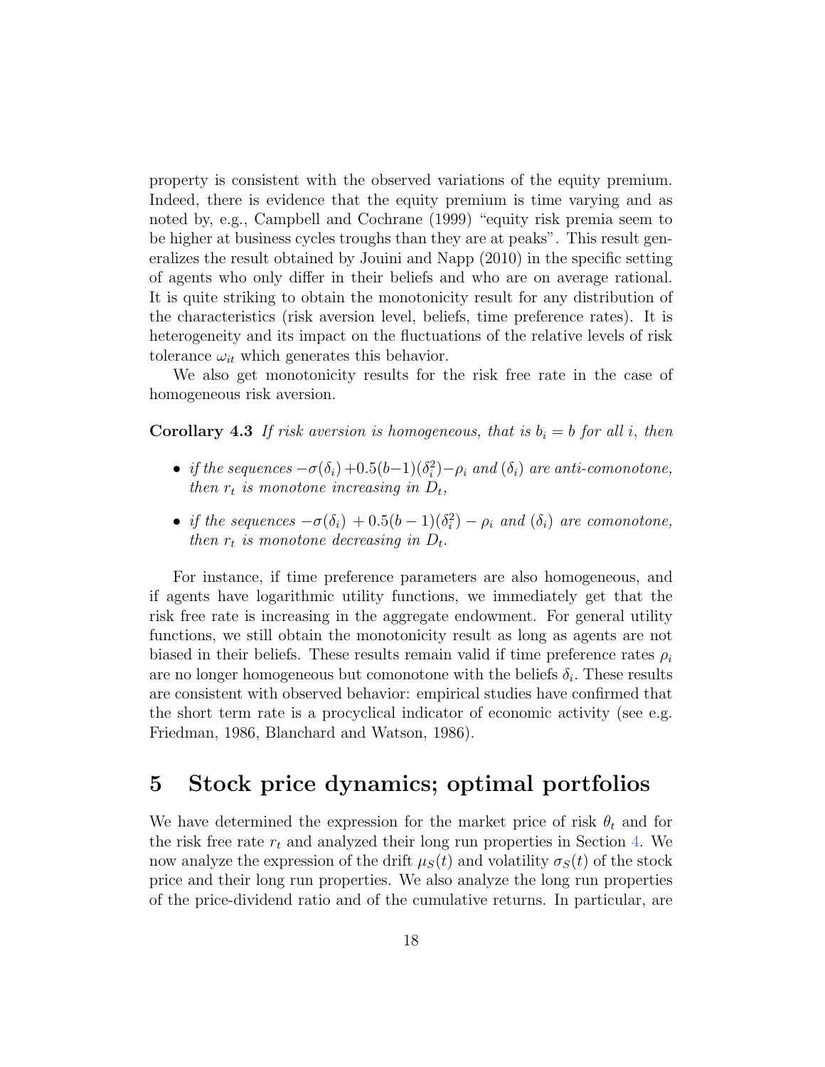property is consistent with the observed variations of the equity premium. Indeed, there is evidence that the equity premium is time varying and as noted by, e.g., Campbell and Cochrane (1999) "equity risk premia seem to be higher at business cycles troughs than they are at peaks". This result generalizes the result obtained by Jouini and Napp (2010) in the specific setting of agents who only differ in their beliefs and who are on average rational. It is quite striking to obtain the monotonicity result for any distribution of the characteristics (risk aversion level, beliefs, time preference rates). It is heterogeneity and its impact on the fluctuations of the relative levels of risk tolerance $\omega_{it}$ which generates this behavior.

We also get monotonicity results for the risk free rate in the case of homogeneous risk aversion.

**Corollary 4.3** *If risk aversion is homogeneous, that is $b_i = b$ for all $i$, then*

- *if the sequences $-\sigma(\delta_i) + 0.5(b-1)(\delta_i^2) - \rho_i$ and $(\delta_i)$ are anti-comonotone, then $r_t$ is monotone increasing in $D_t$,*
- *if the sequences $-\sigma(\delta_i) + 0.5(b-1)(\delta_i^2) - \rho_i$ and $(\delta_i)$ are comonotone, then $r_t$ is monotone decreasing in $D_t$.*

For instance, if time preference parameters are also homogeneous, and if agents have logarithmic utility functions, we immediately get that the risk free rate is increasing in the aggregate endowment. For general utility functions, we still obtain the monotonicity result as long as agents are not biased in their beliefs. These results remain valid if time preference rates $\rho_i$ are no longer homogeneous but comonotone with the beliefs $\delta_i$. These results are consistent with observed behavior: empirical studies have confirmed that the short term rate is a procyclical indicator of economic activity (see e.g. Friedman, 1986, Blanchard and Watson, 1986).

# 5 Stock price dynamics; optimal portfolios

We have determined the expression for the market price of risk $\theta_t$ and for the risk free rate $r_t$ and analyzed their long run properties in Section 4. We now analyze the expression of the drift $\mu_S(t)$ and volatility $\sigma_S(t)$ of the stock price and their long run properties. We also analyze the long run properties of the price-dividend ratio and of the cumulative returns. In particular, are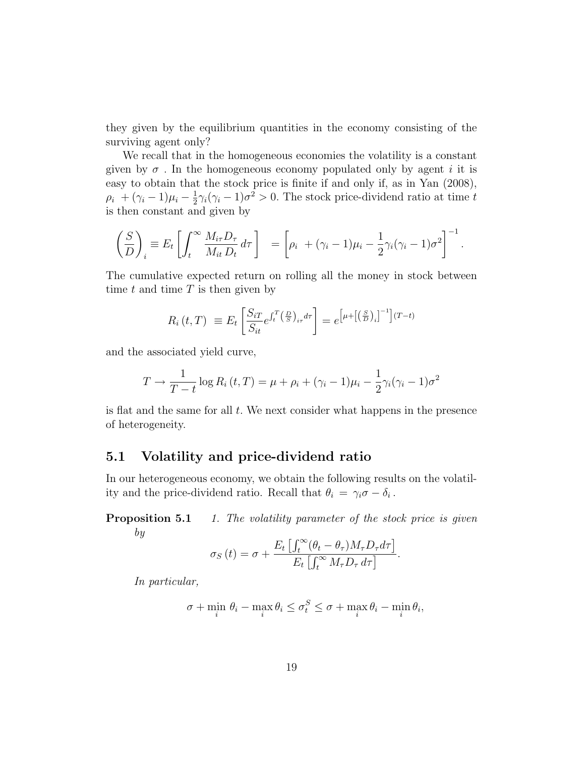they given by the equilibrium quantities in the economy consisting of the surviving agent only?

We recall that in the homogeneous economies the volatility is a constant given by $\sigma$ . In the homogeneous economy populated only by agent $i$ it is easy to obtain that the stock price is finite if and only if, as in Yan (2008), $\rho_i \ + (\gamma_i - 1)\mu_i - \frac{1}{2}\gamma_i(\gamma_i - 1)\sigma^2 > 0$. The stock price-dividend ratio at time $t$ is then constant and given by

$$\left(\frac{S}{D}\right)_i \equiv E_t\left[\int_t^\infty \frac{M_{i\tau} D_\tau}{M_{it}\, D_t}\, d\tau\right] \ = \left[\rho_i \ + (\gamma_i - 1)\mu_i - \frac{1}{2}\gamma_i(\gamma_i - 1)\sigma^2\right]^{-1}.$$

The cumulative expected return on rolling all the money in stock between time $t$ and time $T$ is then given by

$$R_i\,(t, T) \ \equiv E_t\left[\frac{S_{iT}}{S_{it}} e^{\int_t^T \left(\frac{D}{S}\right)_{i\tau} d\tau}\right] = e^{\left[\mu + \left[\left(\frac{S}{D}\right)_i\right]^{-1}\right](T-t)}$$

and the associated yield curve,

$$T \rightarrow \frac{1}{T-t} \log R_i\,(t, T) = \mu + \rho_i + (\gamma_i - 1)\mu_i - \frac{1}{2}\gamma_i(\gamma_i - 1)\sigma^2$$

is flat and the same for all $t$. We next consider what happens in the presence of heterogeneity.

## 5.1 Volatility and price-dividend ratio

In our heterogeneous economy, we obtain the following results on the volatility and the price-dividend ratio. Recall that $\theta_i \ = \ \gamma_i\sigma - \delta_i$ .

**Proposition 5.1** *1. The volatility parameter of the stock price is given by*

$$\sigma_S\,(t) = \sigma + \frac{E_t\left[\int_t^\infty (\theta_t - \theta_\tau) M_\tau D_\tau d\tau\right]}{E_t\left[\int_t^\infty M_\tau D_\tau \, d\tau\right]}.$$

*In particular,*

$$\sigma + \min_i \ \theta_i - \max_i \theta_i \leq \sigma_t^S \leq \sigma + \max_i \theta_i - \min_i \theta_i,$$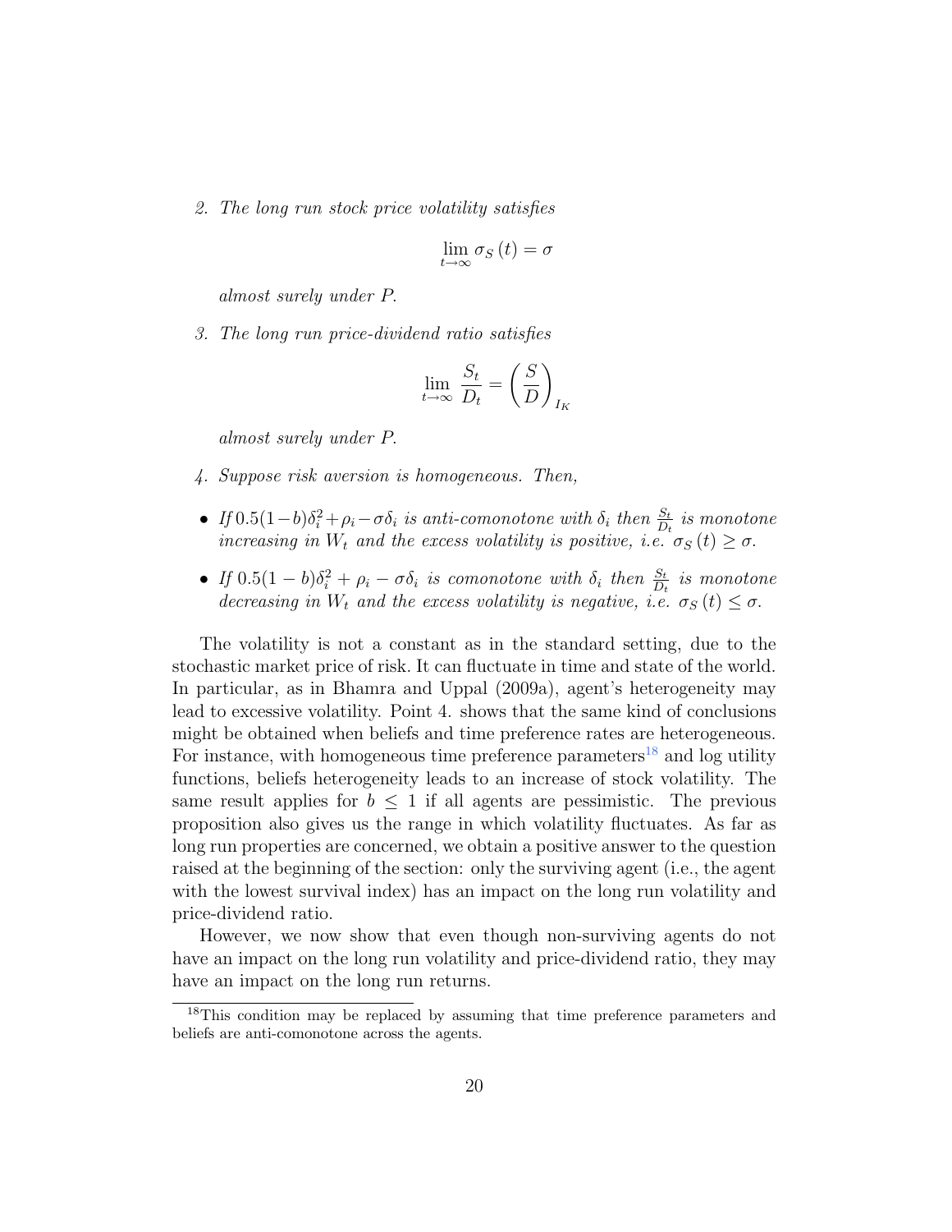2. *The long run stock price volatility satisfies*

$$\lim_{t\to\infty} \sigma_S(t) = \sigma$$

*almost surely under P.*

3. *The long run price-dividend ratio satisfies*

$$\lim_{t\to\infty} \frac{S_t}{D_t} = \left(\frac{S}{D}\right)_{I_K}$$

*almost surely under P.*

4. *Suppose risk aversion is homogeneous. Then,*

- *If $0.5(1-b)\delta_i^2 + \rho_i - \sigma\delta_i$ is anti-comonotone with $\delta_i$ then $\frac{S_t}{D_t}$ is monotone increasing in $W_t$ and the excess volatility is positive, i.e. $\sigma_S(t) \geq \sigma$.*
- *If $0.5(1-b)\delta_i^2 + \rho_i - \sigma\delta_i$ is comonotone with $\delta_i$ then $\frac{S_t}{D_t}$ is monotone decreasing in $W_t$ and the excess volatility is negative, i.e. $\sigma_S(t) \leq \sigma$.*

The volatility is not a constant as in the standard setting, due to the stochastic market price of risk. It can fluctuate in time and state of the world. In particular, as in Bhamra and Uppal (2009a), agent's heterogeneity may lead to excessive volatility. Point 4. shows that the same kind of conclusions might be obtained when beliefs and time preference rates are heterogeneous. For instance, with homogeneous time preference parameters[18] and log utility functions, beliefs heterogeneity leads to an increase of stock volatility. The same result applies for $b \leq 1$ if all agents are pessimistic. The previous proposition also gives us the range in which volatility fluctuates. As far as long run properties are concerned, we obtain a positive answer to the question raised at the beginning of the section: only the surviving agent (i.e., the agent with the lowest survival index) has an impact on the long run volatility and price-dividend ratio.

However, we now show that even though non-surviving agents do not have an impact on the long run volatility and price-dividend ratio, they may have an impact on the long run returns.

[18] This condition may be replaced by assuming that time preference parameters and beliefs are anti-comonotone across the agents.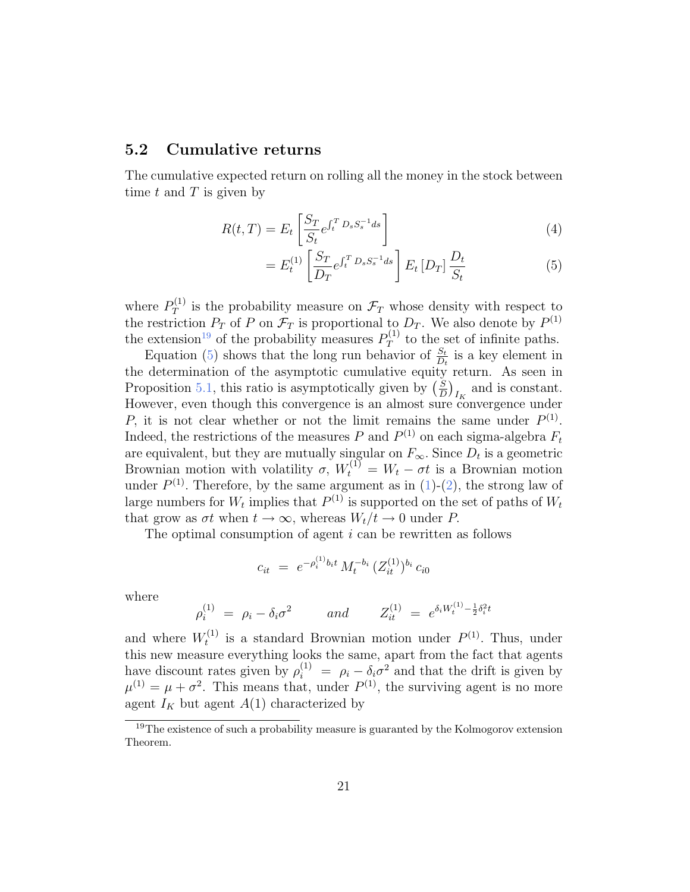## 5.2 Cumulative returns

The cumulative expected return on rolling all the money in the stock between time $t$ and $T$ is given by

$$R(t,T) = E_t \left[ \frac{S_T}{S_t} e^{\int_t^T D_s S_s^{-1} ds} \right] \tag{4}$$

$$= E_t^{(1)} \left[ \frac{S_T}{D_T} e^{\int_t^T D_s S_s^{-1} ds} \right] E_t \left[ D_T \right] \frac{D_t}{S_t} \tag{5}$$

where $P_T^{(1)}$ is the probability measure on $\mathcal{F}_T$ whose density with respect to the restriction $P_T$ of $P$ on $\mathcal{F}_T$ is proportional to $D_T$. We also denote by $P^{(1)}$ the extension[19] of the probability measures $P_T^{(1)}$ to the set of infinite paths.

Equation (5) shows that the long run behavior of $\frac{S_t}{D_t}$ is a key element in the determination of the asymptotic cumulative equity return. As seen in Proposition 5.1, this ratio is asymptotically given by $\left(\frac{S}{D}\right)_{I_K}$ and is constant. However, even though this convergence is an almost sure convergence under $P$, it is not clear whether or not the limit remains the same under $P^{(1)}$. Indeed, the restrictions of the measures $P$ and $P^{(1)}$ on each sigma-algebra $F_t$ are equivalent, but they are mutually singular on $F_\infty$. Since $D_t$ is a geometric Brownian motion with volatility $\sigma$, $W_t^{(1)} = W_t - \sigma t$ is a Brownian motion under $P^{(1)}$. Therefore, by the same argument as in (1)-(2), the strong law of large numbers for $W_t$ implies that $P^{(1)}$ is supported on the set of paths of $W_t$ that grow as $\sigma t$ when $t \to \infty$, whereas $W_t / t \to 0$ under $P$.

The optimal consumption of agent $i$ can be rewritten as follows

$$c_{it} \;=\; e^{-\rho_i^{(1)} b_i t} \, M_t^{-b_i} \, (Z_{it}^{(1)})^{b_i} \, c_{i0}$$

where

$$\rho_i^{(1)} \;=\; \rho_i - \delta_i \sigma^2 \qquad \textit{and} \qquad Z_{it}^{(1)} \;=\; e^{\delta_i W_t^{(1)} - \frac{1}{2}\delta_i^2 t}$$

and where $W_t^{(1)}$ is a standard Brownian motion under $P^{(1)}$. Thus, under this new measure everything looks the same, apart from the fact that agents have discount rates given by $\rho_i^{(1)} \;=\; \rho_i - \delta_i \sigma^2$ and that the drift is given by $\mu^{(1)} = \mu + \sigma^2$. This means that, under $P^{(1)}$, the surviving agent is no more agent $I_K$ but agent $A(1)$ characterized by

[19] The existence of such a probability measure is guaranted by the Kolmogorov extension Theorem.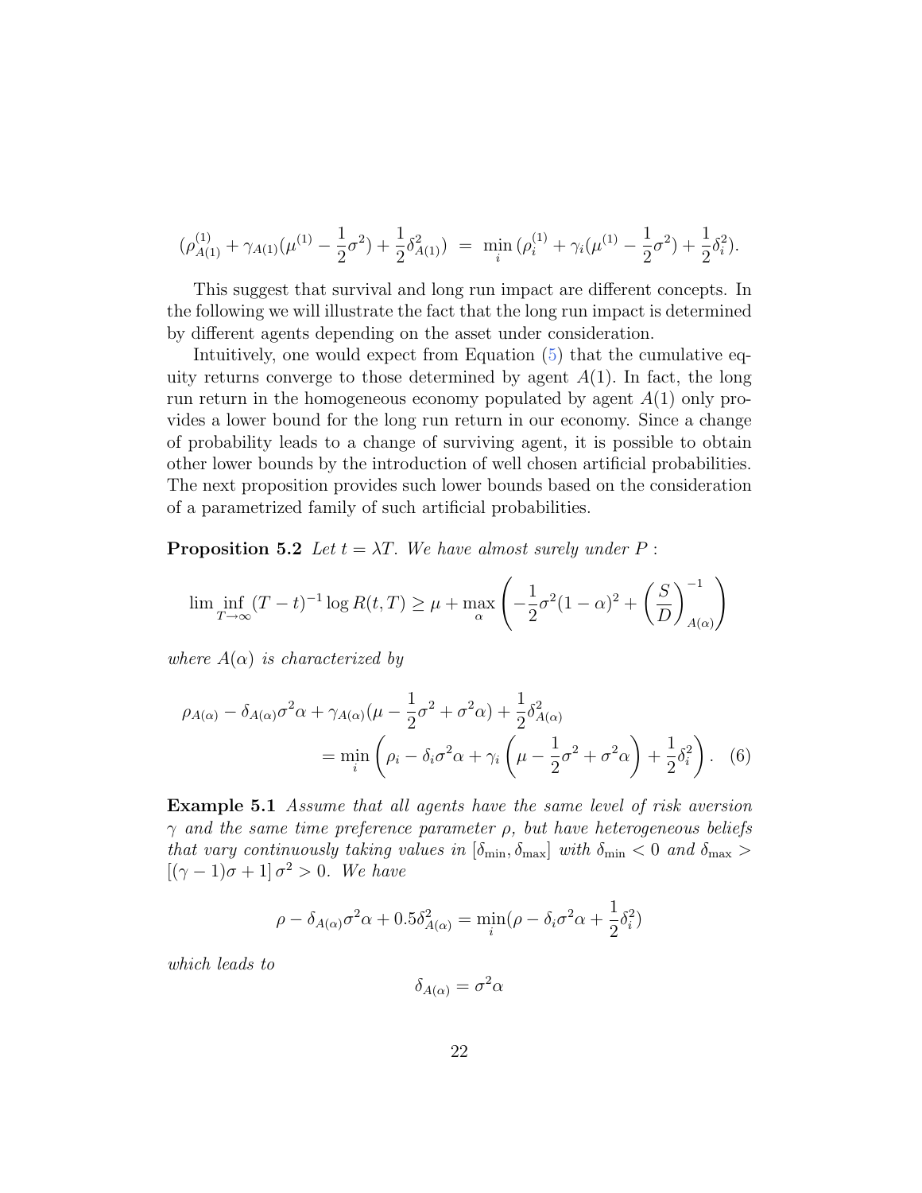$$(\rho_{A(1)}^{(1)} + \gamma_{A(1)}(\mu^{(1)} - \frac{1}{2}\sigma^2) + \frac{1}{2}\delta_{A(1)}^2) \;=\; \min_i (\rho_i^{(1)} + \gamma_i(\mu^{(1)} - \frac{1}{2}\sigma^2) + \frac{1}{2}\delta_i^2).$$

This suggest that survival and long run impact are different concepts. In the following we will illustrate the fact that the long run impact is determined by different agents depending on the asset under consideration.

Intuitively, one would expect from Equation (5) that the cumulative equity returns converge to those determined by agent $A(1)$. In fact, the long run return in the homogeneous economy populated by agent $A(1)$ only provides a lower bound for the long run return in our economy. Since a change of probability leads to a change of surviving agent, it is possible to obtain other lower bounds by the introduction of well chosen artificial probabilities. The next proposition provides such lower bounds based on the consideration of a parametrized family of such artificial probabilities.

**Proposition 5.2** *Let $t = \lambda T$. We have almost surely under $P$ :*

$$\liminf_{T\to\infty} (T-t)^{-1} \log R(t,T) \geq \mu + \max_\alpha \left( -\frac{1}{2}\sigma^2(1-\alpha)^2 + \left(\frac{S}{D}\right)^{-1}_{A(\alpha)} \right)$$

*where $A(\alpha)$ is characterized by*

$$\rho_{A(\alpha)} - \delta_{A(\alpha)}\sigma^2\alpha + \gamma_{A(\alpha)}(\mu - \frac{1}{2}\sigma^2 + \sigma^2\alpha) + \frac{1}{2}\delta_{A(\alpha)}^2 = \min_i \left( \rho_i - \delta_i\sigma^2\alpha + \gamma_i\left(\mu - \frac{1}{2}\sigma^2 + \sigma^2\alpha\right) + \frac{1}{2}\delta_i^2 \right). \quad (6)$$

**Example 5.1** *Assume that all agents have the same level of risk aversion $\gamma$ and the same time preference parameter $\rho$, but have heterogeneous beliefs that vary continuously taking values in $[\delta_{\min}, \delta_{\max}]$ with $\delta_{\min} < 0$ and $\delta_{\max} > [(\gamma-1)\sigma + 1]\,\sigma^2 > 0$. We have*

$$\rho - \delta_{A(\alpha)}\sigma^2\alpha + 0.5\delta_{A(\alpha)}^2 = \min_i (\rho - \delta_i\sigma^2\alpha + \frac{1}{2}\delta_i^2)$$

*which leads to*

$$\delta_{A(\alpha)} = \sigma^2\alpha$$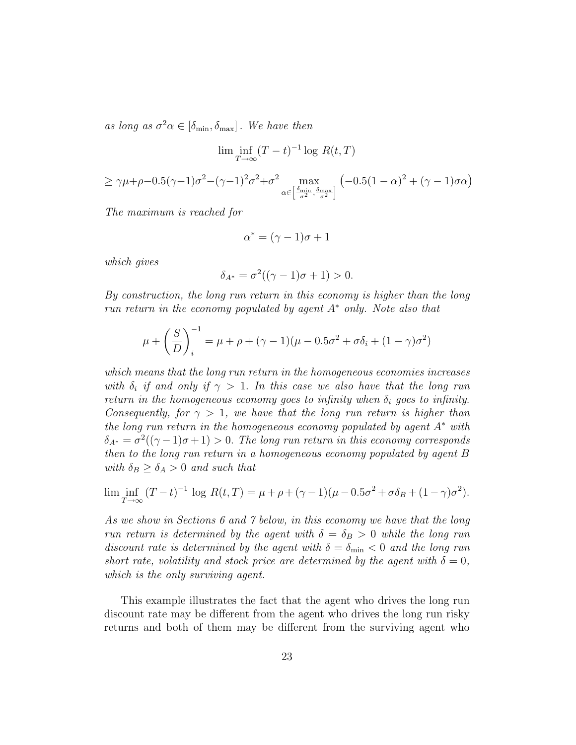*as long as* $\sigma^2\alpha \in [\delta_{\min}, \delta_{\max}]$. *We have then*

$$\liminf_{T\to\infty} (T-t)^{-1} \log\, R(t,T)$$

$$\geq \gamma\mu + \rho - 0.5(\gamma-1)\sigma^2 - (\gamma-1)^2\sigma^2 + \sigma^2 \max_{\alpha \in \left[\frac{\delta_{\min}}{\sigma^2}, \frac{\delta_{\max}}{\sigma^2}\right]} \left(-0.5(1-\alpha)^2 + (\gamma-1)\sigma\alpha\right)$$

*The maximum is reached for*

$$\alpha^* = (\gamma-1)\sigma + 1$$

*which gives*

$$\delta_{A^*} = \sigma^2((\gamma-1)\sigma+1) > 0.$$

*By construction, the long run return in this economy is higher than the long run return in the economy populated by agent* $A^*$ *only. Note also that*

$$\mu + \left(\frac{S}{D}\right)_i^{-1} = \mu + \rho + (\gamma-1)(\mu - 0.5\sigma^2 + \sigma\delta_i + (1-\gamma)\sigma^2)$$

*which means that the long run return in the homogeneous economies increases with* $\delta_i$ *if and only if* $\gamma > 1$. *In this case we also have that the long run return in the homogeneous economy goes to infinity when* $\delta_i$ *goes to infinity. Consequently, for* $\gamma > 1$, *we have that the long run return is higher than the long run return in the homogeneous economy populated by agent* $A^*$ *with* $\delta_{A^*} = \sigma^2((\gamma-1)\sigma+1) > 0$. *The long run return in this economy corresponds then to the long run return in a homogeneous economy populated by agent* $B$ *with* $\delta_B \geq \delta_A > 0$ *and such that*

$$\liminf_{T\to\infty} (T-t)^{-1} \log\, R(t,T) = \mu + \rho + (\gamma-1)(\mu - 0.5\sigma^2 + \sigma\delta_B + (1-\gamma)\sigma^2).$$

*As we show in Sections 6 and 7 below, in this economy we have that the long run return is determined by the agent with* $\delta = \delta_B > 0$ *while the long run discount rate is determined by the agent with* $\delta = \delta_{\min} < 0$ *and the long run short rate, volatility and stock price are determined by the agent with* $\delta = 0$, *which is the only surviving agent.*

This example illustrates the fact that the agent who drives the long run discount rate may be different from the agent who drives the long run risky returns and both of them may be different from the surviving agent who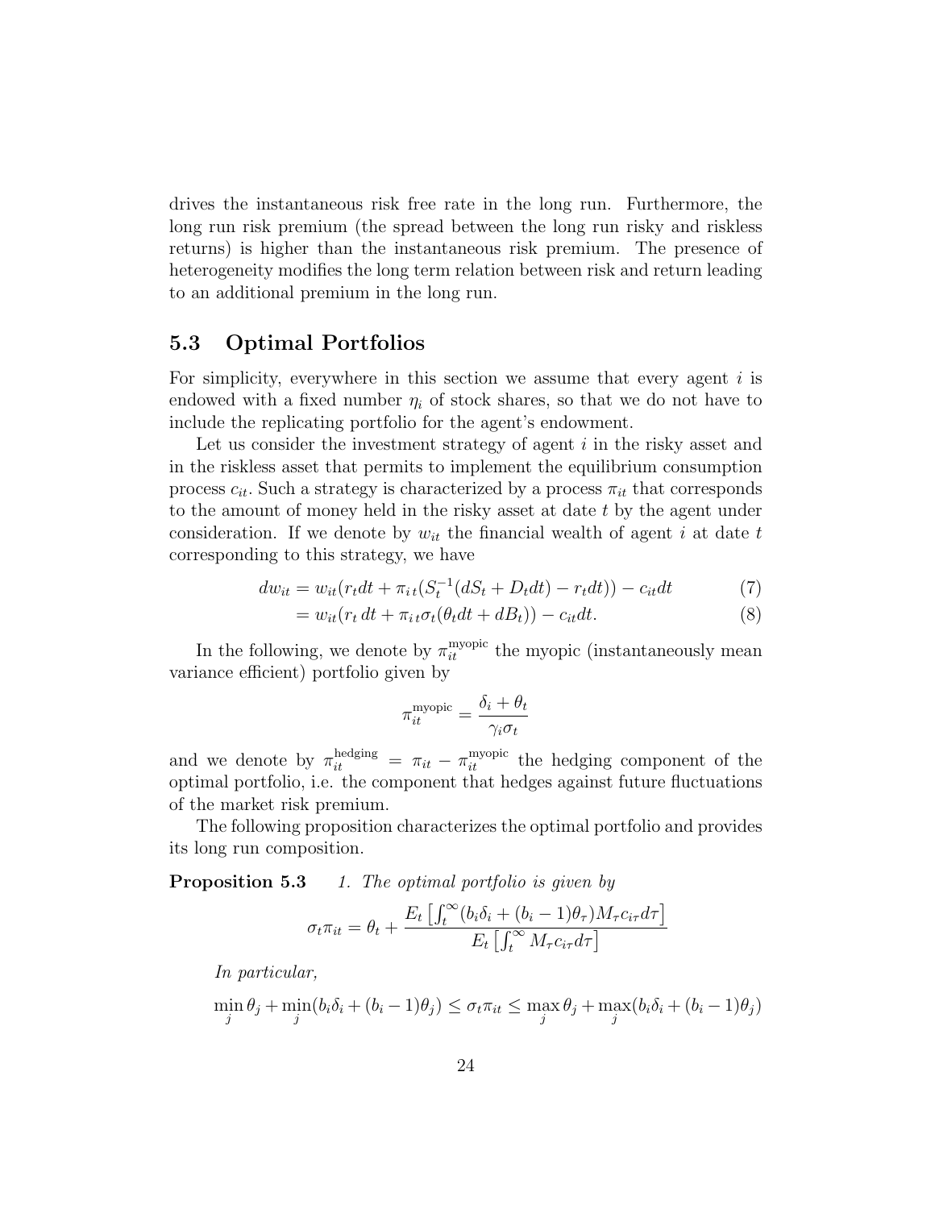drives the instantaneous risk free rate in the long run. Furthermore, the long run risk premium (the spread between the long run risky and riskless returns) is higher than the instantaneous risk premium. The presence of heterogeneity modifies the long term relation between risk and return leading to an additional premium in the long run.

## 5.3 Optimal Portfolios

For simplicity, everywhere in this section we assume that every agent $i$ is endowed with a fixed number $\eta_i$ of stock shares, so that we do not have to include the replicating portfolio for the agent's endowment.

Let us consider the investment strategy of agent $i$ in the risky asset and in the riskless asset that permits to implement the equilibrium consumption process $c_{it}$. Such a strategy is characterized by a process $\pi_{it}$ that corresponds to the amount of money held in the risky asset at date $t$ by the agent under consideration. If we denote by $w_{it}$ the financial wealth of agent $i$ at date $t$ corresponding to this strategy, we have

$$dw_{it} = w_{it}(r_t dt + \pi_{i\,t}(S_t^{-1}(dS_t + D_t dt) - r_t dt)) - c_{it}dt \tag{7}$$

$$= w_{it}(r_t\, dt + \pi_{i\,t}\sigma_t(\theta_t dt + dB_t)) - c_{it}dt. \tag{8}$$

In the following, we denote by $\pi_{it}^{\text{myopic}}$ the myopic (instantaneously mean variance efficient) portfolio given by

$$\pi_{it}^{\text{myopic}} = \frac{\delta_i + \theta_t}{\gamma_i \sigma_t}$$

and we denote by $\pi_{it}^{\text{hedging}} = \pi_{it} - \pi_{it}^{\text{myopic}}$ the hedging component of the optimal portfolio, i.e. the component that hedges against future fluctuations of the market risk premium.

The following proposition characterizes the optimal portfolio and provides its long run composition.

**Proposition 5.3** *1. The optimal portfolio is given by*

$$\sigma_t \pi_{it} = \theta_t + \frac{E_t\left[\int_t^\infty (b_i\delta_i + (b_i - 1)\theta_\tau) M_\tau c_{i\tau} d\tau\right]}{E_t\left[\int_t^\infty M_\tau c_{i\tau} d\tau\right]}$$

*In particular,*

$$\min_j \theta_j + \min_j (b_i\delta_i + (b_i - 1)\theta_j) \le \sigma_t \pi_{it} \le \max_j \theta_j + \max_j (b_i\delta_i + (b_i - 1)\theta_j)$$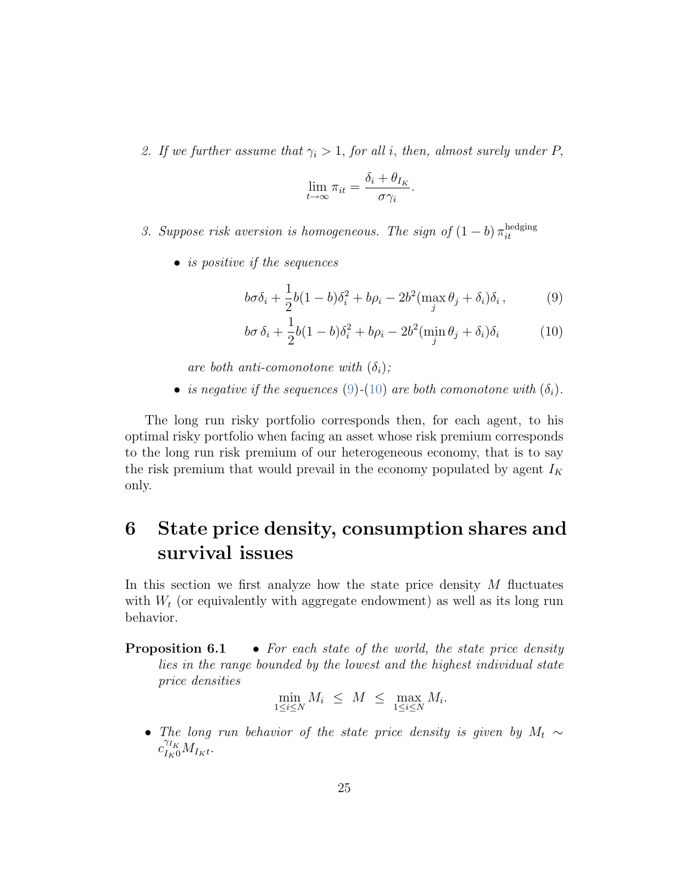*2. If we further assume that $\gamma_i > 1$, for all $i$, then, almost surely under $P$,*

$$\lim_{t\to\infty} \pi_{it} = \frac{\delta_i + \theta_{I_K}}{\sigma\gamma_i}.$$

*3. Suppose risk aversion is homogeneous. The sign of $(1-b)\,\pi_{it}^{\text{hedging}}$*

- *is positive if the sequences*

$$b\sigma\delta_i + \frac{1}{2}b(1-b)\delta_i^2 + b\rho_i - 2b^2(\max_j \theta_j + \delta_i)\delta_i\,, \tag{9}$$

$$b\sigma\,\delta_i + \frac{1}{2}b(1-b)\delta_i^2 + b\rho_i - 2b^2(\min_j \theta_j + \delta_i)\delta_i \tag{10}$$

  *are both anti-comonotone with $(\delta_i)$;*

- *is negative if the sequences (9)-(10) are both comonotone with $(\delta_i)$.*

The long run risky portfolio corresponds then, for each agent, to his optimal risky portfolio when facing an asset whose risk premium corresponds to the long run risk premium of our heterogeneous economy, that is to say the risk premium that would prevail in the economy populated by agent $I_K$ only.

# 6 State price density, consumption shares and survival issues

In this section we first analyze how the state price density $M$ fluctuates with $W_t$ (or equivalently with aggregate endowment) as well as its long run behavior.

**Proposition 6.1**

- *For each state of the world, the state price density lies in the range bounded by the lowest and the highest individual state price densities*

$$\min_{1\le i\le N} M_i \;\le\; M \;\le\; \max_{1\le i\le N} M_i.$$

- *The long run behavior of the state price density is given by $M_t \sim c_{I_K 0}^{\gamma_{I_K}} M_{I_K t}$.*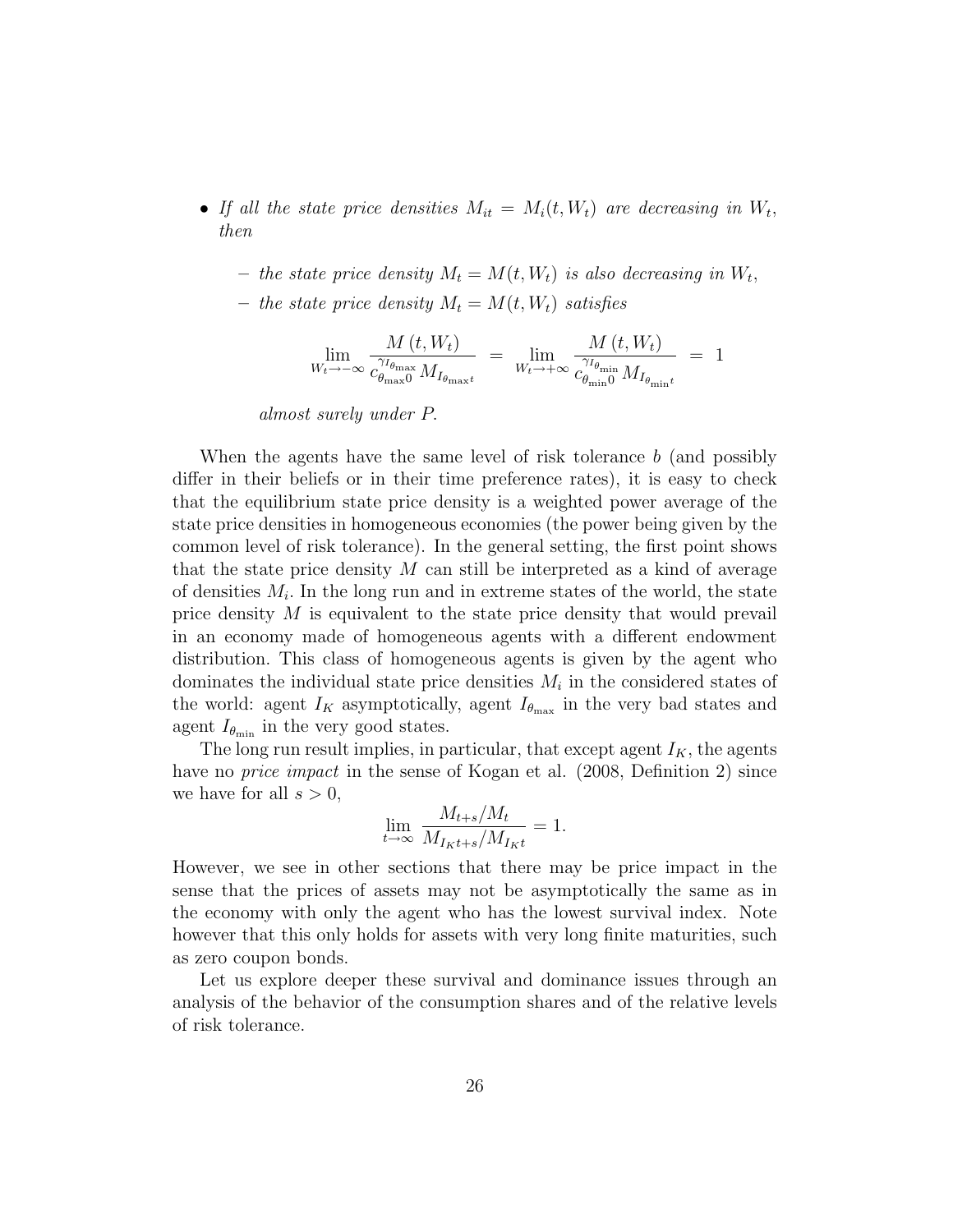- *If all the state price densities $M_{it} = M_i(t, W_t)$ are decreasing in $W_t$, then*
  - *the state price density $M_t = M(t, W_t)$ is also decreasing in $W_t$,*
  - *the state price density $M_t = M(t, W_t)$ satisfies*

$$\lim_{W_t \to -\infty} \frac{M(t, W_t)}{c_{\theta_{\max}0}^{\gamma_{I_{\theta_{\max}}}} M_{I_{\theta_{\max}}t}} = \lim_{W_t \to +\infty} \frac{M(t, W_t)}{c_{\theta_{\min}0}^{\gamma_{I_{\theta_{\min}}}} M_{I_{\theta_{\min}}t}} = 1$$

*almost surely under $P$.*

When the agents have the same level of risk tolerance $b$ (and possibly differ in their beliefs or in their time preference rates), it is easy to check that the equilibrium state price density is a weighted power average of the state price densities in homogeneous economies (the power being given by the common level of risk tolerance). In the general setting, the first point shows that the state price density $M$ can still be interpreted as a kind of average of densities $M_i$. In the long run and in extreme states of the world, the state price density $M$ is equivalent to the state price density that would prevail in an economy made of homogeneous agents with a different endowment distribution. This class of homogeneous agents is given by the agent who dominates the individual state price densities $M_i$ in the considered states of the world: agent $I_K$ asymptotically, agent $I_{\theta_{\max}}$ in the very bad states and agent $I_{\theta_{\min}}$ in the very good states.

The long run result implies, in particular, that except agent $I_K$, the agents have no *price impact* in the sense of Kogan et al. (2008, Definition 2) since we have for all $s > 0$,

$$\lim_{t \to \infty} \frac{M_{t+s}/M_t}{M_{I_K t+s}/M_{I_K t}} = 1.$$

However, we see in other sections that there may be price impact in the sense that the prices of assets may not be asymptotically the same as in the economy with only the agent who has the lowest survival index. Note however that this only holds for assets with very long finite maturities, such as zero coupon bonds.

Let us explore deeper these survival and dominance issues through an analysis of the behavior of the consumption shares and of the relative levels of risk tolerance.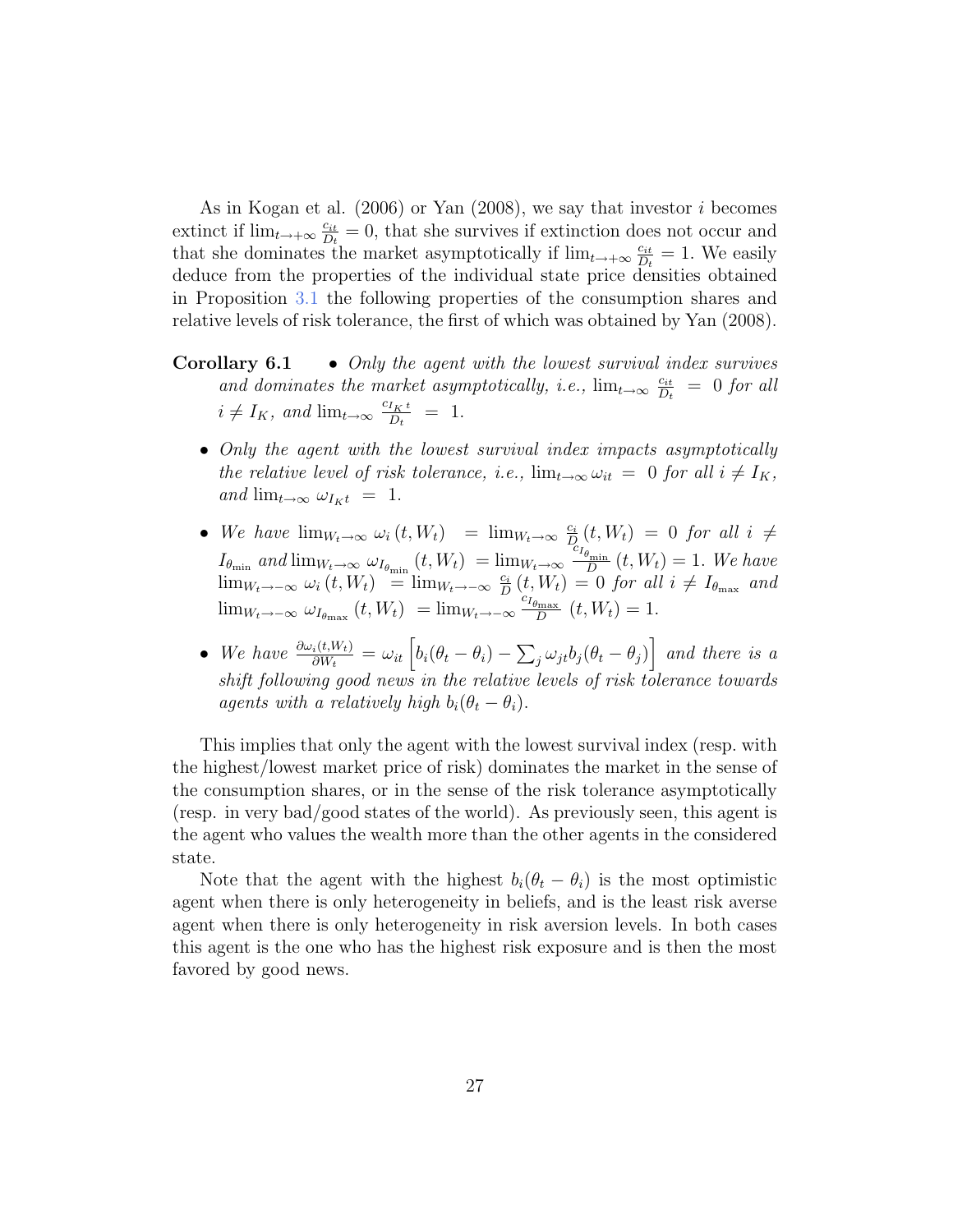As in Kogan et al. (2006) or Yan (2008), we say that investor $i$ becomes extinct if $\lim_{t\to+\infty} \frac{c_{it}}{D_t} = 0$, that she survives if extinction does not occur and that she dominates the market asymptotically if $\lim_{t\to+\infty} \frac{c_{it}}{D_t} = 1$. We easily deduce from the properties of the individual state price densities obtained in Proposition 3.1 the following properties of the consumption shares and relative levels of risk tolerance, the first of which was obtained by Yan (2008).

**Corollary 6.1**

- *Only the agent with the lowest survival index survives and dominates the market asymptotically, i.e.,* $\lim_{t\to\infty} \frac{c_{it}}{D_t} = 0$ *for all* $i \neq I_K$, *and* $\lim_{t\to\infty} \frac{c_{I_K t}}{D_t} = 1$.
- *Only the agent with the lowest survival index impacts asymptotically the relative level of risk tolerance, i.e.,* $\lim_{t\to\infty} \omega_{it} = 0$ *for all* $i \neq I_K$, *and* $\lim_{t\to\infty} \omega_{I_K t} = 1$.
- *We have* $\lim_{W_t\to\infty} \omega_i(t, W_t) = \lim_{W_t\to\infty} \frac{c_i}{D}(t, W_t) = 0$ *for all* $i \neq I_{\theta_{\min}}$ *and* $\lim_{W_t\to\infty} \omega_{I_{\theta_{\min}}}(t, W_t) = \lim_{W_t\to\infty} \frac{c_{I_{\theta_{\min}}}}{D}(t, W_t) = 1$. *We have* $\lim_{W_t\to-\infty} \omega_i(t, W_t) = \lim_{W_t\to-\infty} \frac{c_i}{D}(t, W_t) = 0$ *for all* $i \neq I_{\theta_{\max}}$ *and* $\lim_{W_t\to-\infty} \omega_{I_{\theta_{\max}}}(t, W_t) = \lim_{W_t\to-\infty} \frac{c_{I_{\theta_{\max}}}}{D}(t, W_t) = 1$.
- *We have* $\frac{\partial \omega_i(t,W_t)}{\partial W_t} = \omega_{it}\left[b_i(\theta_t - \theta_i) - \sum_j \omega_{jt} b_j(\theta_t - \theta_j)\right]$ *and there is a shift following good news in the relative levels of risk tolerance towards agents with a relatively high* $b_i(\theta_t - \theta_i)$.

This implies that only the agent with the lowest survival index (resp. with the highest/lowest market price of risk) dominates the market in the sense of the consumption shares, or in the sense of the risk tolerance asymptotically (resp. in very bad/good states of the world). As previously seen, this agent is the agent who values the wealth more than the other agents in the considered state.

Note that the agent with the highest $b_i(\theta_t - \theta_i)$ is the most optimistic agent when there is only heterogeneity in beliefs, and is the least risk averse agent when there is only heterogeneity in risk aversion levels. In both cases this agent is the one who has the highest risk exposure and is then the most favored by good news.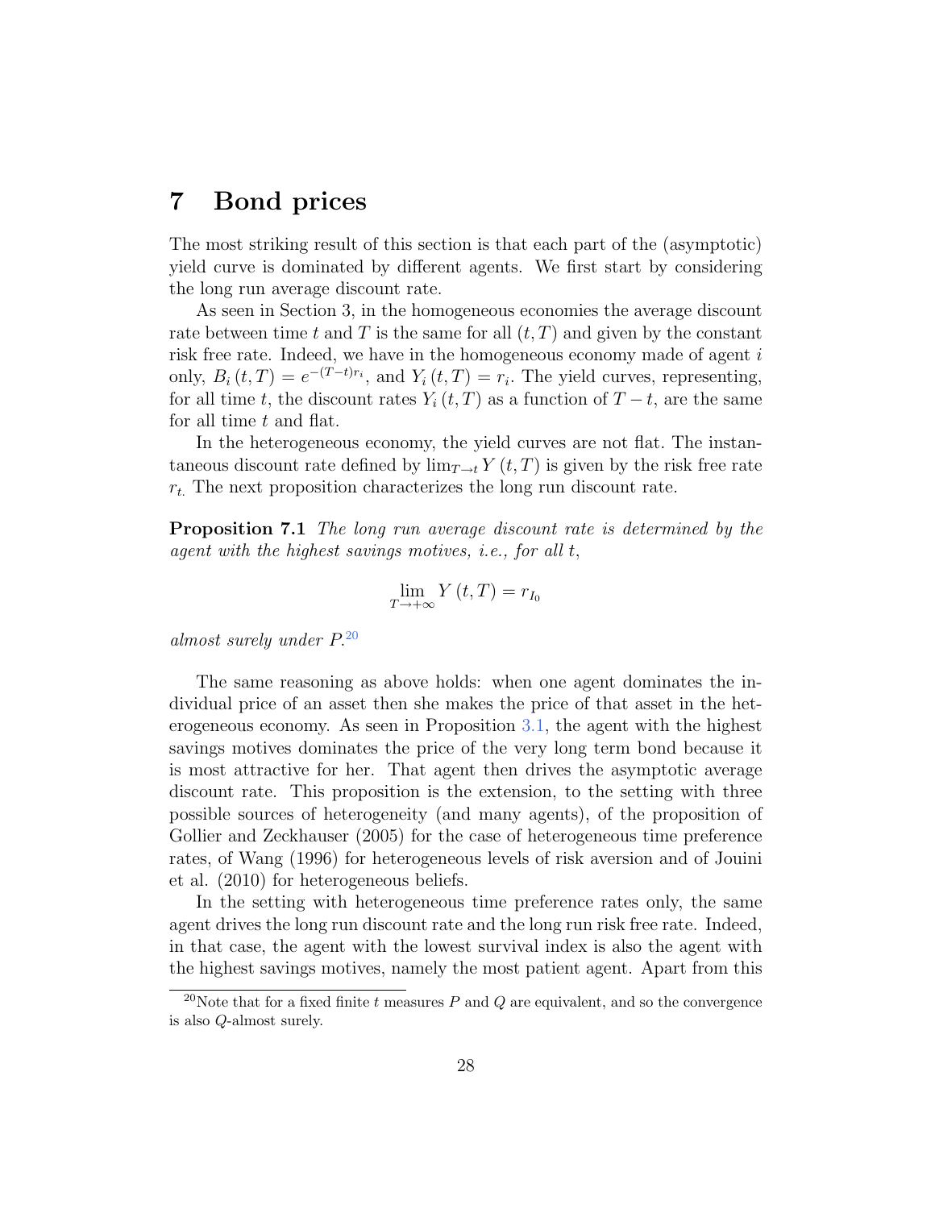# 7 Bond prices

The most striking result of this section is that each part of the (asymptotic) yield curve is dominated by different agents. We first start by considering the long run average discount rate.

As seen in Section 3, in the homogeneous economies the average discount rate between time $t$ and $T$ is the same for all $(t, T)$ and given by the constant risk free rate. Indeed, we have in the homogeneous economy made of agent $i$ only, $B_i(t, T) = e^{-(T-t)r_i}$, and $Y_i(t, T) = r_i$. The yield curves, representing, for all time $t$, the discount rates $Y_i(t, T)$ as a function of $T - t$, are the same for all time $t$ and flat.

In the heterogeneous economy, the yield curves are not flat. The instantaneous discount rate defined by $\lim_{T \to t} Y(t, T)$ is given by the risk free rate $r_t$. The next proposition characterizes the long run discount rate.

**Proposition 7.1** *The long run average discount rate is determined by the agent with the highest savings motives, i.e., for all $t$,*

$$\lim_{T \to +\infty} Y(t, T) = r_{I_0}$$

*almost surely under $P$.*[20]

The same reasoning as above holds: when one agent dominates the individual price of an asset then she makes the price of that asset in the heterogeneous economy. As seen in Proposition 3.1, the agent with the highest savings motives dominates the price of the very long term bond because it is most attractive for her. That agent then drives the asymptotic average discount rate. This proposition is the extension, to the setting with three possible sources of heterogeneity (and many agents), of the proposition of Gollier and Zeckhauser (2005) for the case of heterogeneous time preference rates, of Wang (1996) for heterogeneous levels of risk aversion and of Jouini et al. (2010) for heterogeneous beliefs.

In the setting with heterogeneous time preference rates only, the same agent drives the long run discount rate and the long run risk free rate. Indeed, in that case, the agent with the lowest survival index is also the agent with the highest savings motives, namely the most patient agent. Apart from this

[20] Note that for a fixed finite $t$ measures $P$ and $Q$ are equivalent, and so the convergence is also $Q$-almost surely.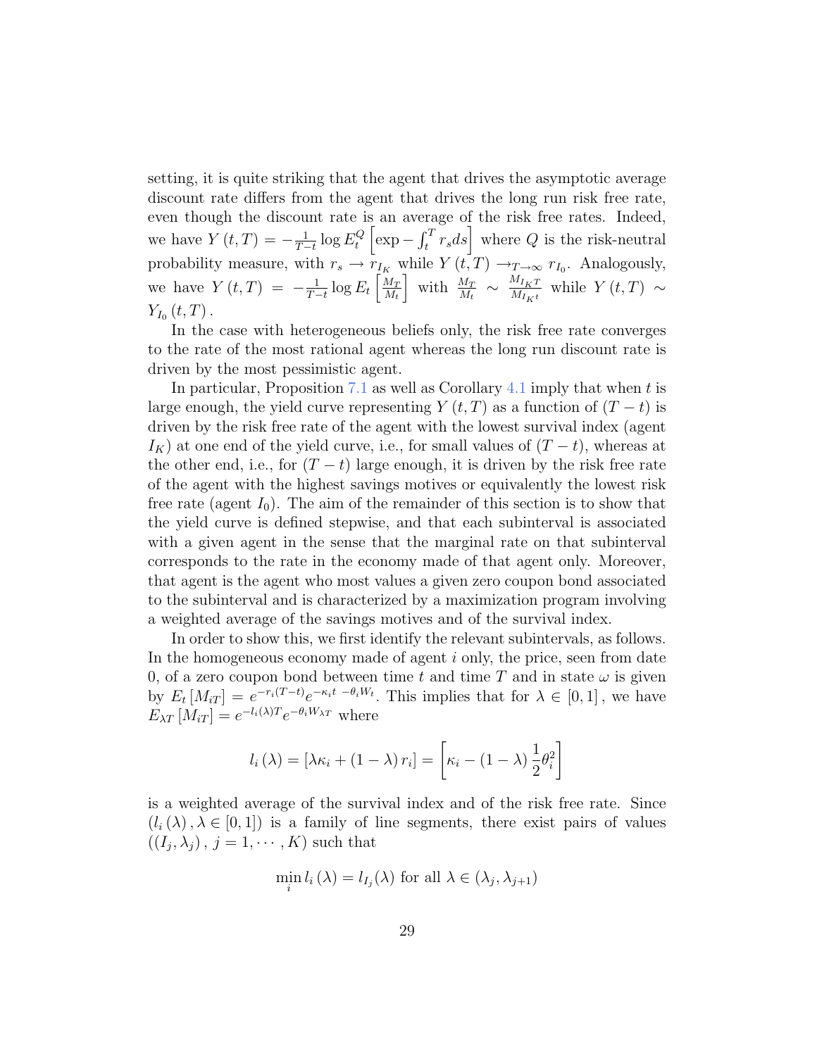setting, it is quite striking that the agent that drives the asymptotic average discount rate differs from the agent that drives the long run risk free rate, even though the discount rate is an average of the risk free rates. Indeed, we have $Y(t,T) = -\frac{1}{T-t}\log E_t^Q\left[\exp - \int_t^T r_s ds\right]$ where $Q$ is the risk-neutral probability measure, with $r_s \to r_{I_K}$ while $Y(t,T) \to_{T\to\infty} r_{I_0}$. Analogously, we have $Y(t,T) = -\frac{1}{T-t}\log E_t\left[\frac{M_T}{M_t}\right]$ with $\frac{M_T}{M_t} \sim \frac{M_{I_K T}}{M_{I_K t}}$ while $Y(t,T) \sim Y_{I_0}(t,T)$.

In the case with heterogeneous beliefs only, the risk free rate converges to the rate of the most rational agent whereas the long run discount rate is driven by the most pessimistic agent.

In particular, Proposition 7.1 as well as Corollary 4.1 imply that when $t$ is large enough, the yield curve representing $Y(t,T)$ as a function of $(T-t)$ is driven by the risk free rate of the agent with the lowest survival index (agent $I_K$) at one end of the yield curve, i.e., for small values of $(T-t)$, whereas at the other end, i.e., for $(T-t)$ large enough, it is driven by the risk free rate of the agent with the highest savings motives or equivalently the lowest risk free rate (agent $I_0$). The aim of the remainder of this section is to show that the yield curve is defined stepwise, and that each subinterval is associated with a given agent in the sense that the marginal rate on that subinterval corresponds to the rate in the economy made of that agent only. Moreover, that agent is the agent who most values a given zero coupon bond associated to the subinterval and is characterized by a maximization program involving a weighted average of the savings motives and of the survival index.

In order to show this, we first identify the relevant subintervals, as follows. In the homogeneous economy made of agent $i$ only, the price, seen from date 0, of a zero coupon bond between time $t$ and time $T$ and in state $\omega$ is given by $E_t[M_{iT}] = e^{-r_i(T-t)}e^{-\kappa_i t \ -\theta_i W_t}$. This implies that for $\lambda \in [0,1]$, we have $E_{\lambda T}[M_{iT}] = e^{-l_i(\lambda)T}e^{-\theta_i W_{\lambda T}}$ where

$$l_i(\lambda) = [\lambda\kappa_i + (1-\lambda)r_i] = \left[\kappa_i - (1-\lambda)\frac{1}{2}\theta_i^2\right]$$

is a weighted average of the survival index and of the risk free rate. Since $(l_i(\lambda), \lambda \in [0,1])$ is a family of line segments, there exist pairs of values $((I_j, \lambda_j), j = 1, \cdots, K)$ such that

$$\min_i l_i(\lambda) = l_{I_j}(\lambda) \text{ for all } \lambda \in (\lambda_j, \lambda_{j+1})$$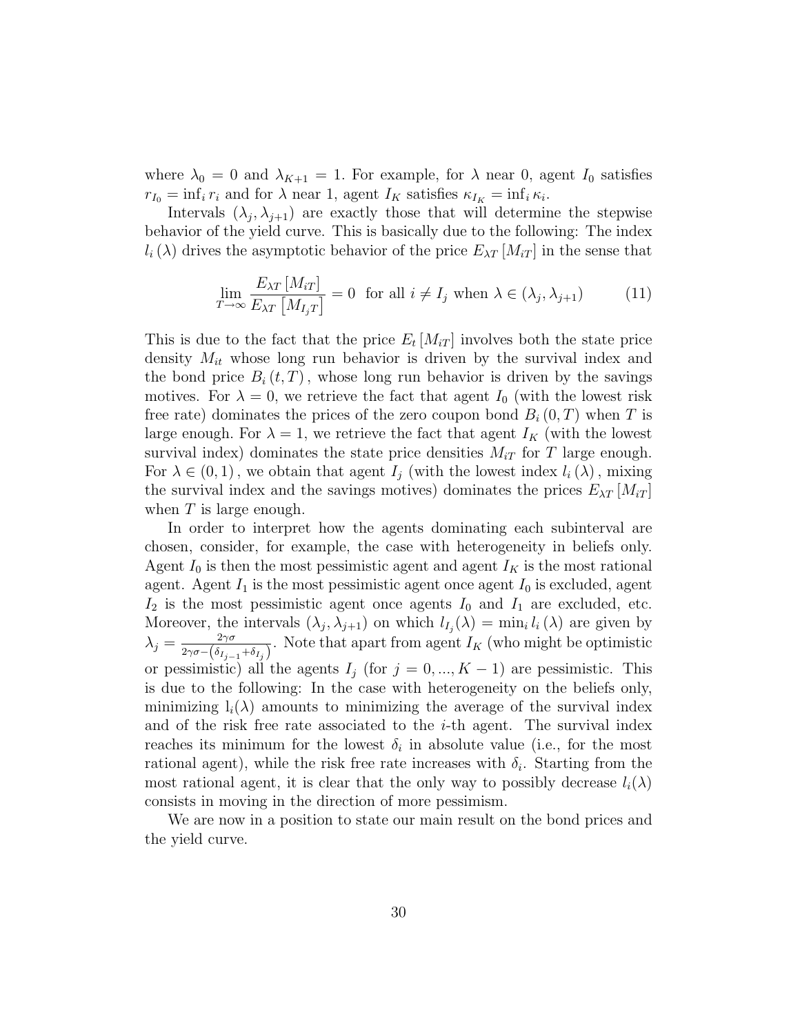where $\lambda_0 = 0$ and $\lambda_{K+1} = 1$. For example, for $\lambda$ near 0, agent $I_0$ satisfies $r_{I_0} = \inf_i r_i$ and for $\lambda$ near 1, agent $I_K$ satisfies $\kappa_{I_K} = \inf_i \kappa_i$.

Intervals $(\lambda_j, \lambda_{j+1})$ are exactly those that will determine the stepwise behavior of the yield curve. This is basically due to the following: The index $l_i(\lambda)$ drives the asymptotic behavior of the price $E_{\lambda T}[M_{iT}]$ in the sense that

$$\lim_{T\to\infty} \frac{E_{\lambda T}[M_{iT}]}{E_{\lambda T}\left[M_{I_j T}\right]} = 0 \text{ for all } i \neq I_j \text{ when } \lambda \in (\lambda_j, \lambda_{j+1}) \tag{11}$$

This is due to the fact that the price $E_t[M_{iT}]$ involves both the state price density $M_{it}$ whose long run behavior is driven by the survival index and the bond price $B_i(t,T)$, whose long run behavior is driven by the savings motives. For $\lambda = 0$, we retrieve the fact that agent $I_0$ (with the lowest risk free rate) dominates the prices of the zero coupon bond $B_i(0,T)$ when $T$ is large enough. For $\lambda = 1$, we retrieve the fact that agent $I_K$ (with the lowest survival index) dominates the state price densities $M_{iT}$ for $T$ large enough. For $\lambda \in (0,1)$, we obtain that agent $I_j$ (with the lowest index $l_i(\lambda)$, mixing the survival index and the savings motives) dominates the prices $E_{\lambda T}[M_{iT}]$ when $T$ is large enough.

In order to interpret how the agents dominating each subinterval are chosen, consider, for example, the case with heterogeneity in beliefs only. Agent $I_0$ is then the most pessimistic agent and agent $I_K$ is the most rational agent. Agent $I_1$ is the most pessimistic agent once agent $I_0$ is excluded, agent $I_2$ is the most pessimistic agent once agents $I_0$ and $I_1$ are excluded, etc. Moreover, the intervals $(\lambda_j, \lambda_{j+1})$ on which $l_{I_j}(\lambda) = \min_i l_i(\lambda)$ are given by $\lambda_j = \frac{2\gamma\sigma}{2\gamma\sigma - \left(\delta_{I_{j-1}} + \delta_{I_j}\right)}$. Note that apart from agent $I_K$ (who might be optimistic or pessimistic) all the agents $I_j$ (for $j = 0, ..., K-1$) are pessimistic. This is due to the following: In the case with heterogeneity on the beliefs only, minimizing $l_i(\lambda)$ amounts to minimizing the average of the survival index and of the risk free rate associated to the $i$-th agent. The survival index reaches its minimum for the lowest $\delta_i$ in absolute value (i.e., for the most rational agent), while the risk free rate increases with $\delta_i$. Starting from the most rational agent, it is clear that the only way to possibly decrease $l_i(\lambda)$ consists in moving in the direction of more pessimism.

We are now in a position to state our main result on the bond prices and the yield curve.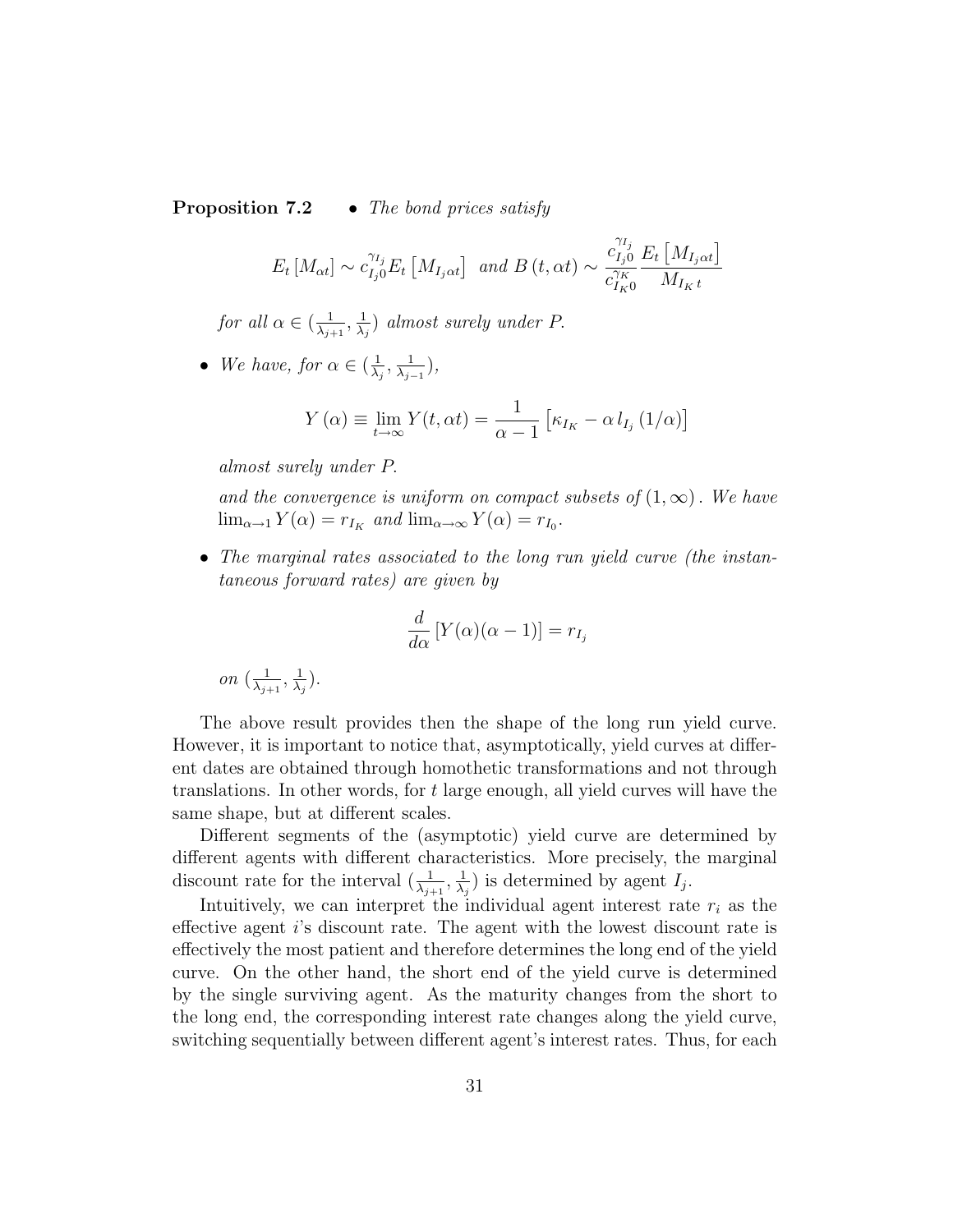**Proposition 7.2** • *The bond prices satisfy*

$$E_t\left[M_{\alpha t}\right] \sim c_{I_j 0}^{\gamma_{I_j}} E_t\left[M_{I_j \alpha t}\right] \ \text{ and } B\left(t, \alpha t\right) \sim \frac{c_{I_j 0}^{\gamma_{I_j}}}{c_{I_K 0}^{\gamma_K}} \frac{E_t\left[M_{I_j \alpha t}\right]}{M_{I_K t}}$$

*for all* $\alpha \in (\frac{1}{\lambda_{j+1}}, \frac{1}{\lambda_j})$ *almost surely under* $P$.

- *We have, for* $\alpha \in (\frac{1}{\lambda_j}, \frac{1}{\lambda_{j-1}})$,

$$Y\left(\alpha\right) \equiv \lim_{t\to\infty} Y(t, \alpha t) = \frac{1}{\alpha - 1}\left[\kappa_{I_K} - \alpha\, l_{I_j}\left(1/\alpha\right)\right]$$

*almost surely under* $P$.

*and the convergence is uniform on compact subsets of* $(1, \infty)$. *We have* $\lim_{\alpha\to 1} Y(\alpha) = r_{I_K}$ *and* $\lim_{\alpha\to\infty} Y(\alpha) = r_{I_0}$.

- *The marginal rates associated to the long run yield curve (the instantaneous forward rates) are given by*

$$\frac{d}{d\alpha}\left[Y(\alpha)(\alpha - 1)\right] = r_{I_j}$$

*on* $(\frac{1}{\lambda_{j+1}}, \frac{1}{\lambda_j})$.

The above result provides then the shape of the long run yield curve. However, it is important to notice that, asymptotically, yield curves at different dates are obtained through homothetic transformations and not through translations. In other words, for $t$ large enough, all yield curves will have the same shape, but at different scales.

Different segments of the (asymptotic) yield curve are determined by different agents with different characteristics. More precisely, the marginal discount rate for the interval $(\frac{1}{\lambda_{j+1}}, \frac{1}{\lambda_j})$ is determined by agent $I_j$.

Intuitively, we can interpret the individual agent interest rate $r_i$ as the effective agent $i$'s discount rate. The agent with the lowest discount rate is effectively the most patient and therefore determines the long end of the yield curve. On the other hand, the short end of the yield curve is determined by the single surviving agent. As the maturity changes from the short to the long end, the corresponding interest rate changes along the yield curve, switching sequentially between different agent's interest rates. Thus, for each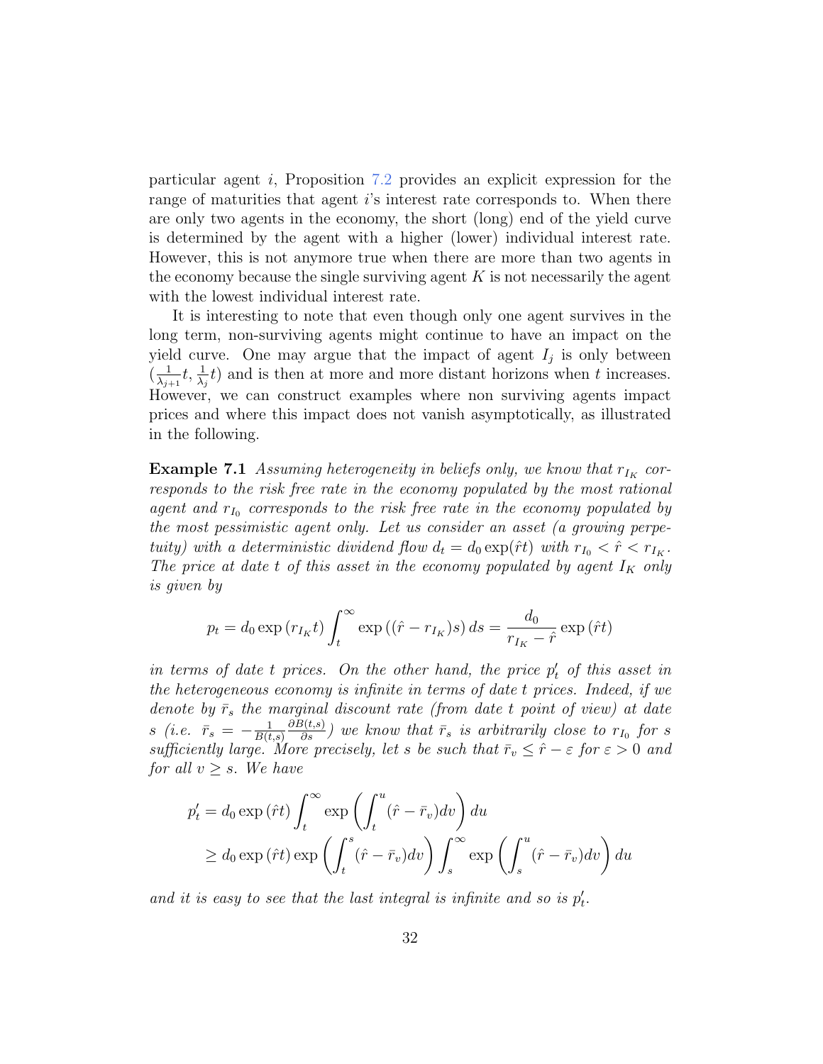particular agent $i$, Proposition 7.2 provides an explicit expression for the range of maturities that agent $i$'s interest rate corresponds to. When there are only two agents in the economy, the short (long) end of the yield curve is determined by the agent with a higher (lower) individual interest rate. However, this is not anymore true when there are more than two agents in the economy because the single surviving agent $K$ is not necessarily the agent with the lowest individual interest rate.

It is interesting to note that even though only one agent survives in the long term, non-surviving agents might continue to have an impact on the yield curve. One may argue that the impact of agent $I_j$ is only between $(\frac{1}{\lambda_{j+1}}t, \frac{1}{\lambda_j}t)$ and is then at more and more distant horizons when $t$ increases. However, we can construct examples where non surviving agents impact prices and where this impact does not vanish asymptotically, as illustrated in the following.

**Example 7.1** *Assuming heterogeneity in beliefs only, we know that $r_{I_K}$ corresponds to the risk free rate in the economy populated by the most rational agent and $r_{I_0}$ corresponds to the risk free rate in the economy populated by the most pessimistic agent only. Let us consider an asset (a growing perpetuity) with a deterministic dividend flow $d_t = d_0 \exp(\hat{r}t)$ with $r_{I_0} < \hat{r} < r_{I_K}$. The price at date $t$ of this asset in the economy populated by agent $I_K$ only is given by*

$$p_t = d_0 \exp\left(r_{I_K} t\right) \int_t^\infty \exp\left((\hat{r} - r_{I_K})s\right) ds = \frac{d_0}{r_{I_K} - \hat{r}} \exp\left(\hat{r}t\right)$$

*in terms of date $t$ prices. On the other hand, the price $p'_t$ of this asset in the heterogeneous economy is infinite in terms of date $t$ prices. Indeed, if we denote by $\bar{r}_s$ the marginal discount rate (from date $t$ point of view) at date $s$ (i.e. $\bar{r}_s = -\frac{1}{B(t,s)} \frac{\partial B(t,s)}{\partial s}$) we know that $\bar{r}_s$ is arbitrarily close to $r_{I_0}$ for $s$ sufficiently large. More precisely, let $s$ be such that $\bar{r}_v \leq \hat{r} - \varepsilon$ for $\varepsilon > 0$ and for all $v \geq s$. We have*

$$\begin{aligned}
p'_t &= d_0 \exp\left(\hat{r}t\right) \int_t^\infty \exp\left(\int_t^u (\hat{r} - \bar{r}_v) dv\right) du \\
&\geq d_0 \exp\left(\hat{r}t\right) \exp\left(\int_t^s (\hat{r} - \bar{r}_v) dv\right) \int_s^\infty \exp\left(\int_s^u (\hat{r} - \bar{r}_v) dv\right) du
\end{aligned}$$

*and it is easy to see that the last integral is infinite and so is $p'_t$.*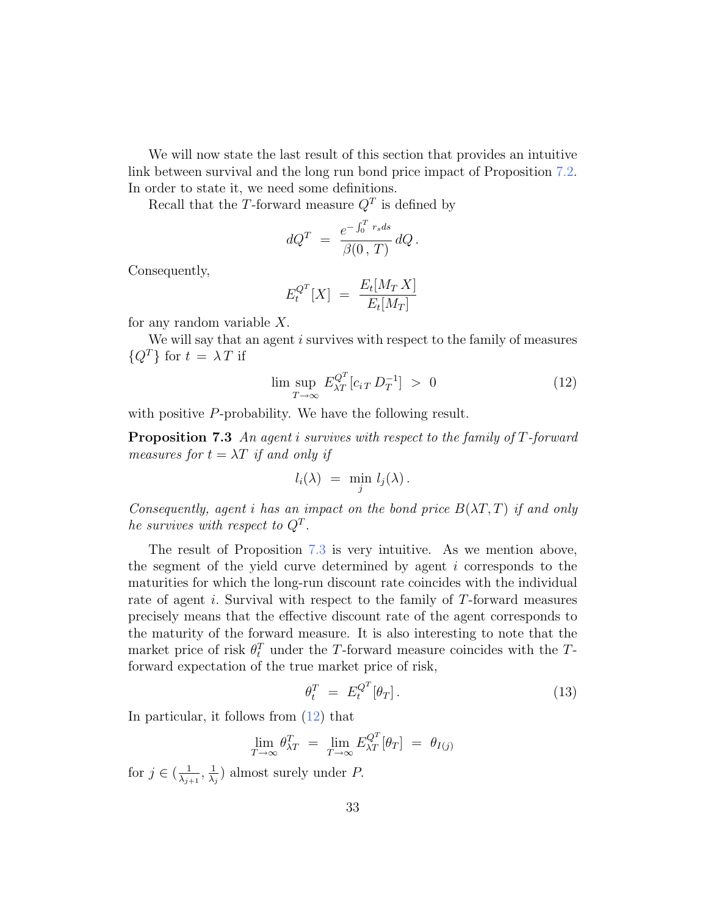We will now state the last result of this section that provides an intuitive link between survival and the long run bond price impact of Proposition 7.2. In order to state it, we need some definitions.

Recall that the $T$-forward measure $Q^T$ is defined by

$$dQ^T \;=\; \frac{e^{-\int_0^T r_s ds}}{\beta(0\,,\,T)}\, dQ\,.$$

Consequently,

$$E_t^{Q^T}[X] \;=\; \frac{E_t[M_T\, X]}{E_t[M_T]}$$

for any random variable $X$.

We will say that an agent $i$ survives with respect to the family of measures $\{Q^T\}$ for $t \,=\, \lambda\, T$ if

$$\limsup_{T\to\infty}\, E_{\lambda T}^{Q^T}[c_{i\,T}\, D_T^{-1}] \;>\; 0 \tag{12}$$

with positive $P$-probability. We have the following result.

**Proposition 7.3** *An agent $i$ survives with respect to the family of $T$-forward measures for $t = \lambda T$ if and only if*

$$l_i(\lambda) \;=\; \min_j\, l_j(\lambda)\,.$$

*Consequently, agent $i$ has an impact on the bond price $B(\lambda T, T)$ if and only he survives with respect to $Q^T$.*

The result of Proposition 7.3 is very intuitive. As we mention above, the segment of the yield curve determined by agent $i$ corresponds to the maturities for which the long-run discount rate coincides with the individual rate of agent $i$. Survival with respect to the family of $T$-forward measures precisely means that the effective discount rate of the agent corresponds to the maturity of the forward measure. It is also interesting to note that the market price of risk $\theta_t^T$ under the $T$-forward measure coincides with the $T$-forward expectation of the true market price of risk,

$$\theta_t^T \;=\; E_t^{Q^T}[\theta_T]\,. \tag{13}$$

In particular, it follows from (12) that

$$\lim_{T\to\infty} \theta_{\lambda T}^T \;=\; \lim_{T\to\infty} E_{\lambda T}^{Q^T}[\theta_T] \;=\; \theta_{I(j)}$$

for $j \in (\frac{1}{\lambda_{j+1}}, \frac{1}{\lambda_j})$ almost surely under $P$.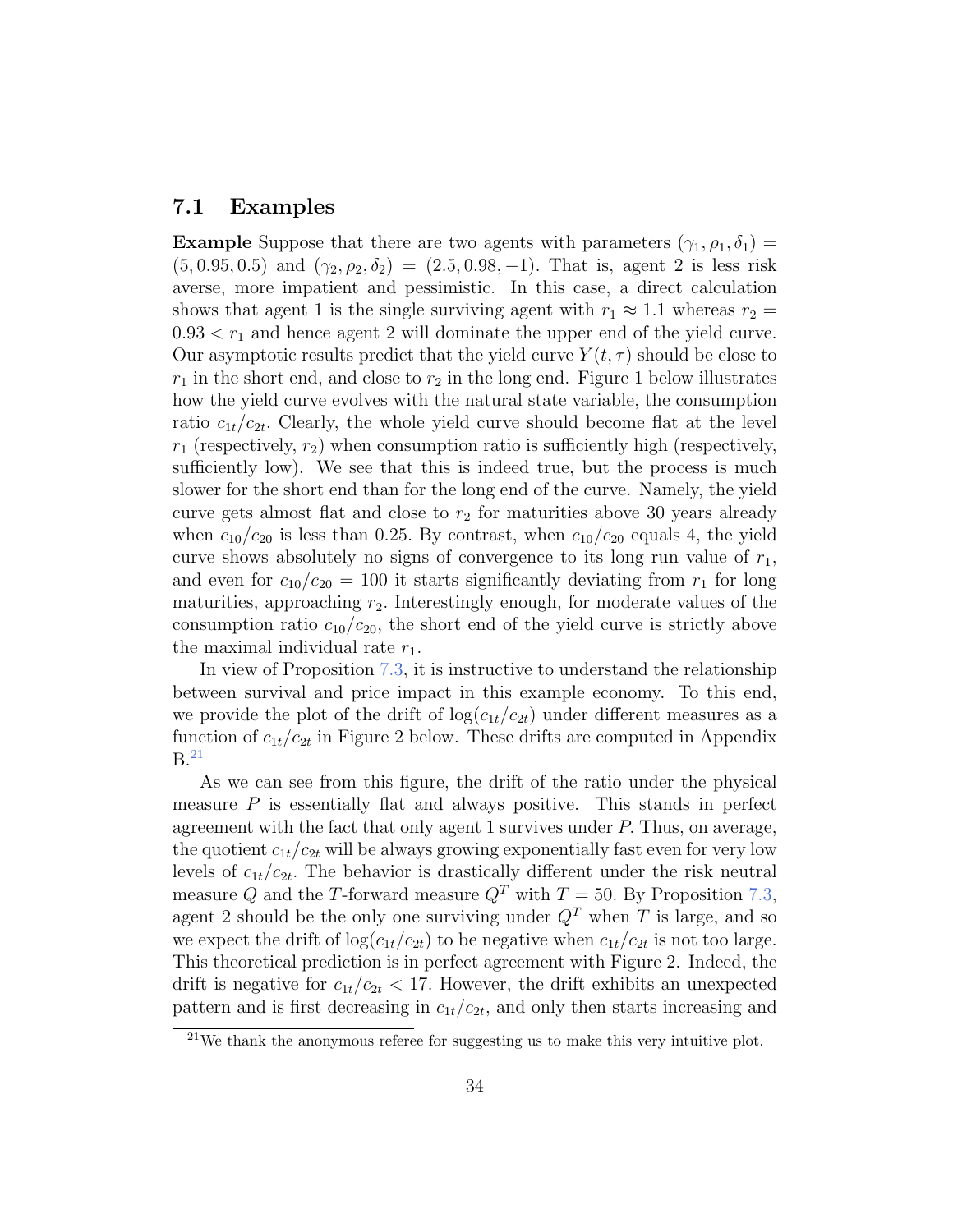## 7.1 Examples

**Example** Suppose that there are two agents with parameters $(\gamma_1, \rho_1, \delta_1) = (5, 0.95, 0.5)$ and $(\gamma_2, \rho_2, \delta_2) = (2.5, 0.98, -1)$. That is, agent 2 is less risk averse, more impatient and pessimistic. In this case, a direct calculation shows that agent 1 is the single surviving agent with $r_1 \approx 1.1$ whereas $r_2 = 0.93 < r_1$ and hence agent 2 will dominate the upper end of the yield curve. Our asymptotic results predict that the yield curve $Y(t, \tau)$ should be close to $r_1$ in the short end, and close to $r_2$ in the long end. Figure 1 below illustrates how the yield curve evolves with the natural state variable, the consumption ratio $c_{1t}/c_{2t}$. Clearly, the whole yield curve should become flat at the level $r_1$ (respectively, $r_2$) when consumption ratio is sufficiently high (respectively, sufficiently low). We see that this is indeed true, but the process is much slower for the short end than for the long end of the curve. Namely, the yield curve gets almost flat and close to $r_2$ for maturities above 30 years already when $c_{10}/c_{20}$ is less than 0.25. By contrast, when $c_{10}/c_{20}$ equals 4, the yield curve shows absolutely no signs of convergence to its long run value of $r_1$, and even for $c_{10}/c_{20} = 100$ it starts significantly deviating from $r_1$ for long maturities, approaching $r_2$. Interestingly enough, for moderate values of the consumption ratio $c_{10}/c_{20}$, the short end of the yield curve is strictly above the maximal individual rate $r_1$.

In view of Proposition 7.3, it is instructive to understand the relationship between survival and price impact in this example economy. To this end, we provide the plot of the drift of $\log(c_{1t}/c_{2t})$ under different measures as a function of $c_{1t}/c_{2t}$ in Figure 2 below. These drifts are computed in Appendix B.[21]

As we can see from this figure, the drift of the ratio under the physical measure $P$ is essentially flat and always positive. This stands in perfect agreement with the fact that only agent 1 survives under $P$. Thus, on average, the quotient $c_{1t}/c_{2t}$ will be always growing exponentially fast even for very low levels of $c_{1t}/c_{2t}$. The behavior is drastically different under the risk neutral measure $Q$ and the $T$-forward measure $Q^T$ with $T = 50$. By Proposition 7.3, agent 2 should be the only one surviving under $Q^T$ when $T$ is large, and so we expect the drift of $\log(c_{1t}/c_{2t})$ to be negative when $c_{1t}/c_{2t}$ is not too large. This theoretical prediction is in perfect agreement with Figure 2. Indeed, the drift is negative for $c_{1t}/c_{2t} < 17$. However, the drift exhibits an unexpected pattern and is first decreasing in $c_{1t}/c_{2t}$, and only then starts increasing and

[21] We thank the anonymous referee for suggesting us to make this very intuitive plot.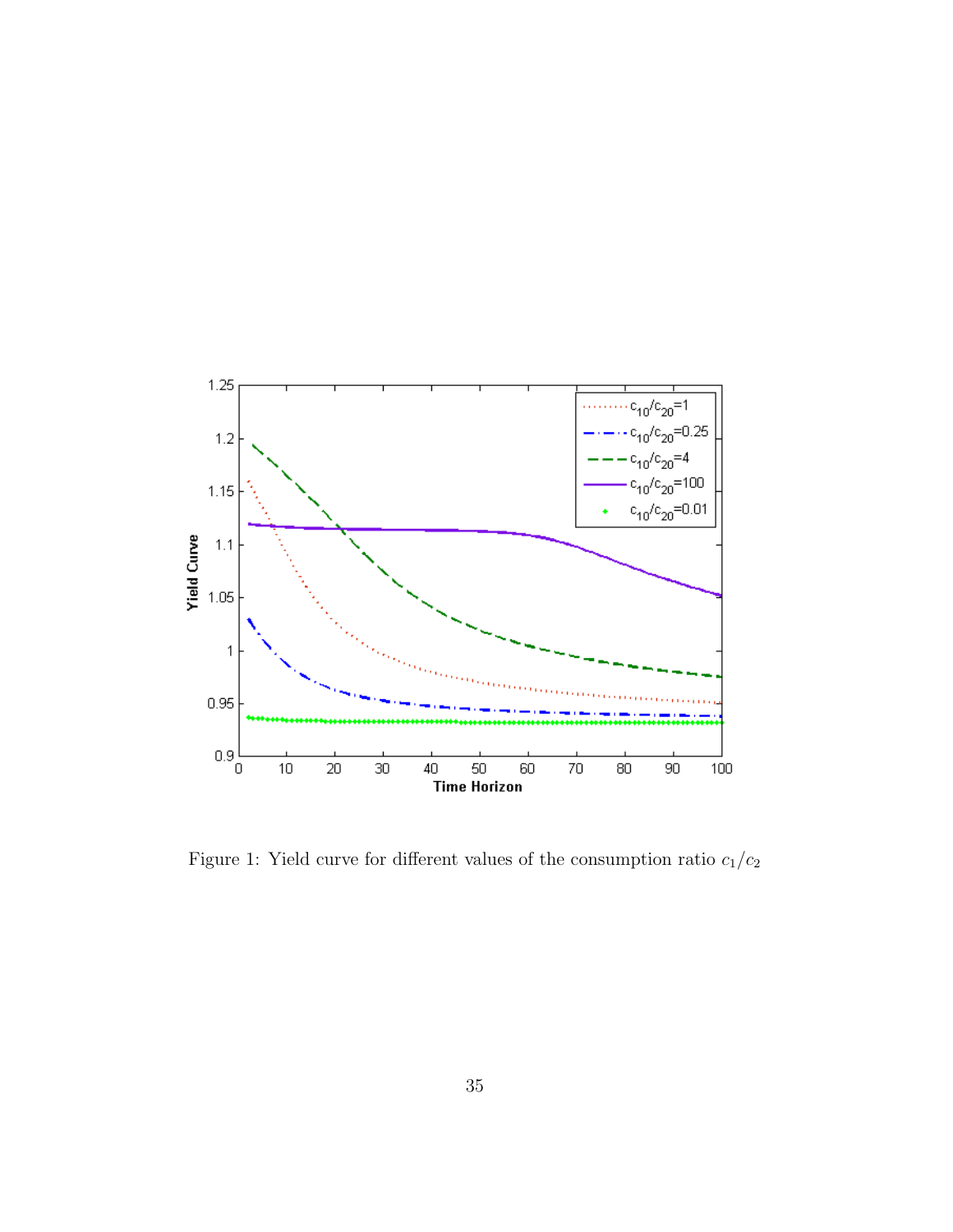Figure 1: Yield curve for different values of the consumption ratio $c_1/c_2$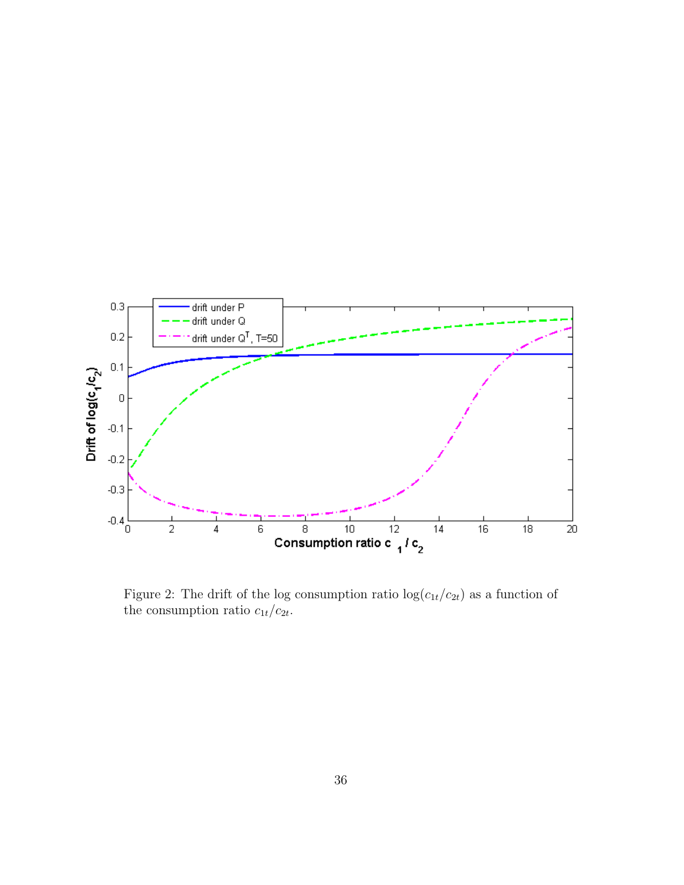Figure 2: The drift of the log consumption ratio $\log(c_{1t}/c_{2t})$ as a function of the consumption ratio $c_{1t}/c_{2t}$.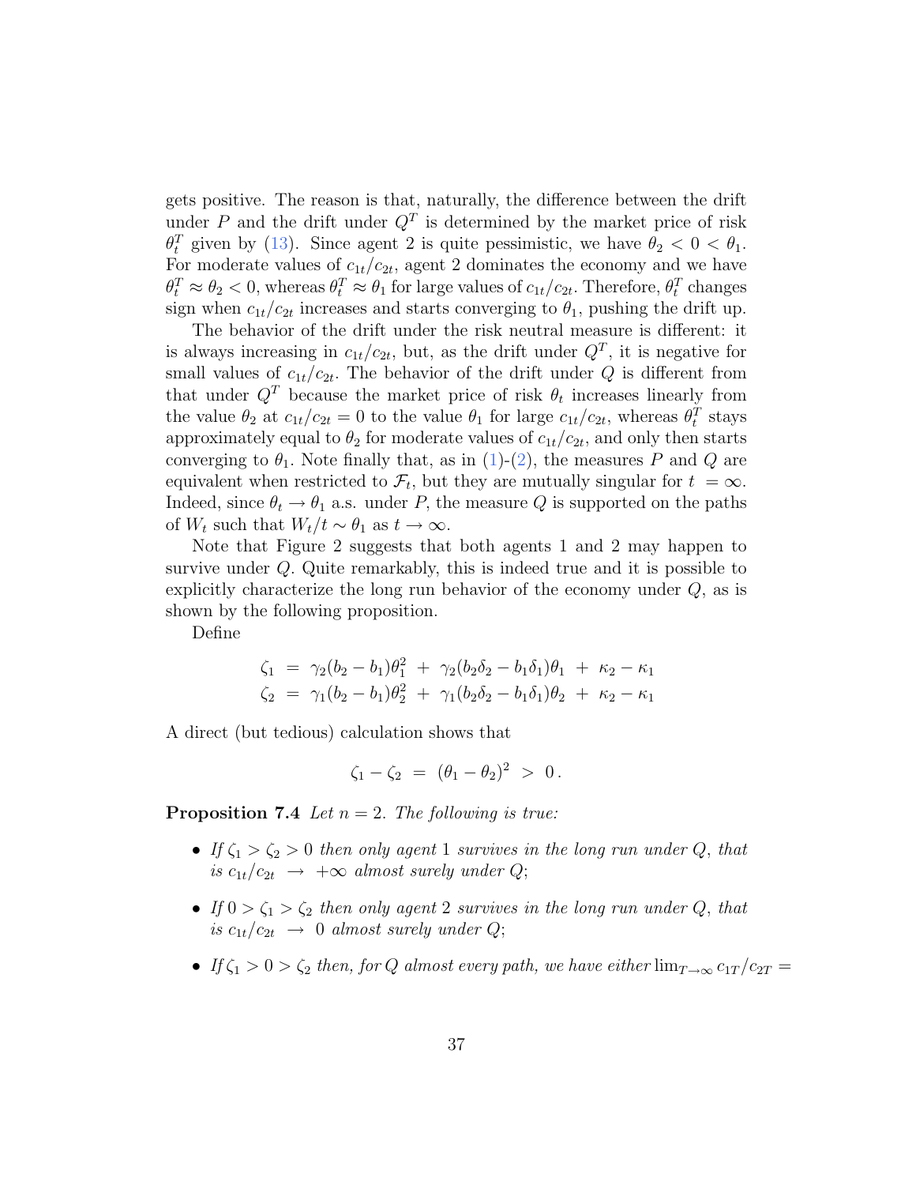gets positive. The reason is that, naturally, the difference between the drift under $P$ and the drift under $Q^T$ is determined by the market price of risk $\theta_t^T$ given by (13). Since agent 2 is quite pessimistic, we have $\theta_2 < 0 < \theta_1$. For moderate values of $c_{1t}/c_{2t}$, agent 2 dominates the economy and we have $\theta_t^T \approx \theta_2 < 0$, whereas $\theta_t^T \approx \theta_1$ for large values of $c_{1t}/c_{2t}$. Therefore, $\theta_t^T$ changes sign when $c_{1t}/c_{2t}$ increases and starts converging to $\theta_1$, pushing the drift up.

The behavior of the drift under the risk neutral measure is different: it is always increasing in $c_{1t}/c_{2t}$, but, as the drift under $Q^T$, it is negative for small values of $c_{1t}/c_{2t}$. The behavior of the drift under $Q$ is different from that under $Q^T$ because the market price of risk $\theta_t$ increases linearly from the value $\theta_2$ at $c_{1t}/c_{2t} = 0$ to the value $\theta_1$ for large $c_{1t}/c_{2t}$, whereas $\theta_t^T$ stays approximately equal to $\theta_2$ for moderate values of $c_{1t}/c_{2t}$, and only then starts converging to $\theta_1$. Note finally that, as in (1)-(2), the measures $P$ and $Q$ are equivalent when restricted to $\mathcal{F}_t$, but they are mutually singular for $t = \infty$. Indeed, since $\theta_t \to \theta_1$ a.s. under $P$, the measure $Q$ is supported on the paths of $W_t$ such that $W_t/t \sim \theta_1$ as $t \to \infty$.

Note that Figure 2 suggests that both agents 1 and 2 may happen to survive under $Q$. Quite remarkably, this is indeed true and it is possible to explicitly characterize the long run behavior of the economy under $Q$, as is shown by the following proposition.

Define

$$
\begin{aligned}
\zeta_1 &= \gamma_2(b_2 - b_1)\theta_1^2 \; + \; \gamma_2(b_2\delta_2 - b_1\delta_1)\theta_1 \; + \; \kappa_2 - \kappa_1 \\
\zeta_2 &= \gamma_1(b_2 - b_1)\theta_2^2 \; + \; \gamma_1(b_2\delta_2 - b_1\delta_1)\theta_2 \; + \; \kappa_2 - \kappa_1
\end{aligned}
$$

A direct (but tedious) calculation shows that

$$
\zeta_1 - \zeta_2 \; = \; (\theta_1 - \theta_2)^2 \; > \; 0\,.
$$

**Proposition 7.4** *Let $n = 2$. The following is true:*

- *If $\zeta_1 > \zeta_2 > 0$ then only agent 1 survives in the long run under $Q$, that is $c_{1t}/c_{2t} \;\to\; +\infty$ almost surely under $Q$;*
- *If $0 > \zeta_1 > \zeta_2$ then only agent 2 survives in the long run under $Q$, that is $c_{1t}/c_{2t} \;\to\; 0$ almost surely under $Q$;*
- *If $\zeta_1 > 0 > \zeta_2$ then, for $Q$ almost every path, we have either $\lim_{T\to\infty} c_{1T}/c_{2T} =$*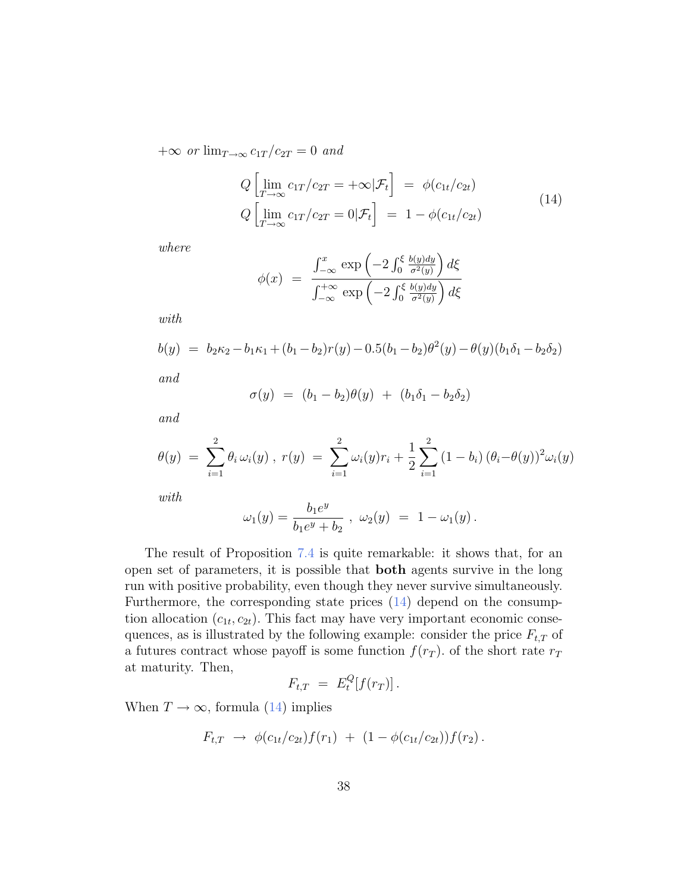$+\infty$ *or* $\lim_{T\to\infty} c_{1T}/c_{2T} = 0$ *and*

$$
\begin{aligned}
Q\left[\lim_{T\to\infty} c_{1T}/c_{2T} = +\infty | \mathcal{F}_t\right] &= \phi(c_{1t}/c_{2t}) \\
Q\left[\lim_{T\to\infty} c_{1T}/c_{2T} = 0 | \mathcal{F}_t\right] &= 1 - \phi(c_{1t}/c_{2t})
\end{aligned}
\tag{14}
$$

*where*

$$
\phi(x) \;=\; \frac{\int_{-\infty}^{x} \exp\left(-2\int_0^{\xi} \frac{b(y)dy}{\sigma^2(y)}\right) d\xi}{\int_{-\infty}^{+\infty} \exp\left(-2\int_0^{\xi} \frac{b(y)dy}{\sigma^2(y)}\right) d\xi}
$$

*with*

$$
b(y) \;=\; b_2\kappa_2 - b_1\kappa_1 + (b_1 - b_2)r(y) - 0.5(b_1 - b_2)\theta^2(y) - \theta(y)(b_1\delta_1 - b_2\delta_2)
$$

*and*

$$
\sigma(y) \;=\; (b_1 - b_2)\theta(y) \;+\; (b_1\delta_1 - b_2\delta_2)
$$

*and*

$$
\theta(y) \;=\; \sum_{i=1}^{2} \theta_i\, \omega_i(y)\;,\; r(y) \;=\; \sum_{i=1}^{2} \omega_i(y) r_i + \frac{1}{2}\sum_{i=1}^{2} (1 - b_i)\,(\theta_i - \theta(y))^2 \omega_i(y)
$$

*with*

$$
\omega_1(y) = \frac{b_1 e^y}{b_1 e^y + b_2}\;,\; \omega_2(y) \;=\; 1 - \omega_1(y)\,.
$$

The result of Proposition 7.4 is quite remarkable: it shows that, for an open set of parameters, it is possible that **both** agents survive in the long run with positive probability, even though they never survive simultaneously. Furthermore, the corresponding state prices (14) depend on the consumption allocation $(c_{1t}, c_{2t})$. This fact may have very important economic consequences, as is illustrated by the following example: consider the price $F_{t,T}$ of a futures contract whose payoff is some function $f(r_T)$. of the short rate $r_T$ at maturity. Then,

$$
F_{t,T} \;=\; E_t^Q[f(r_T)]\,.
$$

When $T \to \infty$, formula (14) implies

$$
F_{t,T} \;\to\; \phi(c_{1t}/c_{2t}) f(r_1) \;+\; (1 - \phi(c_{1t}/c_{2t})) f(r_2)\,.
$$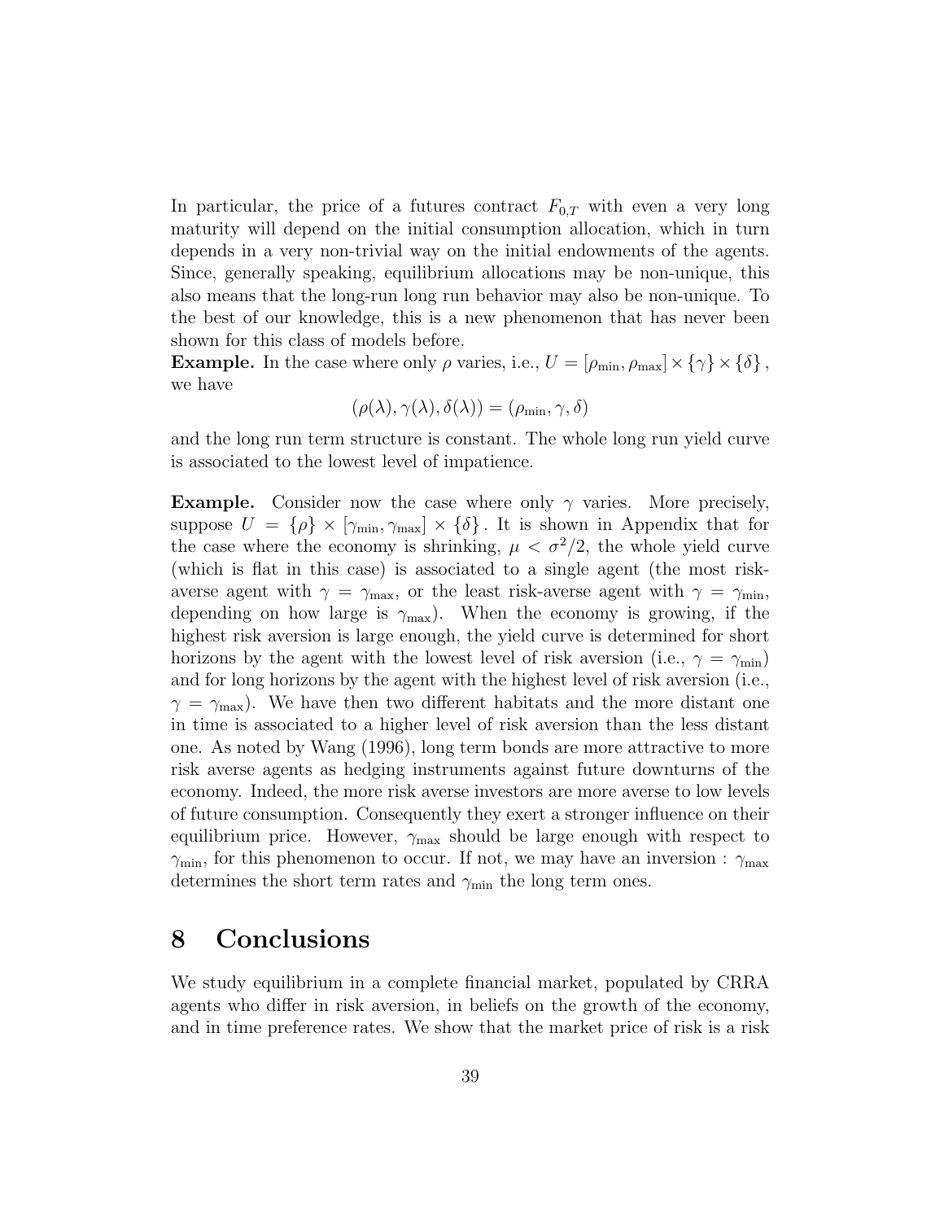In particular, the price of a futures contract $F_{0,T}$ with even a very long maturity will depend on the initial consumption allocation, which in turn depends in a very non-trivial way on the initial endowments of the agents. Since, generally speaking, equilibrium allocations may be non-unique, this also means that the long-run long run behavior may also be non-unique. To the best of our knowledge, this is a new phenomenon that has never been shown for this class of models before.

**Example.** In the case where only $\rho$ varies, i.e., $U = [\rho_{\min}, \rho_{\max}] \times \{\gamma\} \times \{\delta\}$, we have

$$(\rho(\lambda), \gamma(\lambda), \delta(\lambda)) = (\rho_{\min}, \gamma, \delta)$$

and the long run term structure is constant. The whole long run yield curve is associated to the lowest level of impatience.

**Example.** Consider now the case where only $\gamma$ varies. More precisely, suppose $U = \{\rho\} \times [\gamma_{\min}, \gamma_{\max}] \times \{\delta\}$. It is shown in Appendix that for the case where the economy is shrinking, $\mu < \sigma^2/2$, the whole yield curve (which is flat in this case) is associated to a single agent (the most risk-averse agent with $\gamma = \gamma_{\max}$, or the least risk-averse agent with $\gamma = \gamma_{\min}$, depending on how large is $\gamma_{\max}$). When the economy is growing, if the highest risk aversion is large enough, the yield curve is determined for short horizons by the agent with the lowest level of risk aversion (i.e., $\gamma = \gamma_{\min}$) and for long horizons by the agent with the highest level of risk aversion (i.e., $\gamma = \gamma_{\max}$). We have then two different habitats and the more distant one in time is associated to a higher level of risk aversion than the less distant one. As noted by Wang (1996), long term bonds are more attractive to more risk averse agents as hedging instruments against future downturns of the economy. Indeed, the more risk averse investors are more averse to low levels of future consumption. Consequently they exert a stronger influence on their equilibrium price. However, $\gamma_{\max}$ should be large enough with respect to $\gamma_{\min}$, for this phenomenon to occur. If not, we may have an inversion : $\gamma_{\max}$ determines the short term rates and $\gamma_{\min}$ the long term ones.

# 8 Conclusions

We study equilibrium in a complete financial market, populated by CRRA agents who differ in risk aversion, in beliefs on the growth of the economy, and in time preference rates. We show that the market price of risk is a risk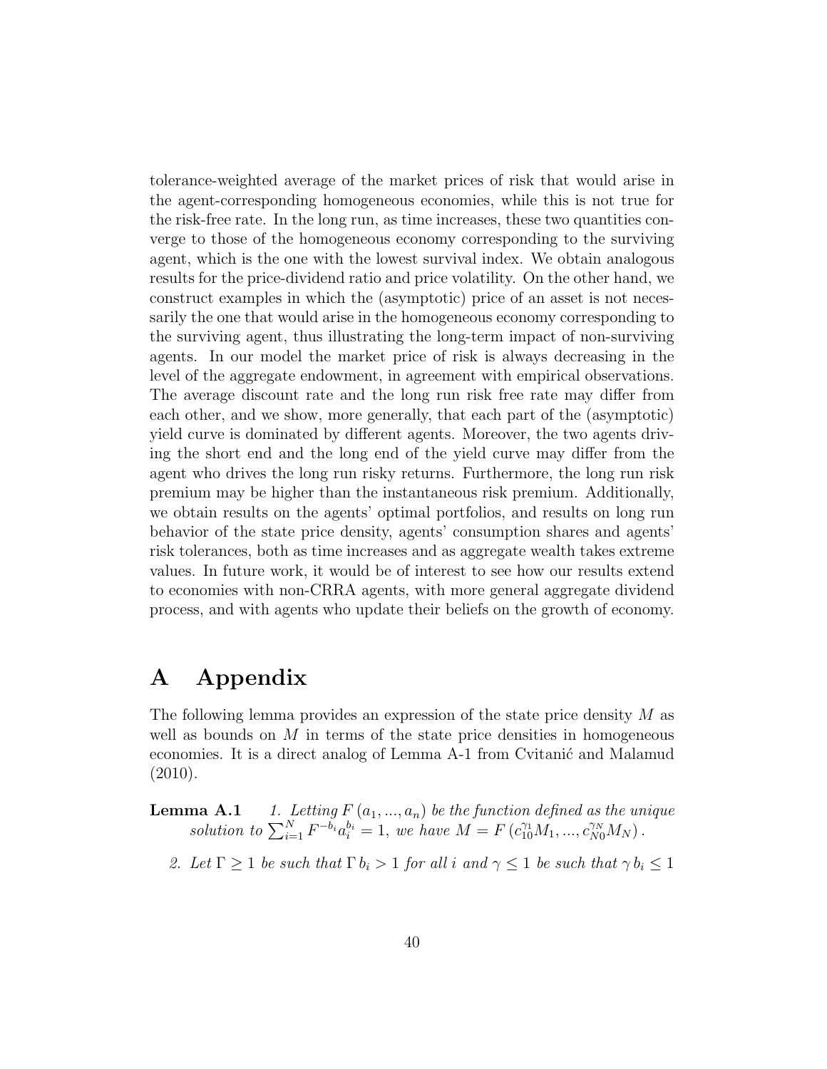tolerance-weighted average of the market prices of risk that would arise in the agent-corresponding homogeneous economies, while this is not true for the risk-free rate. In the long run, as time increases, these two quantities converge to those of the homogeneous economy corresponding to the surviving agent, which is the one with the lowest survival index. We obtain analogous results for the price-dividend ratio and price volatility. On the other hand, we construct examples in which the (asymptotic) price of an asset is not necessarily the one that would arise in the homogeneous economy corresponding to the surviving agent, thus illustrating the long-term impact of non-surviving agents. In our model the market price of risk is always decreasing in the level of the aggregate endowment, in agreement with empirical observations. The average discount rate and the long run risk free rate may differ from each other, and we show, more generally, that each part of the (asymptotic) yield curve is dominated by different agents. Moreover, the two agents driving the short end and the long end of the yield curve may differ from the agent who drives the long run risky returns. Furthermore, the long run risk premium may be higher than the instantaneous risk premium. Additionally, we obtain results on the agents' optimal portfolios, and results on long run behavior of the state price density, agents' consumption shares and agents' risk tolerances, both as time increases and as aggregate wealth takes extreme values. In future work, it would be of interest to see how our results extend to economies with non-CRRA agents, with more general aggregate dividend process, and with agents who update their beliefs on the growth of economy.

# A Appendix

The following lemma provides an expression of the state price density $M$ as well as bounds on $M$ in terms of the state price densities in homogeneous economies. It is a direct analog of Lemma A-1 from Cvitanić and Malamud (2010).

**Lemma A.1** *1. Letting $F(a_1, ..., a_n)$ be the function defined as the unique solution to $\sum_{i=1}^{N} F^{-b_i} a_i^{b_i} = 1$, we have $M = F\left(c_{10}^{\gamma_1} M_1, ..., c_{N0}^{\gamma_N} M_N\right)$.*

*2. Let $\Gamma \geq 1$ be such that $\Gamma\, b_i > 1$ for all $i$ and $\gamma \leq 1$ be such that $\gamma\, b_i \leq 1$*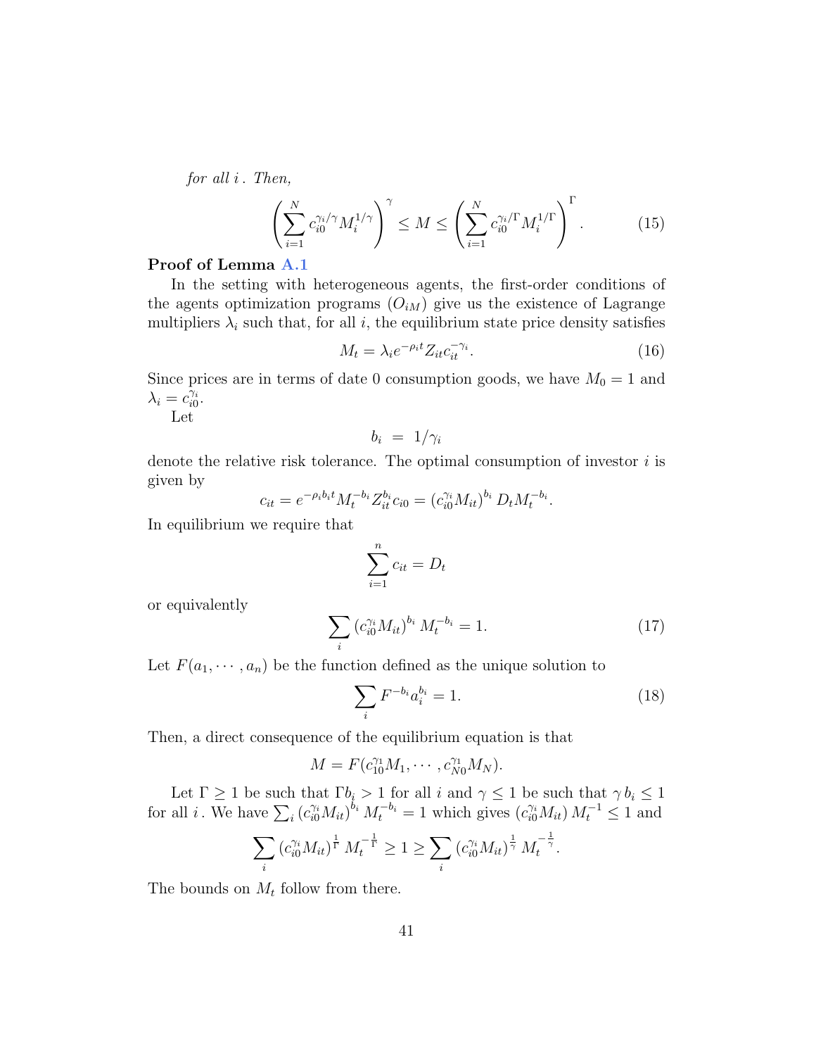*for all $i$. Then,*

$$
\left( \sum_{i=1}^{N} c_{i0}^{\gamma_i/\gamma} M_i^{1/\gamma} \right)^{\gamma} \leq M \leq \left( \sum_{i=1}^{N} c_{i0}^{\gamma_i/\Gamma} M_i^{1/\Gamma} \right)^{\Gamma} . \tag{15}
$$

**Proof of Lemma A.1**

In the setting with heterogeneous agents, the first-order conditions of the agents optimization programs $(O_{iM})$ give us the existence of Lagrange multipliers $\lambda_i$ such that, for all $i$, the equilibrium state price density satisfies

$$
M_t = \lambda_i e^{-\rho_i t} Z_{it} c_{it}^{-\gamma_i}. \tag{16}
$$

Since prices are in terms of date 0 consumption goods, we have $M_0 = 1$ and $\lambda_i = c_{i0}^{\gamma_i}$.

Let

$$
b_i \ = \ 1/\gamma_i
$$

denote the relative risk tolerance. The optimal consumption of investor $i$ is given by

$$
c_{it} = e^{-\rho_i b_i t} M_t^{-b_i} Z_{it}^{b_i} c_{i0} = \left(c_{i0}^{\gamma_i} M_{it}\right)^{b_i} D_t M_t^{-b_i}.
$$

In equilibrium we require that

$$
\sum_{i=1}^{n} c_{it} = D_t
$$

or equivalently

$$
\sum_i \left(c_{i0}^{\gamma_i} M_{it}\right)^{b_i} M_t^{-b_i} = 1. \tag{17}
$$

Let $F(a_1, \cdots, a_n)$ be the function defined as the unique solution to

$$
\sum_i F^{-b_i} a_i^{b_i} = 1. \tag{18}
$$

Then, a direct consequence of the equilibrium equation is that

$$
M = F(c_{10}^{\gamma_1} M_1, \cdots, c_{N0}^{\gamma_1} M_N).
$$

Let $\Gamma \geq 1$ be such that $\Gamma b_i > 1$ for all $i$ and $\gamma \leq 1$ be such that $\gamma\, b_i \leq 1$ for all $i$. We have $\sum_i \left(c_{i0}^{\gamma_i} M_{it}\right)^{b_i} M_t^{-b_i} = 1$ which gives $\left(c_{i0}^{\gamma_i} M_{it}\right) M_t^{-1} \leq 1$ and

$$
\sum_i \left(c_{i0}^{\gamma_i} M_{it}\right)^{\frac{1}{\Gamma}} M_t^{-\frac{1}{\Gamma}} \geq 1 \geq \sum_i \left(c_{i0}^{\gamma_i} M_{it}\right)^{\frac{1}{\gamma}} M_t^{-\frac{1}{\gamma}}.
$$

The bounds on $M_t$ follow from there.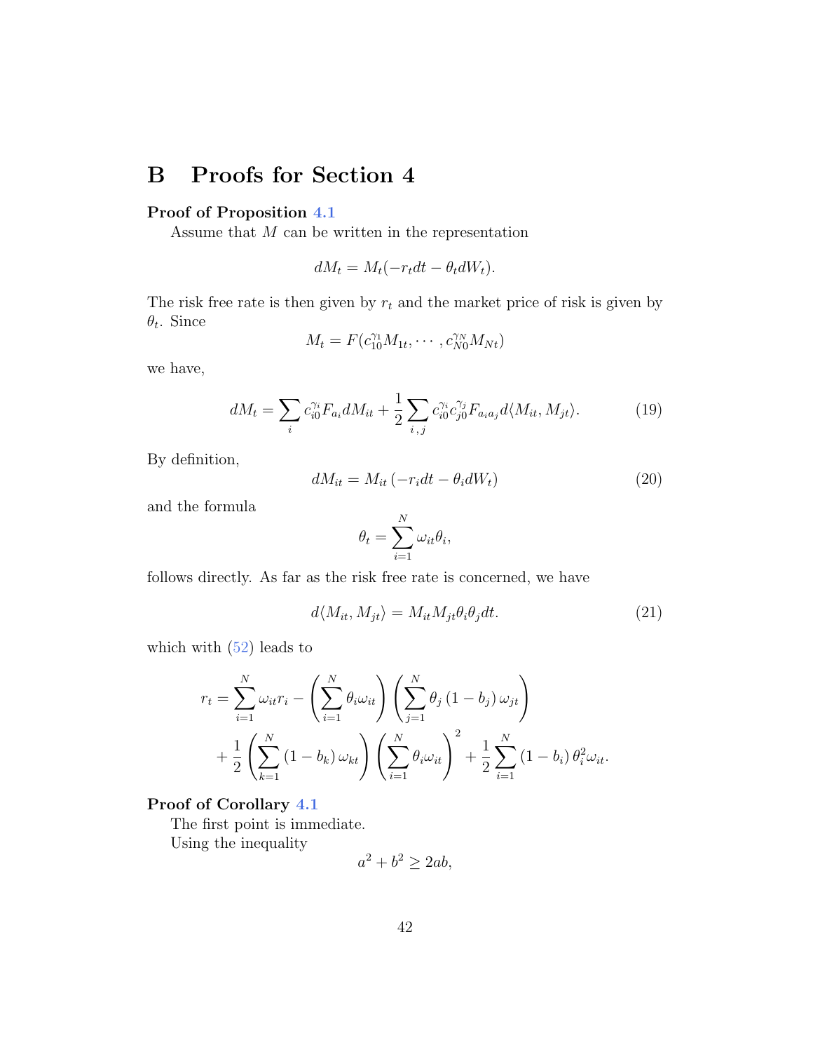# B Proofs for Section 4

**Proof of Proposition 4.1**

Assume that $M$ can be written in the representation

$$dM_t = M_t(-r_t dt - \theta_t dW_t).$$

The risk free rate is then given by $r_t$ and the market price of risk is given by $\theta_t$. Since

$$M_t = F(c_{10}^{\gamma_1} M_{1t}, \cdots, c_{N0}^{\gamma_N} M_{Nt})$$

we have,

$$dM_t = \sum_i c_{i0}^{\gamma_i} F_{a_i} dM_{it} + \frac{1}{2} \sum_{i,j} c_{i0}^{\gamma_i} c_{j0}^{\gamma_j} F_{a_i a_j} d\langle M_{it}, M_{jt} \rangle. \tag{19}$$

By definition,

$$dM_{it} = M_{it} \left( -r_i dt - \theta_i dW_t \right) \tag{20}$$

and the formula

$$\theta_t = \sum_{i=1}^{N} \omega_{it} \theta_i,$$

follows directly. As far as the risk free rate is concerned, we have

$$d\langle M_{it}, M_{jt} \rangle = M_{it} M_{jt} \theta_i \theta_j dt. \tag{21}$$

which with (52) leads to

$$\begin{aligned}
r_t = \sum_{i=1}^{N} \omega_{it} r_i &- \left( \sum_{i=1}^{N} \theta_i \omega_{it} \right) \left( \sum_{j=1}^{N} \theta_j \left(1 - b_j\right) \omega_{jt} \right) \\
&+ \frac{1}{2} \left( \sum_{k=1}^{N} \left(1 - b_k\right) \omega_{kt} \right) \left( \sum_{i=1}^{N} \theta_i \omega_{it} \right)^2 + \frac{1}{2} \sum_{i=1}^{N} \left(1 - b_i\right) \theta_i^2 \omega_{it}.
\end{aligned}$$

**Proof of Corollary 4.1**

The first point is immediate.

Using the inequality

$$a^2 + b^2 \geq 2ab,$$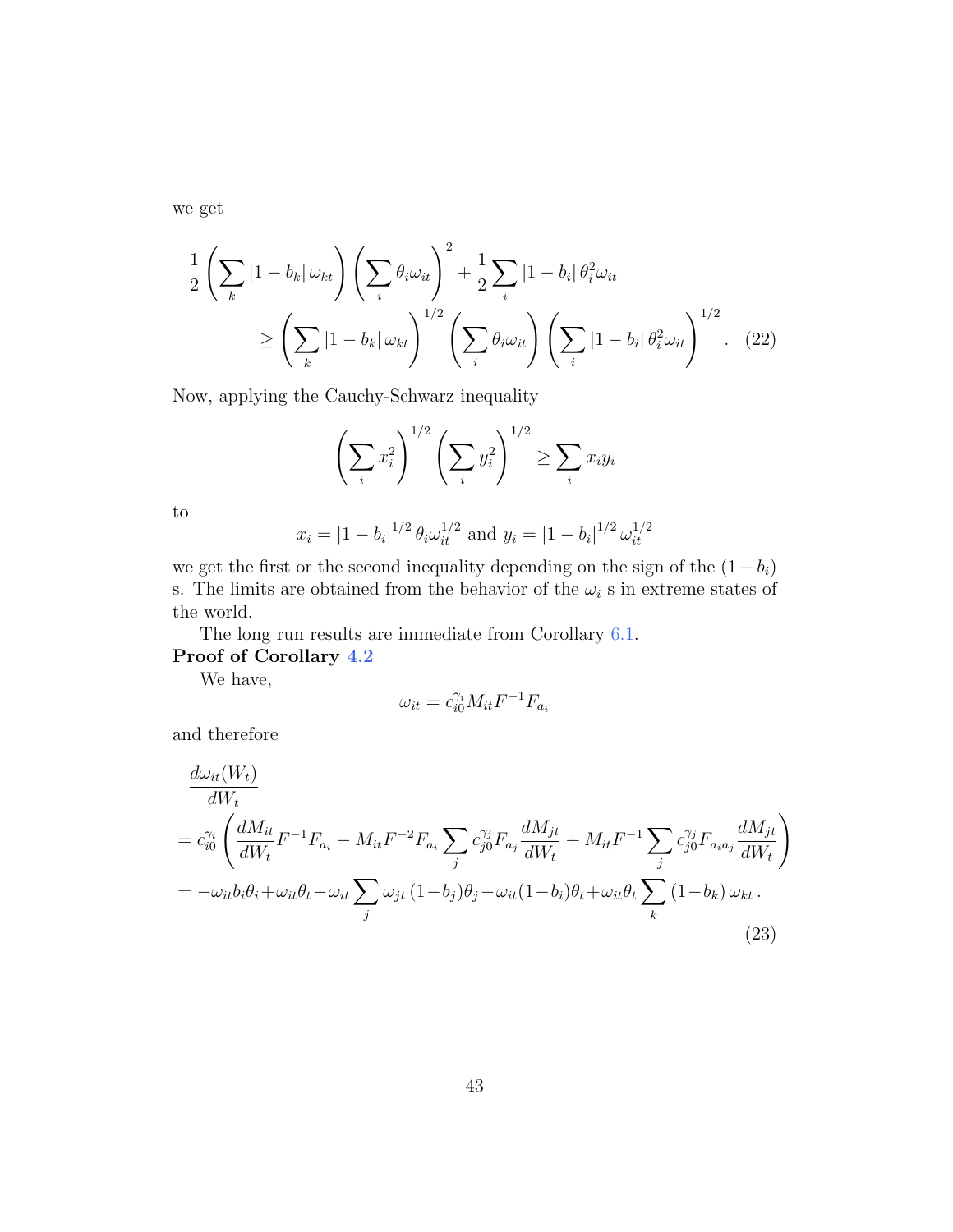we get

$$\frac{1}{2}\left(\sum_k |1-b_k|\,\omega_{kt}\right)\left(\sum_i \theta_i \omega_{it}\right)^2 + \frac{1}{2}\sum_i |1-b_i|\,\theta_i^2 \omega_{it}$$
$$\geq \left(\sum_k |1-b_k|\,\omega_{kt}\right)^{1/2}\left(\sum_i \theta_i \omega_{it}\right)\left(\sum_i |1-b_i|\,\theta_i^2 \omega_{it}\right)^{1/2}. \quad (22)$$

Now, applying the Cauchy-Schwarz inequality

$$\left(\sum_i x_i^2\right)^{1/2}\left(\sum_i y_i^2\right)^{1/2} \geq \sum_i x_i y_i$$

to

$$x_i = |1-b_i|^{1/2}\,\theta_i \omega_{it}^{1/2} \text{ and } y_i = |1-b_i|^{1/2}\,\omega_{it}^{1/2}$$

we get the first or the second inequality depending on the sign of the $(1-b_i)$ s. The limits are obtained from the behavior of the $\omega_i$ s in extreme states of the world.

The long run results are immediate from Corollary 6.1.

**Proof of Corollary 4.2**

We have,

$$\omega_{it} = c_{i0}^{\gamma_i} M_{it} F^{-1} F_{a_i}$$

and therefore

$$\frac{d\omega_{it}(W_t)}{dW_t}$$
$$= c_{i0}^{\gamma_i}\left(\frac{dM_{it}}{dW_t}F^{-1}F_{a_i} - M_{it}F^{-2}F_{a_i}\sum_j c_{j0}^{\gamma_j}F_{a_j}\frac{dM_{jt}}{dW_t} + M_{it}F^{-1}\sum_j c_{j0}^{\gamma_j}F_{a_i a_j}\frac{dM_{jt}}{dW_t}\right)$$
$$= -\omega_{it}b_i\theta_i + \omega_{it}\theta_t - \omega_{it}\sum_j \omega_{jt}\,(1-b_j)\theta_j - \omega_{it}(1-b_i)\theta_t + \omega_{it}\theta_t\sum_k (1-b_k)\,\omega_{kt}\,. \quad (23)$$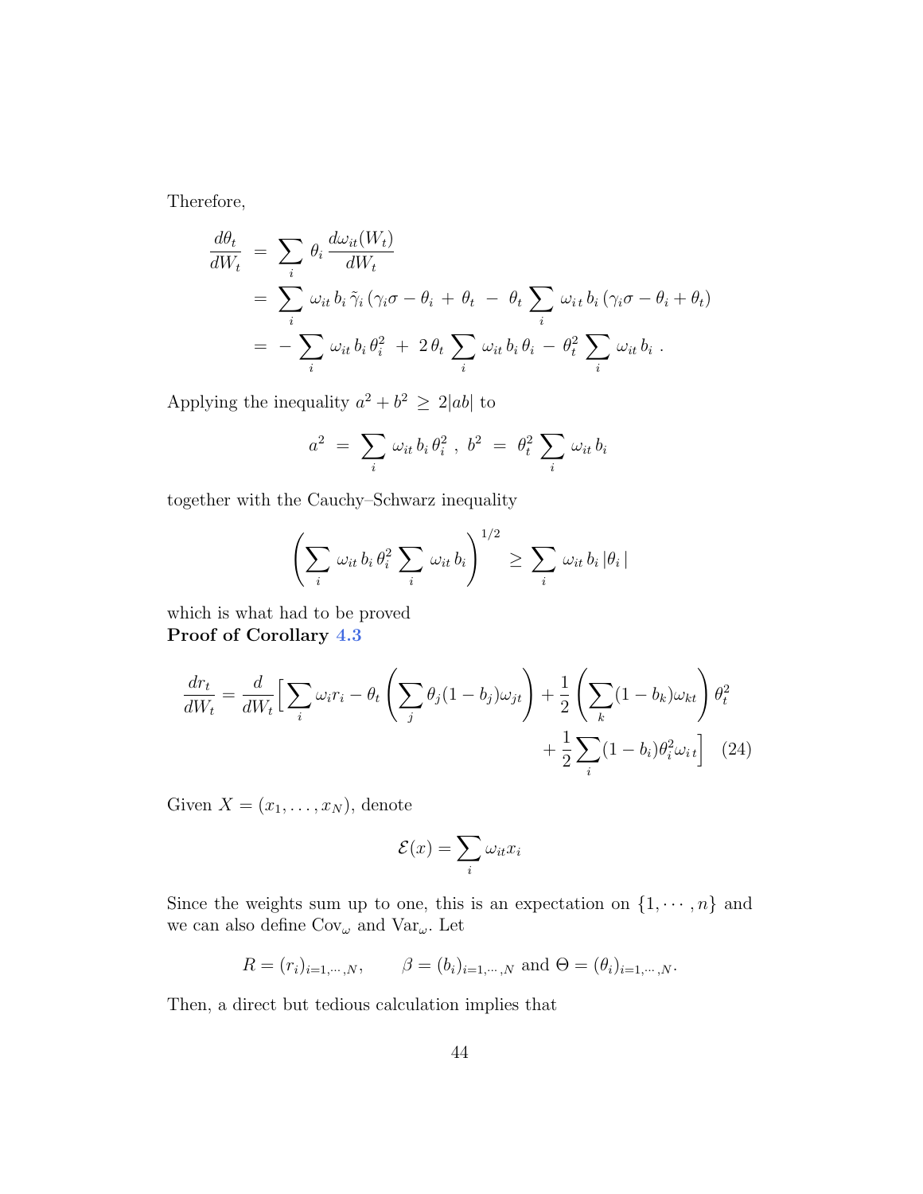Therefore,

$$
\begin{aligned}
\frac{d\theta_t}{dW_t} \;&=\; \sum_i \,\theta_i\,\frac{d\omega_{it}(W_t)}{dW_t} \\
&=\; \sum_i \,\omega_{it}\,b_i\,\tilde{\gamma}_i\,(\gamma_i\sigma - \theta_i \,+\, \theta_t \;-\; \theta_t\,\sum_i \,\omega_{i\,t}\,b_i\,(\gamma_i\sigma - \theta_i + \theta_t) \\
&=\; -\sum_i \,\omega_{it}\,b_i\,\theta_i^2 \;+\; 2\,\theta_t\,\sum_i \,\omega_{it}\,b_i\,\theta_i \;-\; \theta_t^2\,\sum_i \,\omega_{it}\,b_i \;.
\end{aligned}
$$

Applying the inequality $a^2 + b^2 \;\geq\; 2|ab|$ to

$$
a^2 \;=\; \sum_i \,\omega_{it}\,b_i\,\theta_i^2 \;,\; b^2 \;=\; \theta_t^2\,\sum_i \,\omega_{it}\,b_i
$$

together with the Cauchy–Schwarz inequality

$$
\left(\sum_i \,\omega_{it}\,b_i\,\theta_i^2\,\sum_i \,\omega_{it}\,b_i\right)^{1/2} \;\geq\; \sum_i \,\omega_{it}\,b_i\,|\theta_i\,|
$$

which is what had to be proved

**Proof of Corollary 4.3**

$$
\frac{dr_t}{dW_t} = \frac{d}{dW_t}\Big[\sum_i \omega_i r_i - \theta_t\left(\sum_j \theta_j(1-b_j)\omega_{jt}\right) + \frac{1}{2}\left(\sum_k (1-b_k)\omega_{kt}\right)\theta_t^2 + \frac{1}{2}\sum_i (1-b_i)\theta_i^2\omega_{i\,t}\Big] \quad (24)
$$

Given $X = (x_1, \ldots, x_N)$, denote

$$
\mathcal{E}(x) = \sum_i \omega_{it} x_i
$$

Since the weights sum up to one, this is an expectation on $\{1, \cdots, n\}$ and we can also define $\mathrm{Cov}_\omega$ and $\mathrm{Var}_\omega$. Let

$$
R = (r_i)_{i=1,\cdots,N}, \qquad \beta = (b_i)_{i=1,\cdots,N} \text{ and } \Theta = (\theta_i)_{i=1,\cdots,N}.
$$

Then, a direct but tedious calculation implies that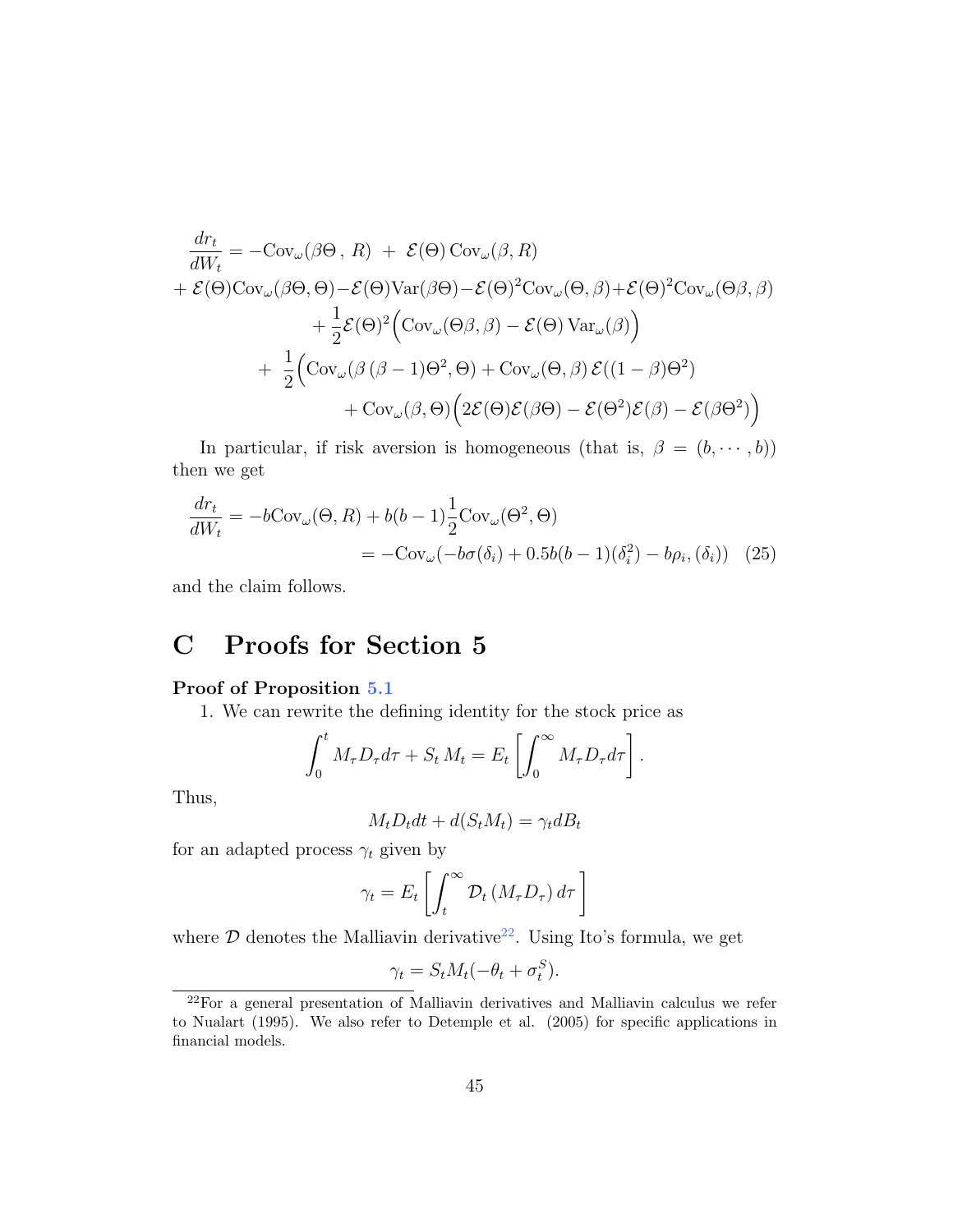$$
\begin{aligned}
\frac{dr_t}{dW_t} &= -\mathrm{Cov}_\omega(\beta\Theta\,,\,R) \;+\; \mathcal{E}(\Theta)\,\mathrm{Cov}_\omega(\beta, R) \\
&+ \mathcal{E}(\Theta)\mathrm{Cov}_\omega(\beta\Theta, \Theta) - \mathcal{E}(\Theta)\mathrm{Var}(\beta\Theta) - \mathcal{E}(\Theta)^2\mathrm{Cov}_\omega(\Theta, \beta) + \mathcal{E}(\Theta)^2\mathrm{Cov}_\omega(\Theta\beta, \beta) \\
&\quad + \frac{1}{2}\mathcal{E}(\Theta)^2\Big(\mathrm{Cov}_\omega(\Theta\beta, \beta) - \mathcal{E}(\Theta)\,\mathrm{Var}_\omega(\beta)\Big) \\
&\quad + \;\frac{1}{2}\Big(\mathrm{Cov}_\omega(\beta\,(\beta-1)\Theta^2, \Theta) + \mathrm{Cov}_\omega(\Theta, \beta)\,\mathcal{E}((1-\beta)\Theta^2) \\
&\qquad + \mathrm{Cov}_\omega(\beta, \Theta)\Big(2\mathcal{E}(\Theta)\mathcal{E}(\beta\Theta) - \mathcal{E}(\Theta^2)\mathcal{E}(\beta) - \mathcal{E}(\beta\Theta^2)\Big)
\end{aligned}
$$

In particular, if risk aversion is homogeneous (that is, $\beta = (b, \cdots, b)$) then we get

$$
\begin{aligned}
\frac{dr_t}{dW_t} &= -b\mathrm{Cov}_\omega(\Theta, R) + b(b-1)\frac{1}{2}\mathrm{Cov}_\omega(\Theta^2, \Theta) \\
&= -\mathrm{Cov}_\omega(-b\sigma(\delta_i) + 0.5b(b-1)(\delta_i^2) - b\rho_i, (\delta_i)) \quad (25)
\end{aligned}
$$

and the claim follows.

# C Proofs for Section 5

**Proof of Proposition 5.1**

1. We can rewrite the defining identity for the stock price as

$$
\int_0^t M_\tau D_\tau d\tau + S_t\, M_t = E_t\left[\int_0^\infty M_\tau D_\tau d\tau\right].
$$

Thus,

$$
M_t D_t dt + d(S_t M_t) = \gamma_t dB_t
$$

for an adapted process $\gamma_t$ given by

$$
\gamma_t = E_t\left[\int_t^\infty \mathcal{D}_t\left(M_\tau D_\tau\right) d\tau\right]
$$

where $\mathcal{D}$ denotes the Malliavin derivative[22]. Using Ito's formula, we get

$$
\gamma_t = S_t M_t(-\theta_t + \sigma_t^S).
$$

[22] For a general presentation of Malliavin derivatives and Malliavin calculus we refer to Nualart (1995). We also refer to Detemple et al. (2005) for specific applications in financial models.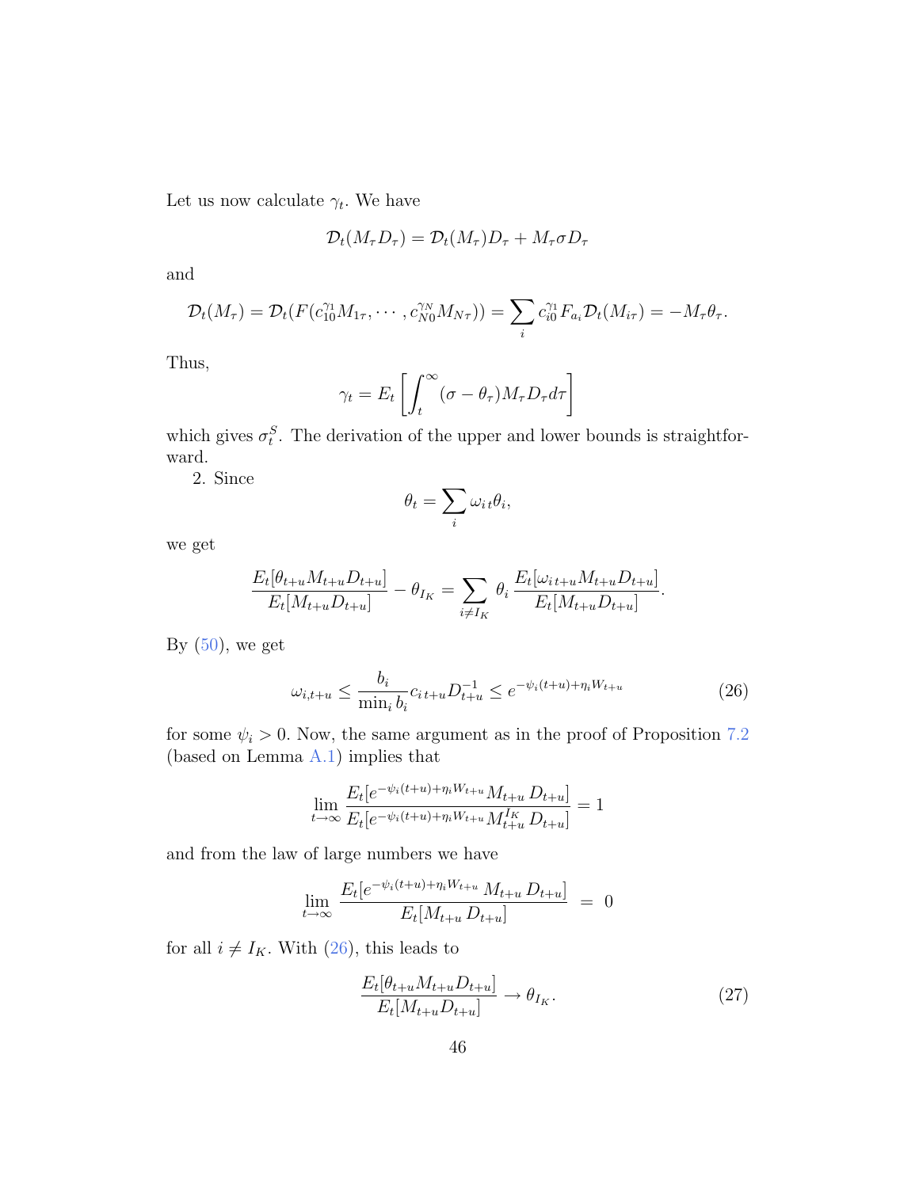Let us now calculate $\gamma_t$. We have

$$\mathcal{D}_t(M_\tau D_\tau) = \mathcal{D}_t(M_\tau)D_\tau + M_\tau \sigma D_\tau$$

and

$$\mathcal{D}_t(M_\tau) = \mathcal{D}_t(F(c_{10}^{\gamma_1} M_{1\tau}, \cdots, c_{N0}^{\gamma_N} M_{N\tau})) = \sum_i c_{i0}^{\gamma_1} F_{a_i} \mathcal{D}_t(M_{i\tau}) = -M_\tau \theta_\tau.$$

Thus,

$$\gamma_t = E_t\left[\int_t^\infty (\sigma - \theta_\tau) M_\tau D_\tau d\tau\right]$$

which gives $\sigma_t^S$. The derivation of the upper and lower bounds is straightforward.

2. Since

$$\theta_t = \sum_i \omega_{i\,t} \theta_i,$$

we get

$$\frac{E_t[\theta_{t+u} M_{t+u} D_{t+u}]}{E_t[M_{t+u} D_{t+u}]} - \theta_{I_K} = \sum_{i \neq I_K} \theta_i \, \frac{E_t[\omega_{i\,t+u} M_{t+u} D_{t+u}]}{E_t[M_{t+u} D_{t+u}]}.$$

By (50), we get

$$\omega_{i,t+u} \le \frac{b_i}{\min_i b_i} c_{i\,t+u} D_{t+u}^{-1} \le e^{-\psi_i(t+u) + \eta_i W_{t+u}} \tag{26}$$

for some $\psi_i > 0$. Now, the same argument as in the proof of Proposition 7.2 (based on Lemma A.1) implies that

$$\lim_{t\to\infty} \frac{E_t[e^{-\psi_i(t+u)+\eta_i W_{t+u}} M_{t+u}\, D_{t+u}]}{E_t[e^{-\psi_i(t+u)+\eta_i W_{t+u}} M_{t+u}^{I_K}\, D_{t+u}]} = 1$$

and from the law of large numbers we have

$$\lim_{t\to\infty} \frac{E_t[e^{-\psi_i(t+u)+\eta_i W_{t+u}}\, M_{t+u}\, D_{t+u}]}{E_t[M_{t+u}\, D_{t+u}]} \;=\; 0$$

for all $i \neq I_K$. With (26), this leads to

$$\frac{E_t[\theta_{t+u} M_{t+u} D_{t+u}]}{E_t[M_{t+u} D_{t+u}]} \to \theta_{I_K}. \tag{27}$$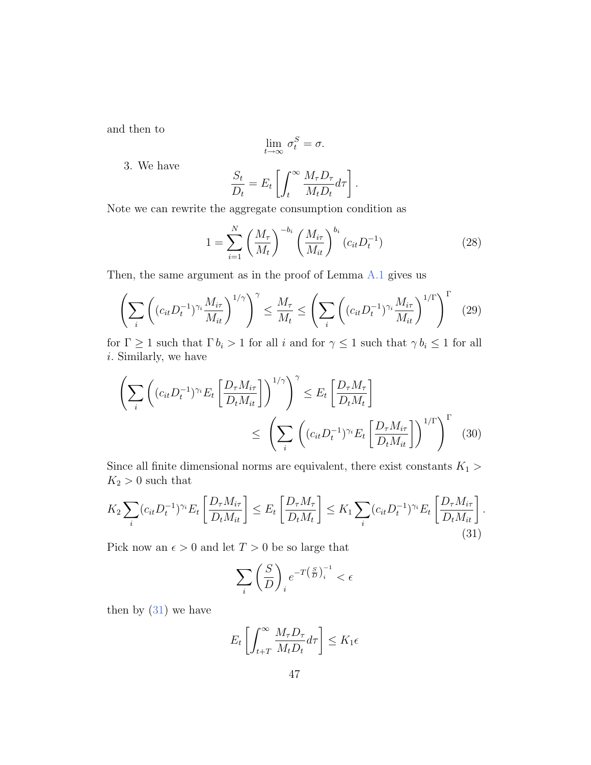and then to

$$\lim_{t\to\infty} \sigma_t^S = \sigma.$$

3. We have

$$\frac{S_t}{D_t} = E_t\left[\int_t^\infty \frac{M_\tau D_\tau}{M_t D_t} d\tau\right].$$

Note we can rewrite the aggregate consumption condition as

$$1 = \sum_{i=1}^{N} \left(\frac{M_\tau}{M_t}\right)^{-b_i} \left(\frac{M_{i\tau}}{M_{it}}\right)^{b_i} (c_{it} D_t^{-1}) \tag{28}$$

Then, the same argument as in the proof of Lemma A.1 gives us

$$\left(\sum_i \left((c_{it}D_t^{-1})^{\gamma_i} \frac{M_{i\tau}}{M_{it}}\right)^{1/\gamma}\right)^{\gamma} \le \frac{M_\tau}{M_t} \le \left(\sum_i \left((c_{it}D_t^{-1})^{\gamma_i} \frac{M_{i\tau}}{M_{it}}\right)^{1/\Gamma}\right)^{\Gamma} \tag{29}$$

for $\Gamma \ge 1$ such that $\Gamma\, b_i > 1$ for all $i$ and for $\gamma \le 1$ such that $\gamma\, b_i \le 1$ for all $i$. Similarly, we have

$$\left(\sum_i \left((c_{it}D_t^{-1})^{\gamma_i} E_t\left[\frac{D_\tau M_{i\tau}}{D_t M_{it}}\right]\right)^{1/\gamma}\right)^{\gamma} \le E_t\left[\frac{D_\tau M_\tau}{D_t M_t}\right] \le \left(\sum_i \left((c_{it}D_t^{-1})^{\gamma_i} E_t\left[\frac{D_\tau M_{i\tau}}{D_t M_{it}}\right]\right)^{1/\Gamma}\right)^{\Gamma} \tag{30}$$

Since all finite dimensional norms are equivalent, there exist constants $K_1 > K_2 > 0$ such that

$$K_2 \sum_i (c_{it}D_t^{-1})^{\gamma_i} E_t\left[\frac{D_\tau M_{i\tau}}{D_t M_{it}}\right] \le E_t\left[\frac{D_\tau M_\tau}{D_t M_t}\right] \le K_1 \sum_i (c_{it}D_t^{-1})^{\gamma_i} E_t\left[\frac{D_\tau M_{i\tau}}{D_t M_{it}}\right]. \tag{31}$$

Pick now an $\epsilon > 0$ and let $T > 0$ be so large that

$$\sum_i \left(\frac{S}{D}\right)_i e^{-T\left(\frac{S}{D}\right)_i^{-1}} < \epsilon$$

then by (31) we have

$$E_t\left[\int_{t+T}^\infty \frac{M_\tau D_\tau}{M_t D_t} d\tau\right] \le K_1 \epsilon$$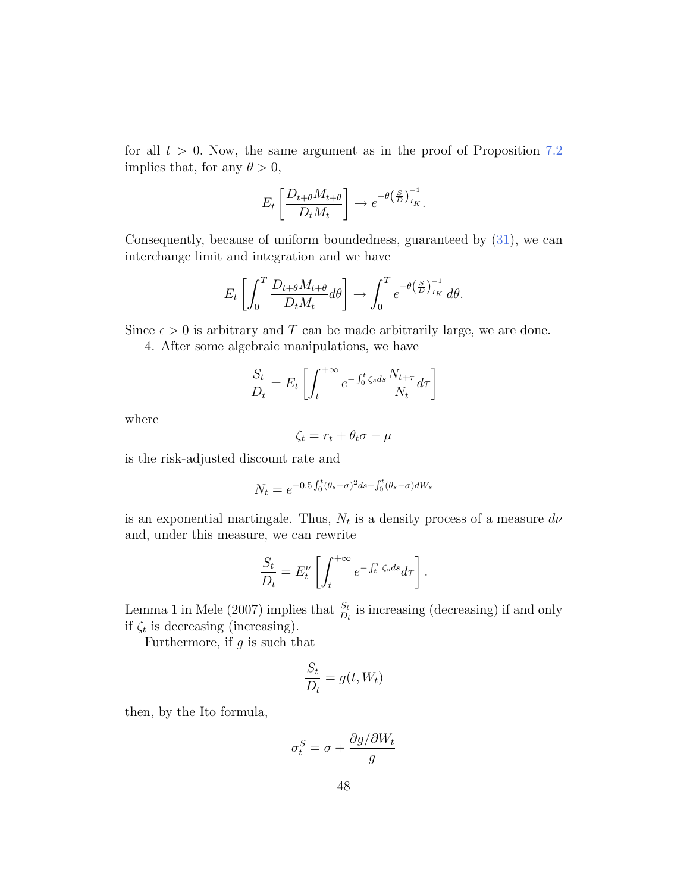for all $t > 0$. Now, the same argument as in the proof of Proposition 7.2 implies that, for any $\theta > 0$,

$$E_t\left[\frac{D_{t+\theta}M_{t+\theta}}{D_t M_t}\right] \to e^{-\theta\left(\frac{S}{D}\right)_{I_K}^{-1}}.$$

Consequently, because of uniform boundedness, guaranteed by (31), we can interchange limit and integration and we have

$$E_t\left[\int_0^T \frac{D_{t+\theta}M_{t+\theta}}{D_t M_t} d\theta\right] \to \int_0^T e^{-\theta\left(\frac{S}{D}\right)_{I_K}^{-1}} d\theta.$$

Since $\epsilon > 0$ is arbitrary and $T$ can be made arbitrarily large, we are done.

4. After some algebraic manipulations, we have

$$\frac{S_t}{D_t} = E_t\left[\int_t^{+\infty} e^{-\int_0^t \zeta_s ds} \frac{N_{t+\tau}}{N_t} d\tau\right]$$

where

$$\zeta_t = r_t + \theta_t \sigma - \mu$$

is the risk-adjusted discount rate and

$$N_t = e^{-0.5\int_0^t(\theta_s - \sigma)^2 ds - \int_0^t (\theta_s - \sigma) dW_s}$$

is an exponential martingale. Thus, $N_t$ is a density process of a measure $d\nu$ and, under this measure, we can rewrite

$$\frac{S_t}{D_t} = E_t^{\nu}\left[\int_t^{+\infty} e^{-\int_t^{\tau} \zeta_s ds} d\tau\right].$$

Lemma 1 in Mele (2007) implies that $\frac{S_t}{D_t}$ is increasing (decreasing) if and only if $\zeta_t$ is decreasing (increasing).

Furthermore, if $g$ is such that

$$\frac{S_t}{D_t} = g(t, W_t)$$

then, by the Ito formula,

$$\sigma_t^S = \sigma + \frac{\partial g / \partial W_t}{g}$$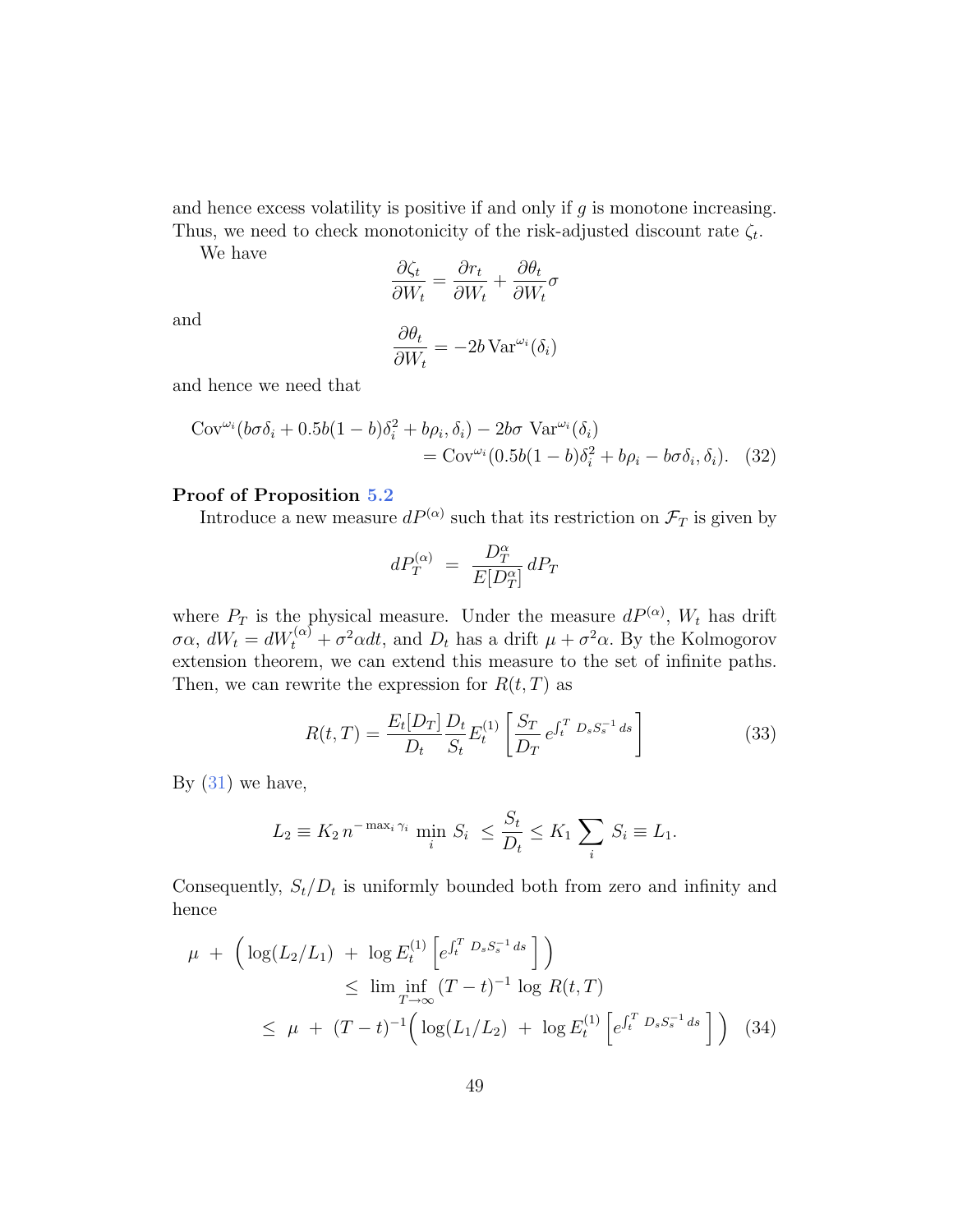and hence excess volatility is positive if and only if $g$ is monotone increasing. Thus, we need to check monotonicity of the risk-adjusted discount rate $\zeta_t$.

We have

$$\frac{\partial \zeta_t}{\partial W_t} = \frac{\partial r_t}{\partial W_t} + \frac{\partial \theta_t}{\partial W_t}\sigma$$

and

$$\frac{\partial \theta_t}{\partial W_t} = -2b\,\mathrm{Var}^{\omega_i}(\delta_i)$$

and hence we need that

$$\begin{aligned}\mathrm{Cov}^{\omega_i}(b\sigma\delta_i + 0.5b(1-b)\delta_i^2 + b\rho_i, \delta_i) - 2b\sigma\ \mathrm{Var}^{\omega_i}(\delta_i) \\ = \mathrm{Cov}^{\omega_i}(0.5b(1-b)\delta_i^2 + b\rho_i - b\sigma\delta_i, \delta_i). \quad (32)\end{aligned}$$

**Proof of Proposition 5.2**

Introduce a new measure $dP^{(\alpha)}$ such that its restriction on $\mathcal{F}_T$ is given by

$$dP_T^{(\alpha)} \ = \ \frac{D_T^{\alpha}}{E[D_T^{\alpha}]}\,dP_T$$

where $P_T$ is the physical measure. Under the measure $dP^{(\alpha)}$, $W_t$ has drift $\sigma\alpha$, $dW_t = dW_t^{(\alpha)} + \sigma^2\alpha dt$, and $D_t$ has a drift $\mu + \sigma^2\alpha$. By the Kolmogorov extension theorem, we can extend this measure to the set of infinite paths. Then, we can rewrite the expression for $R(t,T)$ as

$$R(t,T) = \frac{E_t[D_T]}{D_t}\frac{D_t}{S_t}E_t^{(1)}\left[\frac{S_T}{D_T}\,e^{\int_t^T D_s S_s^{-1}\,ds}\right] \quad (33)$$

By (31) we have,

$$L_2 \equiv K_2\, n^{-\max_i \gamma_i}\ \min_i\ S_i\ \leq \frac{S_t}{D_t} \leq K_1 \sum_i\ S_i \equiv L_1.$$

Consequently, $S_t/D_t$ is uniformly bounded both from zero and infinity and hence

$$\begin{aligned}\mu\ +\ \Big(\log(L_2/L_1)\ +\ \log E_t^{(1)}\left[e^{\int_t^T D_s S_s^{-1}\,ds}\right]\Big) \\ \leq\ \liminf_{T\to\infty}\ (T-t)^{-1}\,\log\,R(t,T) \\ \leq\ \mu\ +\ (T-t)^{-1}\Big(\log(L_1/L_2)\ +\ \log E_t^{(1)}\left[e^{\int_t^T D_s S_s^{-1}\,ds}\right]\Big) \quad (34)\end{aligned}$$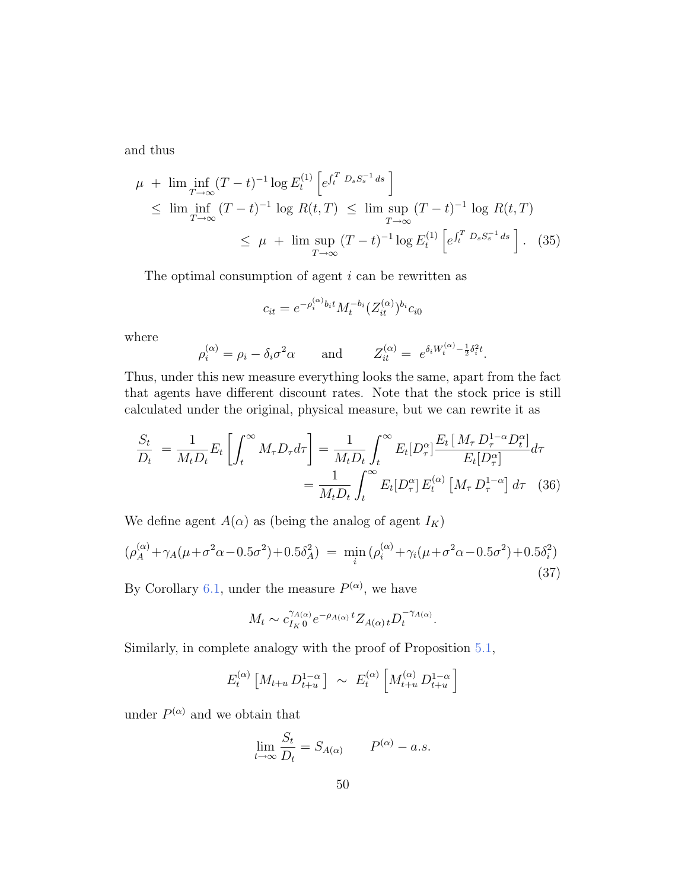and thus

$$
\begin{aligned}
\mu \;+\; \liminf_{T\to\infty} (T-t)^{-1} \log E_t^{(1)} \left[ e^{\int_t^T D_s S_s^{-1}\, ds} \right] \\
\le\; \liminf_{T\to\infty}\, (T-t)^{-1} \,\log\, R(t,T) \;\le\; \limsup_{T\to\infty}\, (T-t)^{-1} \,\log\, R(t,T) \\
\le\; \mu \;+\; \limsup_{T\to\infty} (T-t)^{-1} \log E_t^{(1)} \left[ e^{\int_t^T D_s S_s^{-1}\, ds} \right]. \quad (35)
\end{aligned}
$$

The optimal consumption of agent $i$ can be rewritten as

$$
c_{it} = e^{-\rho_i^{(\alpha)} b_i t} M_t^{-b_i} (Z_{it}^{(\alpha)})^{b_i} c_{i0}
$$

where

$$
\rho_i^{(\alpha)} = \rho_i - \delta_i \sigma^2 \alpha \qquad \text{and} \qquad Z_{it}^{(\alpha)} = \; e^{\delta_i W_t^{(\alpha)} - \frac{1}{2}\delta_i^2 t}.
$$

Thus, under this new measure everything looks the same, apart from the fact that agents have different discount rates. Note that the stock price is still calculated under the original, physical measure, but we can rewrite it as

$$
\begin{aligned}
\frac{S_t}{D_t} \;=\; \frac{1}{M_t D_t} E_t \left[ \int_t^\infty M_\tau D_\tau d\tau \right] = \frac{1}{M_t D_t} \int_t^\infty E_t[D_\tau^\alpha] \frac{E_t\left[\, M_\tau\, D_\tau^{1-\alpha} D_t^\alpha \right]}{E_t[D_\tau^\alpha]} d\tau \\
= \frac{1}{M_t D_t} \int_t^\infty E_t[D_\tau^\alpha]\, E_t^{(\alpha)} \left[ M_\tau\, D_\tau^{1-\alpha} \right] d\tau \quad (36)
\end{aligned}
$$

We define agent $A(\alpha)$ as (being the analog of agent $I_K$)

$$
(\rho_A^{(\alpha)} + \gamma_A(\mu + \sigma^2\alpha - 0.5\sigma^2) + 0.5\delta_A^2) \;=\; \min_i\, (\rho_i^{(\alpha)} + \gamma_i(\mu + \sigma^2\alpha - 0.5\sigma^2) + 0.5\delta_i^2) \quad (37)
$$

By Corollary 6.1, under the measure $P^{(\alpha)}$, we have

$$
M_t \sim c_{I_K\, 0}^{\gamma_{A(\alpha)}} e^{-\rho_{A(\alpha)}\, t} Z_{A(\alpha)\, t} D_t^{-\gamma_{A(\alpha)}}.
$$

Similarly, in complete analogy with the proof of Proposition 5.1,

$$
E_t^{(\alpha)} \left[ M_{t+u}\, D_{t+u}^{1-\alpha} \right] \;\sim\; E_t^{(\alpha)} \left[ M_{t+u}^{(\alpha)}\, D_{t+u}^{1-\alpha} \right]
$$

under $P^{(\alpha)}$ and we obtain that

$$
\lim_{t\to\infty} \frac{S_t}{D_t} = S_{A(\alpha)} \qquad P^{(\alpha)} - a.s.
$$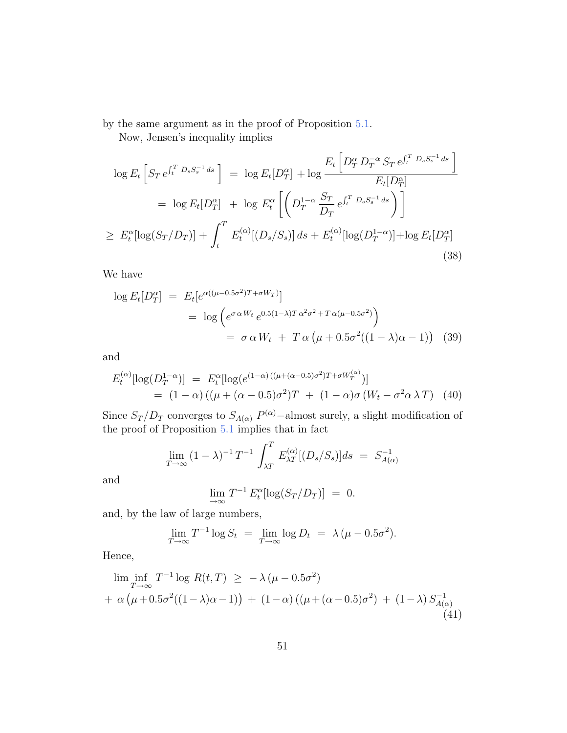by the same argument as in the proof of Proposition 5.1.

Now, Jensen's inequality implies

$$
\begin{aligned}
\log E_t\left[S_T\, e^{\int_t^T\, D_s S_s^{-1}\, ds}\,\right] \;&=\; \log E_t[D_T^\alpha] \,+ \log \frac{E_t\left[D_T^\alpha\, D_T^{-\alpha}\, S_T\, e^{\int_t^T\, D_s S_s^{-1}\, ds}\,\right]}{E_t[D_T^\alpha]} \\
&=\; \log E_t[D_T^\alpha] \;+\; \log\, E_t^\alpha\left[\left(D_T^{1-\alpha}\,\frac{S_T}{D_T}\, e^{\int_t^T\, D_s S_s^{-1}\, ds}\right)\right] \\
\geq\; E_t^\alpha[\log(S_T/D_T)] + \int_t^T\; &E_t^{(\alpha)}[(D_s/S_s)]\, ds + E_t^{(\alpha)}[\log(D_T^{1-\alpha})] + \log E_t[D_T^\alpha]
\end{aligned}
\tag{38}
$$

We have

$$
\begin{aligned}
\log E_t[D_T^\alpha] \;&=\; E_t[e^{\alpha((\mu-0.5\sigma^2)T+\sigma W_T)}] \\
&=\; \log\left(e^{\sigma\,\alpha\, W_t}\, e^{0.5(1-\lambda)T\,\alpha^2\sigma^2 + T\,\alpha(\mu-0.5\sigma^2)}\right) \\
&=\; \sigma\,\alpha\, W_t \;+\; T\,\alpha\left(\mu+0.5\sigma^2((1-\lambda)\alpha-1)\right)
\end{aligned}
\tag{39}
$$

and

$$
\begin{aligned}
E_t^{(\alpha)}[\log(D_T^{1-\alpha})] \;&=\; E_t^\alpha[\log(e^{(1-\alpha)\,((\mu+(\alpha-0.5)\sigma^2)T+\sigma W_T^{(\alpha)}})] \\
&=\; (1-\alpha)\,((\mu+(\alpha-0.5)\sigma^2)T \;+\; (1-\alpha)\sigma\,(W_t - \sigma^2\alpha\,\lambda\, T)
\end{aligned}
\tag{40}
$$

Since $S_T/D_T$ converges to $S_{A(\alpha)}$ $P^{(\alpha)}-$almost surely, a slight modification of the proof of Proposition 5.1 implies that in fact

$$
\lim_{T\to\infty}(1-\lambda)^{-1}\, T^{-1}\int_{\lambda T}^T\, E_{\lambda T}^{(\alpha)}[(D_s/S_s)]ds \;=\; S_{A(\alpha)}^{-1}
$$

and

$$
\lim_{\to\infty} T^{-1}\, E_t^\alpha[\log(S_T/D_T)] \;=\; 0.
$$

and, by the law of large numbers,

$$
\lim_{T\to\infty} T^{-1}\log S_t \;=\; \lim_{T\to\infty}\log D_t \;=\; \lambda\,(\mu-0.5\sigma^2).
$$

Hence,

$$
\begin{aligned}
&\liminf_{T\to\infty}\, T^{-1}\log\, R(t,T) \;\geq\; -\lambda\,(\mu-0.5\sigma^2) \\
&+\; \alpha\left(\mu+0.5\sigma^2((1-\lambda)\alpha-1)\right) \;+\; (1-\alpha)\,((\mu+(\alpha-0.5)\sigma^2) \;+\; (1-\lambda)\, S_{A(\alpha)}^{-1}
\end{aligned}
\tag{41}
$$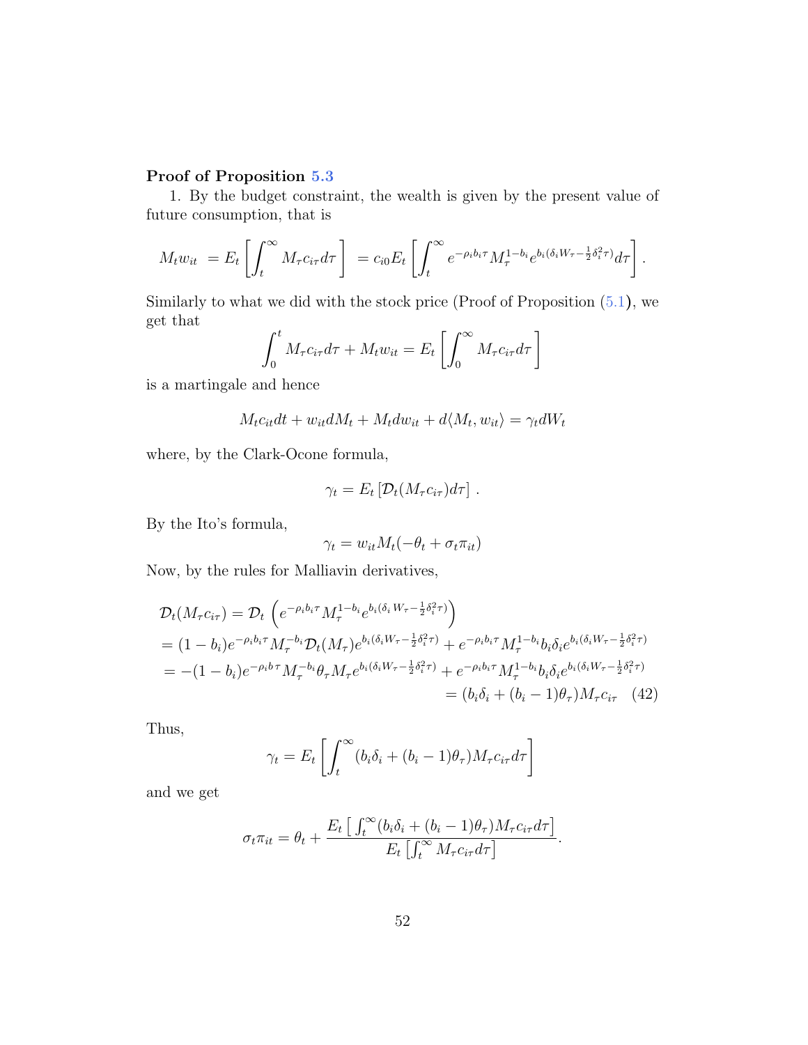**Proof of Proposition 5.3**

1. By the budget constraint, the wealth is given by the present value of future consumption, that is

$$M_t w_{it} \; = E_t\left[\int_t^\infty M_\tau c_{i\tau} d\tau\right] \; = c_{i0} E_t\left[\int_t^\infty e^{-\rho_i b_i \tau} M_\tau^{1-b_i} e^{b_i(\delta_i W_\tau - \frac{1}{2}\delta_i^2 \tau)} d\tau\right].$$

Similarly to what we did with the stock price (Proof of Proposition (5.1)), we get that

$$\int_0^t M_\tau c_{i\tau} d\tau + M_t w_{it} = E_t\left[\int_0^\infty M_\tau c_{i\tau} d\tau\right]$$

is a martingale and hence

$$M_t c_{it} dt + w_{it} dM_t + M_t dw_{it} + d\langle M_t, w_{it}\rangle = \gamma_t dW_t$$

where, by the Clark-Ocone formula,

$$\gamma_t = E_t\left[\mathcal{D}_t(M_\tau c_{i\tau}) d\tau\right] .$$

By the Ito's formula,

$$\gamma_t = w_{it} M_t(-\theta_t + \sigma_t \pi_{it})$$

Now, by the rules for Malliavin derivatives,

$$\begin{aligned}
&\mathcal{D}_t(M_\tau c_{i\tau}) = \mathcal{D}_t\left(e^{-\rho_i b_i \tau} M_\tau^{1-b_i} e^{b_i(\delta_i W_\tau - \frac{1}{2}\delta_i^2 \tau)}\right) \\
&= (1-b_i) e^{-\rho_i b_i \tau} M_\tau^{-b_i} \mathcal{D}_t(M_\tau) e^{b_i(\delta_i W_\tau - \frac{1}{2}\delta_i^2 \tau)} + e^{-\rho_i b_i \tau} M_\tau^{1-b_i} b_i \delta_i e^{b_i(\delta_i W_\tau - \frac{1}{2}\delta_i^2 \tau)} \\
&= -(1-b_i) e^{-\rho_i b \tau} M_\tau^{-b_i} \theta_\tau M_\tau e^{b_i(\delta_i W_\tau - \frac{1}{2}\delta_i^2 \tau)} + e^{-\rho_i b_i \tau} M_\tau^{1-b_i} b_i \delta_i e^{b_i(\delta_i W_\tau - \frac{1}{2}\delta_i^2 \tau)} \\
&\qquad\qquad\qquad\qquad\qquad\qquad\qquad\qquad\qquad\qquad = (b_i \delta_i + (b_i - 1)\theta_\tau) M_\tau c_{i\tau} \quad (42)
\end{aligned}$$

Thus,

$$\gamma_t = E_t\left[\int_t^\infty (b_i \delta_i + (b_i - 1)\theta_\tau) M_\tau c_{i\tau} d\tau\right]$$

and we get

$$\sigma_t \pi_{it} = \theta_t + \frac{E_t\left[\int_t^\infty (b_i \delta_i + (b_i - 1)\theta_\tau) M_\tau c_{i\tau} d\tau\right]}{E_t\left[\int_t^\infty M_\tau c_{i\tau} d\tau\right]}.$$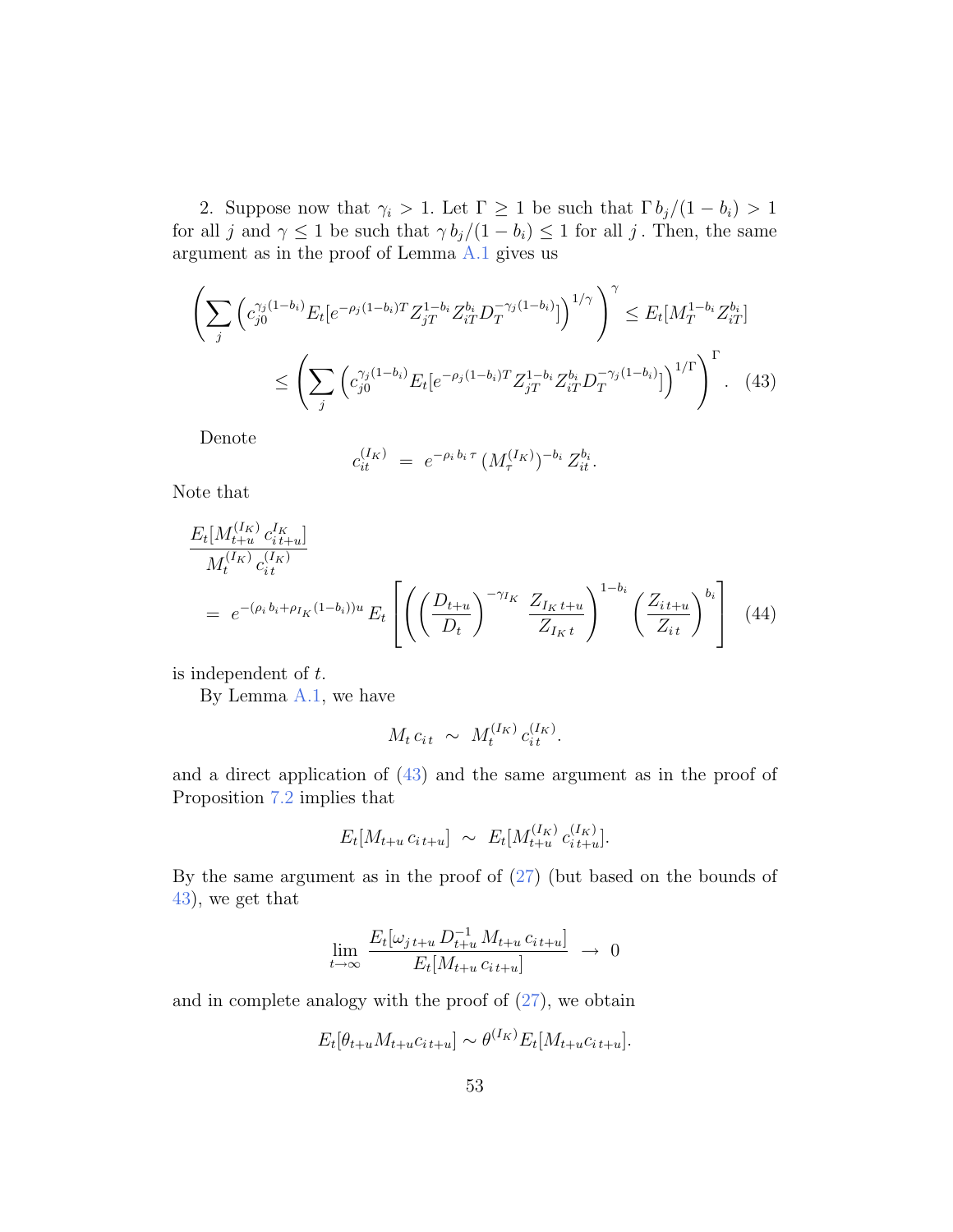2. Suppose now that $\gamma_i > 1$. Let $\Gamma \geq 1$ be such that $\Gamma\, b_j/(1-b_i) > 1$ for all $j$ and $\gamma \leq 1$ be such that $\gamma\, b_j/(1-b_i) \leq 1$ for all $j$. Then, the same argument as in the proof of Lemma A.1 gives us

$$
\begin{aligned}
\left( \sum_j \left( c_{j0}^{\gamma_j(1-b_i)} E_t[e^{-\rho_j(1-b_i)T} Z_{jT}^{1-b_i} Z_{iT}^{b_i} D_T^{-\gamma_j(1-b_i)}] \right)^{1/\gamma} \right)^{\gamma} &\leq E_t[M_T^{1-b_i} Z_{iT}^{b_i}] \\
&\leq \left( \sum_j \left( c_{j0}^{\gamma_j(1-b_i)} E_t[e^{-\rho_j(1-b_i)T} Z_{jT}^{1-b_i} Z_{iT}^{b_i} D_T^{-\gamma_j(1-b_i)}] \right)^{1/\Gamma} \right)^{\Gamma}. \quad (43)
\end{aligned}
$$

Denote

$$
c_{it}^{(I_K)} \;=\; e^{-\rho_i\, b_i\, \tau}\, (M_\tau^{(I_K)})^{-b_i}\, Z_{it}^{b_i}.
$$

Note that

$$
\begin{aligned}
&\frac{E_t[M_{t+u}^{(I_K)}\, c_{i\,t+u}^{I_K}]}{M_t^{(I_K)}\, c_{i\,t}^{(I_K)}} \\
&= \; e^{-(\rho_i\, b_i + \rho_{I_K}(1-b_i))u}\, E_t\left[ \left( \left( \frac{D_{t+u}}{D_t} \right)^{-\gamma_{I_K}} \frac{Z_{I_K\, t+u}}{Z_{I_K\, t}} \right)^{1-b_i} \left( \frac{Z_{i\,t+u}}{Z_{i\,t}} \right)^{b_i} \right] \quad (44)
\end{aligned}
$$

is independent of $t$.

By Lemma A.1, we have

$$
M_t\, c_{i\,t} \;\sim\; M_t^{(I_K)}\, c_{i\,t}^{(I_K)}.
$$

and a direct application of (43) and the same argument as in the proof of Proposition 7.2 implies that

$$
E_t[M_{t+u}\, c_{i\,t+u}] \;\sim\; E_t[M_{t+u}^{(I_K)}\, c_{i\,t+u}^{(I_K)}].
$$

By the same argument as in the proof of (27) (but based on the bounds of 43), we get that

$$
\lim_{t\to\infty} \frac{E_t[\omega_{j\,t+u}\, D_{t+u}^{-1}\, M_{t+u}\, c_{i\,t+u}]}{E_t[M_{t+u}\, c_{i\,t+u}]} \;\to\; 0
$$

and in complete analogy with the proof of (27), we obtain

$$
E_t[\theta_{t+u} M_{t+u} c_{i\,t+u}] \sim \theta^{(I_K)} E_t[M_{t+u} c_{i\,t+u}].
$$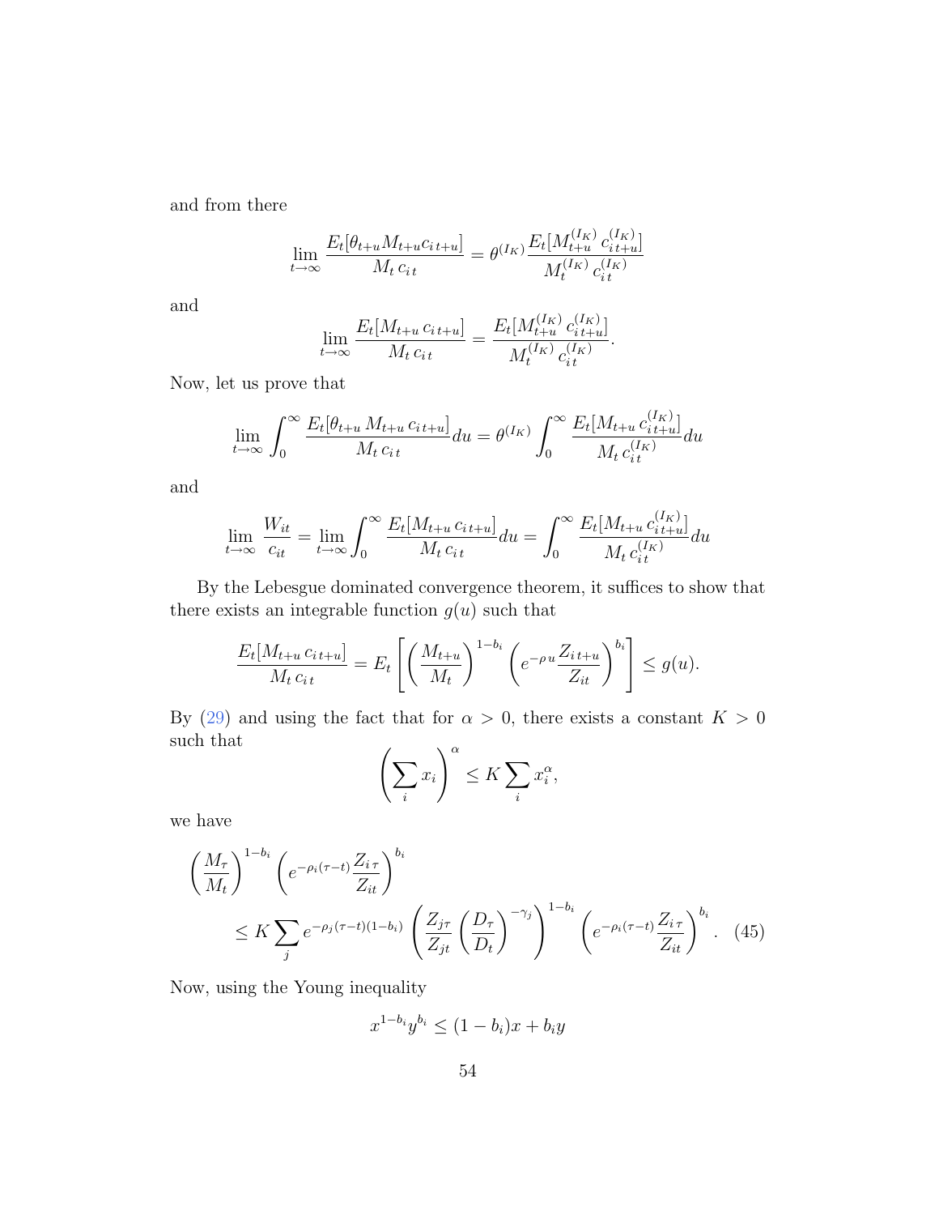and from there

$$\lim_{t\to\infty} \frac{E_t[\theta_{t+u} M_{t+u} c_{i\,t+u}]}{M_t\, c_{i\,t}} = \theta^{(I_K)} \frac{E_t[M_{t+u}^{(I_K)}\, c_{i\,t+u}^{(I_K)}]}{M_t^{(I_K)}\, c_{i\,t}^{(I_K)}}$$

and

$$\lim_{t\to\infty} \frac{E_t[M_{t+u}\, c_{i\,t+u}]}{M_t\, c_{i\,t}} = \frac{E_t[M_{t+u}^{(I_K)}\, c_{i\,t+u}^{(I_K)}]}{M_t^{(I_K)}\, c_{i\,t}^{(I_K)}}.$$

Now, let us prove that

$$\lim_{t\to\infty} \int_0^\infty \frac{E_t[\theta_{t+u}\, M_{t+u}\, c_{i\,t+u}]}{M_t\, c_{i\,t}} du = \theta^{(I_K)} \int_0^\infty \frac{E_t[M_{t+u}\, c_{i\,t+u}^{(I_K)}]}{M_t\, c_{i\,t}^{(I_K)}} du$$

and

$$\lim_{t\to\infty} \frac{W_{it}}{c_{it}} = \lim_{t\to\infty} \int_0^\infty \frac{E_t[M_{t+u}\, c_{i\,t+u}]}{M_t\, c_{i\,t}} du = \int_0^\infty \frac{E_t[M_{t+u}\, c_{i\,t+u}^{(I_K)}]}{M_t\, c_{i\,t}^{(I_K)}} du$$

By the Lebesgue dominated convergence theorem, it suffices to show that there exists an integrable function $g(u)$ such that

$$\frac{E_t[M_{t+u}\, c_{i\,t+u}]}{M_t\, c_{i\,t}} = E_t\left[ \left(\frac{M_{t+u}}{M_t}\right)^{1-b_i} \left(e^{-\rho\, u} \frac{Z_{i\,t+u}}{Z_{it}}\right)^{b_i} \right] \le g(u).$$

By (29) and using the fact that for $\alpha > 0$, there exists a constant $K > 0$ such that

$$\left(\sum_i x_i\right)^\alpha \le K \sum_i x_i^\alpha,$$

we have

$$\left(\frac{M_\tau}{M_t}\right)^{1-b_i} \left(e^{-\rho_i(\tau-t)} \frac{Z_{i\,\tau}}{Z_{it}}\right)^{b_i} \le K \sum_j e^{-\rho_j(\tau-t)(1-b_i)} \left(\frac{Z_{j\tau}}{Z_{jt}} \left(\frac{D_\tau}{D_t}\right)^{-\gamma_j}\right)^{1-b_i} \left(e^{-\rho_i(\tau-t)} \frac{Z_{i\,\tau}}{Z_{it}}\right)^{b_i}. \quad (45)$$

Now, using the Young inequality

$$x^{1-b_i} y^{b_i} \le (1-b_i)x + b_i y$$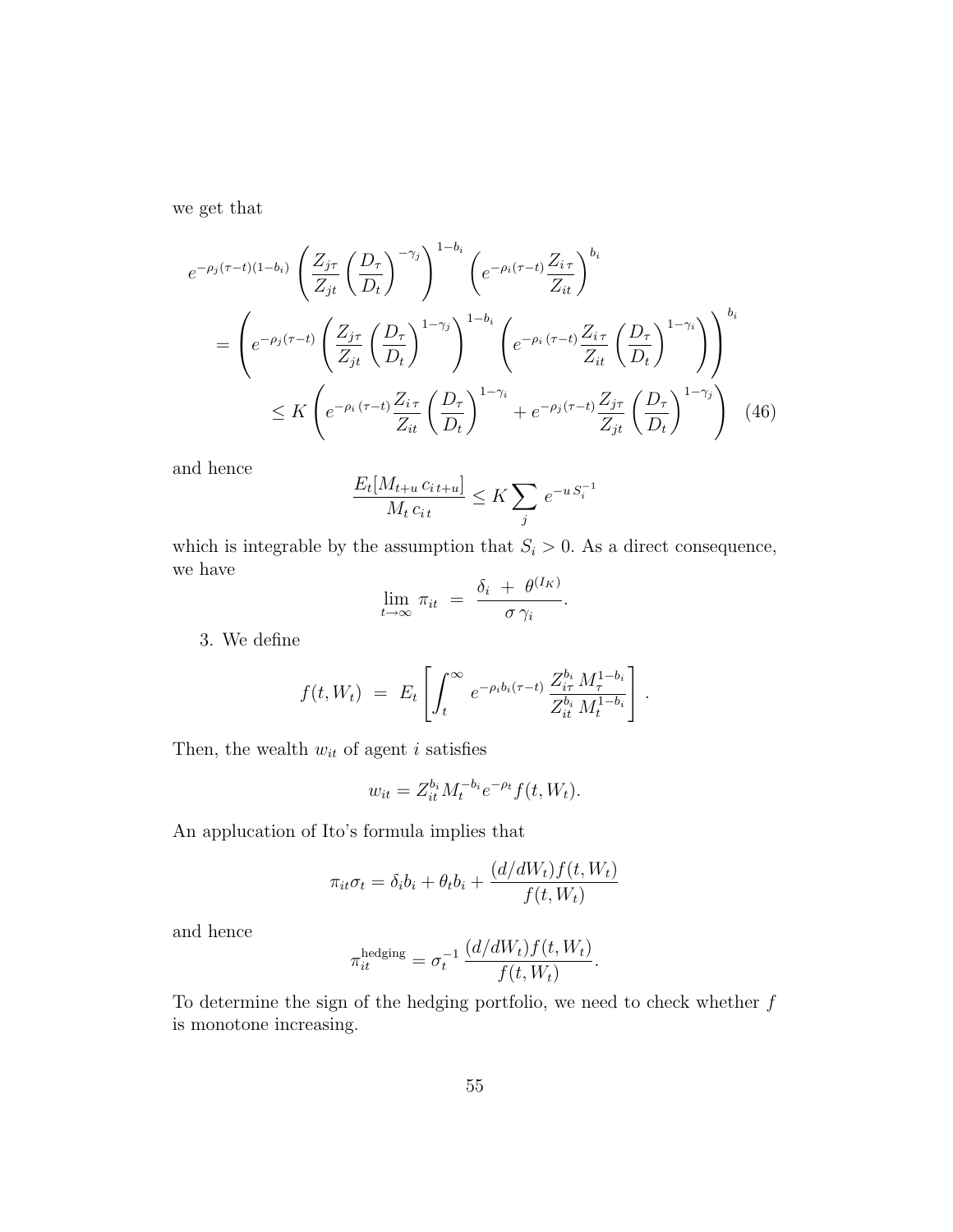we get that

$$
\begin{aligned}
&e^{-\rho_j(\tau-t)(1-b_i)} \left( \frac{Z_{j\tau}}{Z_{jt}} \left( \frac{D_\tau}{D_t} \right)^{-\gamma_j} \right)^{1-b_i} \left( e^{-\rho_i(\tau-t)} \frac{Z_{i\,\tau}}{Z_{it}} \right)^{b_i} \\
&= \left( e^{-\rho_j(\tau-t)} \left( \frac{Z_{j\tau}}{Z_{jt}} \left( \frac{D_\tau}{D_t} \right)^{1-\gamma_j} \right)^{1-b_i} \left( e^{-\rho_i\,(\tau-t)} \frac{Z_{i\,\tau}}{Z_{it}} \left( \frac{D_\tau}{D_t} \right)^{1-\gamma_i} \right) \right)^{b_i} \\
&\qquad \le K \left( e^{-\rho_i\,(\tau-t)} \frac{Z_{i\,\tau}}{Z_{it}} \left( \frac{D_\tau}{D_t} \right)^{1-\gamma_i} + e^{-\rho_j(\tau-t)} \frac{Z_{j\tau}}{Z_{jt}} \left( \frac{D_\tau}{D_t} \right)^{1-\gamma_j} \right) \quad (46)
\end{aligned}
$$

and hence

$$
\frac{E_t[M_{t+u}\, c_{i\,t+u}]}{M_t\, c_{i\,t}} \le K \sum_j e^{-u\, S_i^{-1}}
$$

which is integrable by the assumption that $S_i > 0$. As a direct consequence, we have

$$
\lim_{t\to\infty} \pi_{it} \;=\; \frac{\delta_i \;+\; \theta^{(I_K)}}{\sigma\, \gamma_i}.
$$

3. We define

$$
f(t, W_t) \;=\; E_t\left[ \int_t^\infty e^{-\rho_i b_i(\tau-t)}\, \frac{Z_{i\tau}^{b_i}\, M_\tau^{1-b_i}}{Z_{it}^{b_i}\, M_t^{1-b_i}} \right].
$$

Then, the wealth $w_{it}$ of agent $i$ satisfies

$$
w_{it} = Z_{it}^{b_i} M_t^{-b_i} e^{-\rho_t} f(t, W_t).
$$

An applucation of Ito's formula implies that

$$
\pi_{it}\sigma_t = \delta_i b_i + \theta_t b_i + \frac{(d/dW_t) f(t, W_t)}{f(t, W_t)}
$$

and hence

$$
\pi_{it}^{\text{hedging}} = \sigma_t^{-1}\, \frac{(d/dW_t) f(t, W_t)}{f(t, W_t)}.
$$

To determine the sign of the hedging portfolio, we need to check whether $f$ is monotone increasing.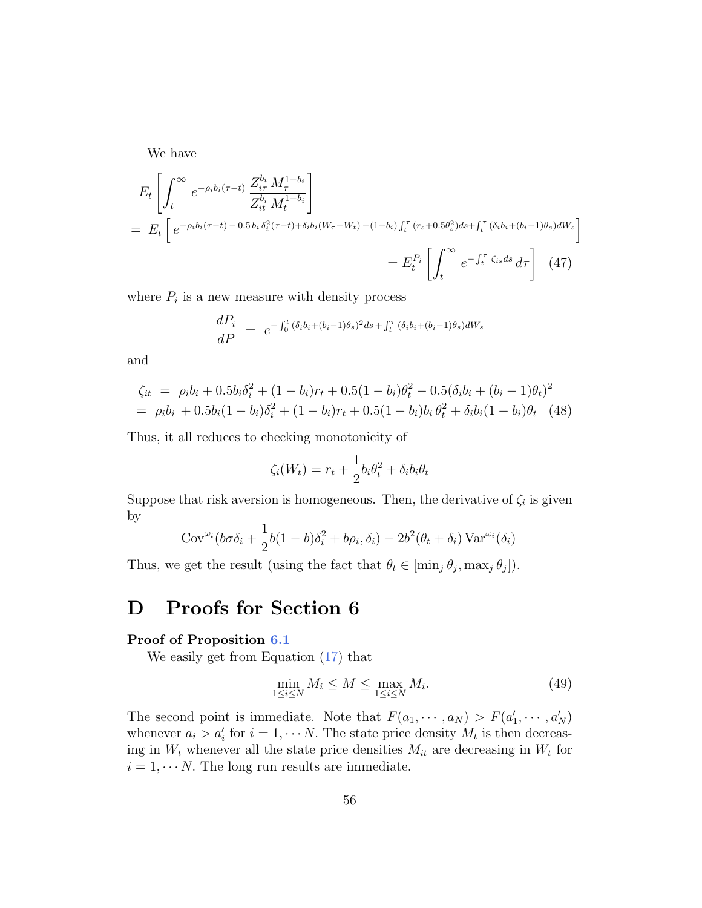We have

$$
\begin{aligned}
&E_t\left[\int_t^\infty e^{-\rho_i b_i(\tau-t)}\,\frac{Z_{i\tau}^{b_i}\,M_\tau^{1-b_i}}{Z_{it}^{b_i}\,M_t^{1-b_i}}\right] \\
&= E_t\left[e^{-\rho_i b_i(\tau-t)\,-\,0.5\,b_i\,\delta_i^2(\tau-t)+\delta_i b_i(W_\tau-W_t)\,-(1-b_i)\int_t^\tau(r_s+0.5\theta_s^2)ds+\int_t^\tau(\delta_i b_i+(b_i-1)\theta_s)dW_s}\right] \\
&\qquad\qquad\qquad\qquad\qquad\qquad\qquad\qquad = E_t^{P_i}\left[\int_t^\infty e^{-\int_t^\tau \zeta_{is}ds}\,d\tau\right] \quad (47)
\end{aligned}
$$

where $P_i$ is a new measure with density process

$$
\frac{dP_i}{dP} \;=\; e^{-\int_0^t(\delta_i b_i+(b_i-1)\theta_s)^2 ds+\int_t^\tau(\delta_i b_i+(b_i-1)\theta_s)dW_s}
$$

and

$$
\begin{aligned}
\zeta_{it} \;&=\; \rho_i b_i+0.5b_i\delta_i^2+(1-b_i)r_t+0.5(1-b_i)\theta_t^2-0.5(\delta_i b_i+(b_i-1)\theta_t)^2 \\
&=\; \rho_i b_i\,+0.5b_i(1-b_i)\delta_i^2+(1-b_i)r_t+0.5(1-b_i)b_i\,\theta_t^2+\delta_i b_i(1-b_i)\theta_t \quad (48)
\end{aligned}
$$

Thus, it all reduces to checking monotonicity of

$$
\zeta_i(W_t) = r_t+\frac{1}{2}b_i\theta_t^2+\delta_i b_i\theta_t
$$

Suppose that risk aversion is homogeneous. Then, the derivative of $\zeta_i$ is given by

$$
\mathrm{Cov}^{\omega_i}(b\sigma\delta_i+\frac{1}{2}b(1-b)\delta_i^2+b\rho_i,\delta_i)-2b^2(\theta_t+\delta_i)\,\mathrm{Var}^{\omega_i}(\delta_i)
$$

Thus, we get the result (using the fact that $\theta_t\in[\min_j\theta_j,\max_j\theta_j]$).

# D Proofs for Section 6

**Proof of Proposition 6.1**

We easily get from Equation (17) that

$$
\min_{1\le i\le N} M_i \le M \le \max_{1\le i\le N} M_i. \tag{49}
$$

The second point is immediate. Note that $F(a_1,\cdots,a_N) > F(a_1',\cdots,a_N')$ whenever $a_i > a_i'$ for $i=1,\cdots N$. The state price density $M_t$ is then decreasing in $W_t$ whenever all the state price densities $M_{it}$ are decreasing in $W_t$ for $i=1,\cdots N$. The long run results are immediate.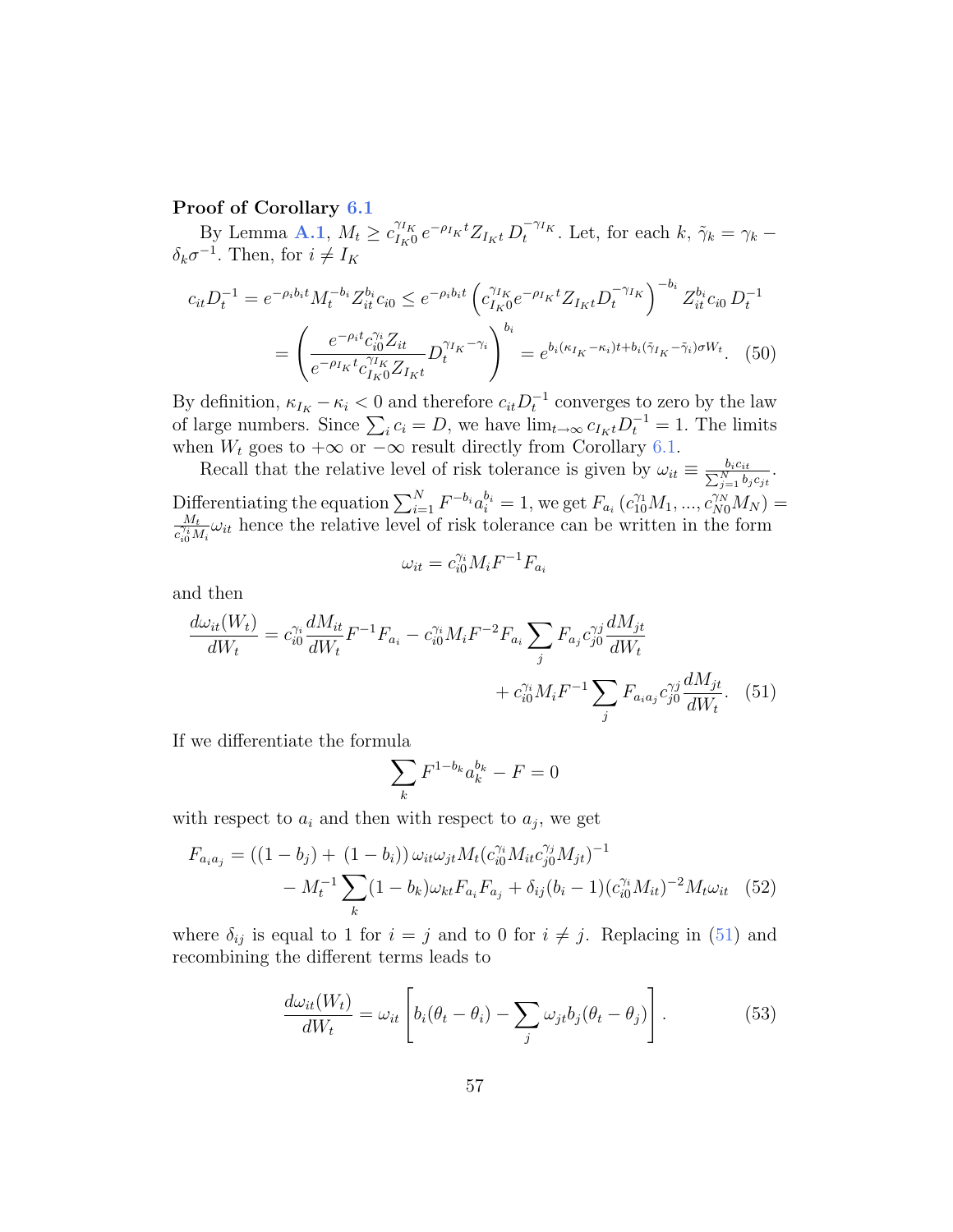**Proof of Corollary 6.1**

By Lemma A.1, $M_t \geq c_{I_K0}^{\gamma_{I_K}} e^{-\rho_{I_K}t} Z_{I_Kt} D_t^{-\gamma_{I_K}}$. Let, for each $k$, $\tilde{\gamma}_k = \gamma_k - \delta_k \sigma^{-1}$. Then, for $i \neq I_K$

$$c_{it} D_t^{-1} = e^{-\rho_i b_i t} M_t^{-b_i} Z_{it}^{b_i} c_{i0} \leq e^{-\rho_i b_i t} \left( c_{I_K0}^{\gamma_{I_K}} e^{-\rho_{I_K}t} Z_{I_Kt} D_t^{-\gamma_{I_K}} \right)^{-b_i} Z_{it}^{b_i} c_{i0} \, D_t^{-1}$$
$$= \left( \frac{e^{-\rho_i t} c_{i0}^{\gamma_i} Z_{it}}{e^{-\rho_{I_K}t} c_{I_K0}^{\gamma_{I_K}} Z_{I_Kt}} D_t^{\gamma_{I_K}-\gamma_i} \right)^{b_i} = e^{b_i(\kappa_{I_K}-\kappa_i)t + b_i(\tilde{\gamma}_{I_K}-\tilde{\gamma}_i)\sigma W_t}. \quad (50)$$

By definition, $\kappa_{I_K} - \kappa_i < 0$ and therefore $c_{it} D_t^{-1}$ converges to zero by the law of large numbers. Since $\sum_i c_i = D$, we have $\lim_{t \to \infty} c_{I_Kt} D_t^{-1} = 1$. The limits when $W_t$ goes to $+\infty$ or $-\infty$ result directly from Corollary 6.1.

Recall that the relative level of risk tolerance is given by $\omega_{it} \equiv \frac{b_i c_{it}}{\sum_{j=1}^N b_j c_{jt}}$. Differentiating the equation $\sum_{i=1}^N F^{-b_i} a_i^{b_i} = 1$, we get $F_{a_i}\left(c_{10}^{\gamma_1} M_1, ..., c_{N0}^{\gamma_N} M_N\right) = \frac{M_t}{c_{i0}^{\gamma_i} M_i} \omega_{it}$ hence the relative level of risk tolerance can be written in the form

$$\omega_{it} = c_{i0}^{\gamma_i} M_i F^{-1} F_{a_i}$$

and then

$$\frac{d\omega_{it}(W_t)}{dW_t} = c_{i0}^{\gamma_i} \frac{dM_{it}}{dW_t} F^{-1} F_{a_i} - c_{i0}^{\gamma_i} M_i F^{-2} F_{a_i} \sum_j F_{a_j} c_{j0}^{\gamma_j} \frac{dM_{jt}}{dW_t}$$
$$+ c_{i0}^{\gamma_i} M_i F^{-1} \sum_j F_{a_i a_j} c_{j0}^{\gamma_j} \frac{dM_{jt}}{dW_t}. \quad (51)$$

If we differentiate the formula

$$\sum_k F^{1-b_k} a_k^{b_k} - F = 0$$

with respect to $a_i$ and then with respect to $a_j$, we get

$$F_{a_i a_j} = \left((1-b_j) + (1-b_i)\right) \omega_{it} \omega_{jt} M_t (c_{i0}^{\gamma_i} M_{it} c_{j0}^{\gamma_j} M_{jt})^{-1}$$
$$- M_t^{-1} \sum_k (1-b_k) \omega_{kt} F_{a_i} F_{a_j} + \delta_{ij}(b_i - 1)(c_{i0}^{\gamma_i} M_{it})^{-2} M_t \omega_{it} \quad (52)$$

where $\delta_{ij}$ is equal to 1 for $i = j$ and to 0 for $i \neq j$. Replacing in (51) and recombining the different terms leads to

$$\frac{d\omega_{it}(W_t)}{dW_t} = \omega_{it} \left[ b_i(\theta_t - \theta_i) - \sum_j \omega_{jt} b_j (\theta_t - \theta_j) \right]. \quad (53)$$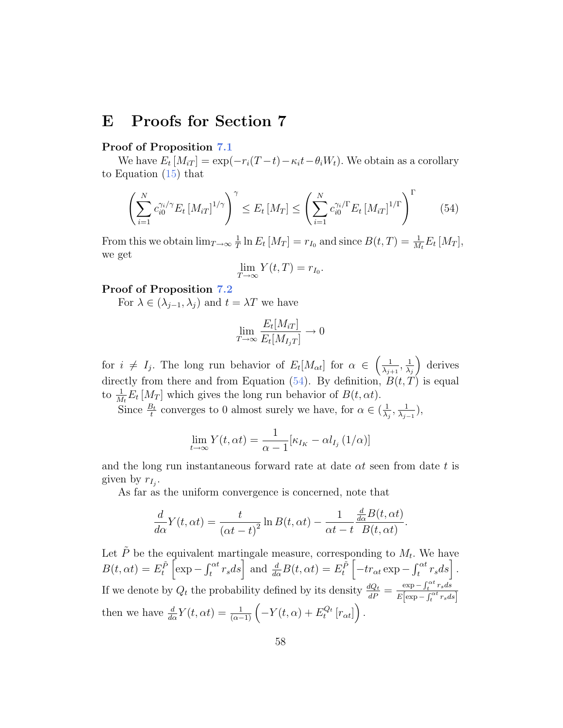# E Proofs for Section 7

**Proof of Proposition 7.1**

We have $E_t[M_{iT}] = \exp(-r_i(T-t) - \kappa_i t - \theta_i W_t)$. We obtain as a corollary to Equation (15) that

$$\left(\sum_{i=1}^{N} c_{i0}^{\gamma_i/\gamma} E_t[M_{iT}]^{1/\gamma}\right)^{\gamma} \leq E_t[M_T] \leq \left(\sum_{i=1}^{N} c_{i0}^{\gamma_i/\Gamma} E_t[M_{iT}]^{1/\Gamma}\right)^{\Gamma} \tag{54}$$

From this we obtain $\lim_{T\to\infty} \frac{1}{T} \ln E_t[M_T] = r_{I_0}$ and since $B(t,T) = \frac{1}{M_t} E_t[M_T]$, we get

$$\lim_{T\to\infty} Y(t,T) = r_{I_0}.$$

**Proof of Proposition 7.2**

For $\lambda \in (\lambda_{j-1}, \lambda_j)$ and $t = \lambda T$ we have

$$\lim_{T\to\infty} \frac{E_t[M_{iT}]}{E_t[M_{I_j T}]} \to 0$$

for $i \neq I_j$. The long run behavior of $E_t[M_{\alpha t}]$ for $\alpha \in \left(\frac{1}{\lambda_{j+1}}, \frac{1}{\lambda_j}\right)$ derives directly from there and from Equation (54). By definition, $B(t,T)$ is equal to $\frac{1}{M_t} E_t[M_T]$ which gives the long run behavior of $B(t, \alpha t)$.

Since $\frac{B_t}{t}$ converges to 0 almost surely we have, for $\alpha \in (\frac{1}{\lambda_j}, \frac{1}{\lambda_{j-1}})$,

$$\lim_{t\to\infty} Y(t, \alpha t) = \frac{1}{\alpha - 1}[\kappa_{I_K} - \alpha l_{I_j}(1/\alpha)]$$

and the long run instantaneous forward rate at date $\alpha t$ seen from date $t$ is given by $r_{I_j}$.

As far as the uniform convergence is concerned, note that

$$\frac{d}{d\alpha} Y(t, \alpha t) = \frac{t}{(\alpha t - t)^2} \ln B(t, \alpha t) - \frac{1}{\alpha t - t} \frac{\frac{d}{d\alpha} B(t, \alpha t)}{B(t, \alpha t)}.$$

Let $\tilde{P}$ be the equivalent martingale measure, corresponding to $M_t$. We have $B(t, \alpha t) = E_t^{\tilde{P}}\left[\exp - \int_t^{\alpha t} r_s ds\right]$ and $\frac{d}{d\alpha} B(t, \alpha t) = E_t^{\tilde{P}}\left[-t r_{\alpha t} \exp - \int_t^{\alpha t} r_s ds\right]$. If we denote by $Q_t$ the probability defined by its density $\frac{dQ_t}{dP} = \frac{\exp - \int_t^{\alpha t} r_s ds}{E\left[\exp - \int_t^{\alpha t} r_s ds\right]}$ then we have $\frac{d}{d\alpha} Y(t, \alpha t) = \frac{1}{(\alpha - 1)}\left(-Y(t, \alpha) + E_t^{Q_t}[r_{\alpha t}]\right)$.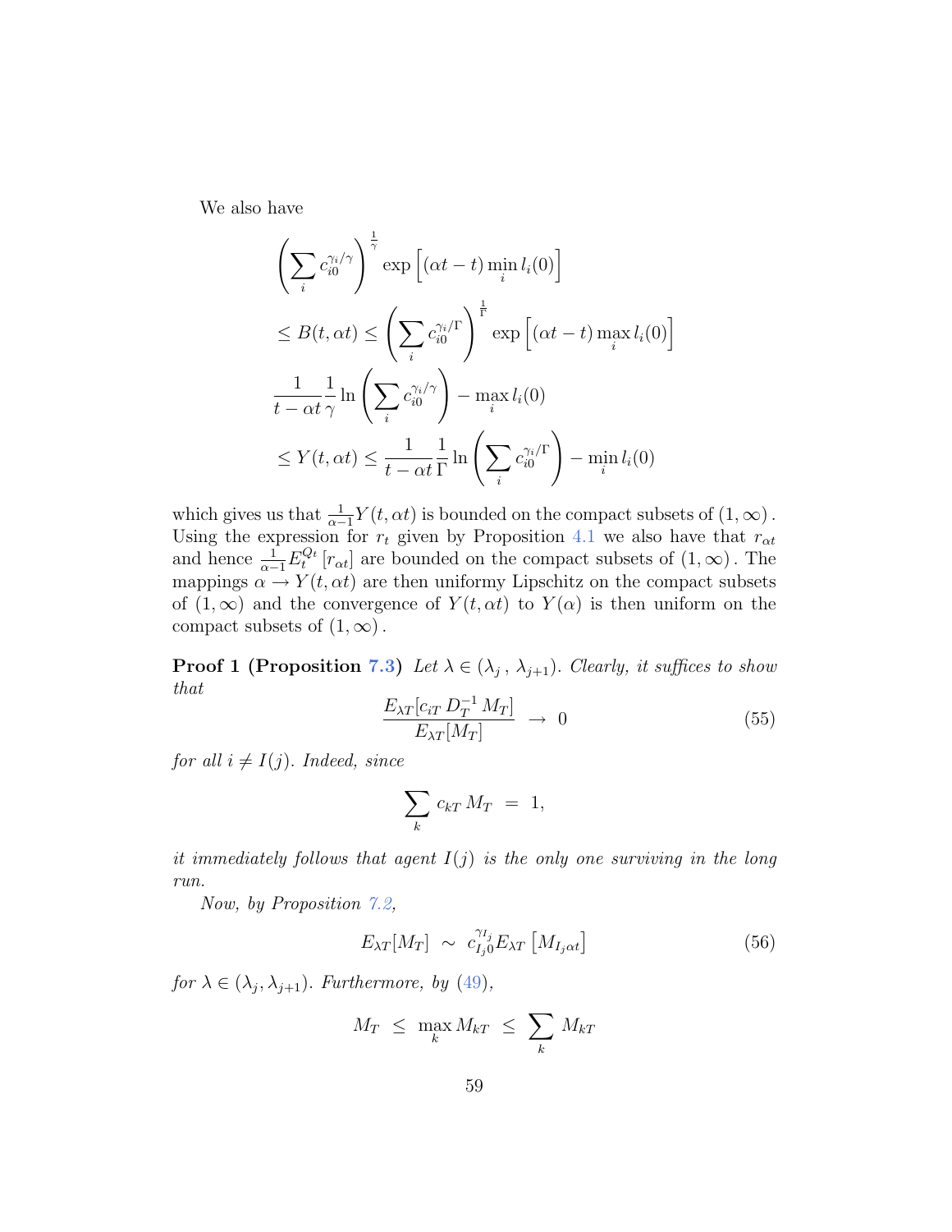We also have

$$\left(\sum_i c_{i0}^{\gamma_i/\gamma}\right)^{\frac{1}{\gamma}} \exp\left[(\alpha t - t)\min_i l_i(0)\right]$$

$$\leq B(t,\alpha t) \leq \left(\sum_i c_{i0}^{\gamma_i/\Gamma}\right)^{\frac{1}{\Gamma}} \exp\left[(\alpha t - t)\max_i l_i(0)\right]$$

$$\frac{1}{t-\alpha t}\frac{1}{\gamma}\ln\left(\sum_i c_{i0}^{\gamma_i/\gamma}\right) - \max_i l_i(0)$$

$$\leq Y(t,\alpha t) \leq \frac{1}{t-\alpha t}\frac{1}{\Gamma}\ln\left(\sum_i c_{i0}^{\gamma_i/\Gamma}\right) - \min_i l_i(0)$$

which gives us that $\frac{1}{\alpha-1}Y(t,\alpha t)$ is bounded on the compact subsets of $(1,\infty)$. Using the expression for $r_t$ given by Proposition 4.1 we also have that $r_{\alpha t}$ and hence $\frac{1}{\alpha-1}E_t^{Q_t}\left[r_{\alpha t}\right]$ are bounded on the compact subsets of $(1,\infty)$. The mappings $\alpha \to Y(t,\alpha t)$ are then uniformy Lipschitz on the compact subsets of $(1,\infty)$ and the convergence of $Y(t,\alpha t)$ to $Y(\alpha)$ is then uniform on the compact subsets of $(1,\infty)$.

**Proof 1 (Proposition 7.3)** *Let $\lambda \in (\lambda_j\,,\,\lambda_{j+1})$. Clearly, it suffices to show that*

$$\frac{E_{\lambda T}[c_{iT}\,D_T^{-1}\,M_T]}{E_{\lambda T}[M_T]} \;\to\; 0 \tag{55}$$

*for all $i \neq I(j)$. Indeed, since*

$$\sum_k c_{kT}\,M_T \;=\; 1,$$

*it immediately follows that agent $I(j)$ is the only one surviving in the long run.*

*Now, by Proposition 7.2,*

$$E_{\lambda T}[M_T] \;\sim\; c_{I_j 0}^{\gamma_{I_j}} E_{\lambda T}\left[M_{I_j \alpha t}\right] \tag{56}$$

*for $\lambda \in (\lambda_j, \lambda_{j+1})$. Furthermore, by (49),*

$$M_T \;\leq\; \max_k M_{kT} \;\leq\; \sum_k M_{kT}$$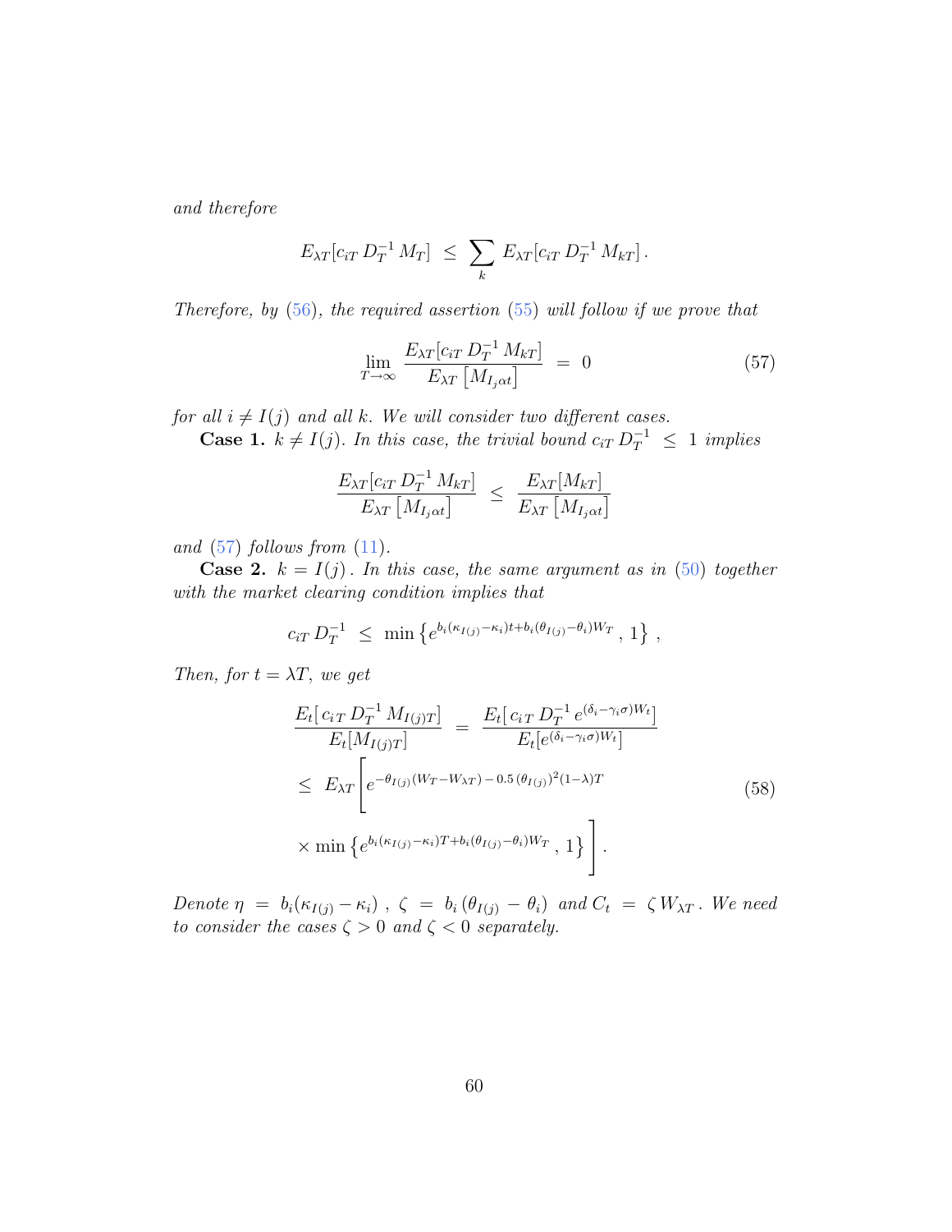*and therefore*

$$E_{\lambda T}[c_{iT}\, D_T^{-1}\, M_T] \;\le\; \sum_k E_{\lambda T}[c_{iT}\, D_T^{-1}\, M_{kT}]\,.$$

*Therefore, by (56), the required assertion (55) will follow if we prove that*

$$\lim_{T\to\infty} \frac{E_{\lambda T}[c_{iT}\, D_T^{-1}\, M_{kT}]}{E_{\lambda T}\left[M_{I_j\alpha t}\right]} \;=\; 0 \tag{57}$$

*for all $i \neq I(j)$ and all $k$. We will consider two different cases.*

**Case 1.** *$k \neq I(j)$. In this case, the trivial bound $c_{iT}\, D_T^{-1} \;\le\; 1$ implies*

$$\frac{E_{\lambda T}[c_{iT}\, D_T^{-1}\, M_{kT}]}{E_{\lambda T}\left[M_{I_j\alpha t}\right]} \;\le\; \frac{E_{\lambda T}[M_{kT}]}{E_{\lambda T}\left[M_{I_j\alpha t}\right]}$$

*and (57) follows from (11).*

**Case 2.** *$k = I(j)$. In this case, the same argument as in (50) together with the market clearing condition implies that*

$$c_{iT}\, D_T^{-1} \;\le\; \min\left\{e^{b_i(\kappa_{I(j)}-\kappa_i)t + b_i(\theta_{I(j)}-\theta_i)W_T}\,,\, 1\right\}\,,$$

*Then, for $t = \lambda T$, we get*

$$\begin{aligned}
\frac{E_t[\,c_{iT}\, D_T^{-1}\, M_{I(j)T}]}{E_t[M_{I(j)T}]} \;&=\; \frac{E_t[\,c_{i\,T}\, D_T^{-1}\, e^{(\delta_i-\gamma_i\sigma)W_t}]}{E_t[e^{(\delta_i-\gamma_i\sigma)W_t}]} \\
\le\; E_{\lambda T}&\Bigg[e^{-\theta_{I(j)}(W_T-W_{\lambda T})\,-\,0.5\,(\theta_{I(j)})^2(1-\lambda)T} \\
&\times \min\left\{e^{b_i(\kappa_{I(j)}-\kappa_i)T+b_i(\theta_{I(j)}-\theta_i)W_T}\,,\, 1\right\}\Bigg]\,.
\end{aligned} \tag{58}$$

*Denote $\eta \;=\; b_i(\kappa_{I(j)}-\kappa_i)$, $\zeta \;=\; b_i\,(\theta_{I(j)}\,-\,\theta_i)$ and $C_t \;=\; \zeta\, W_{\lambda T}$. We need to consider the cases $\zeta > 0$ and $\zeta < 0$ separately.*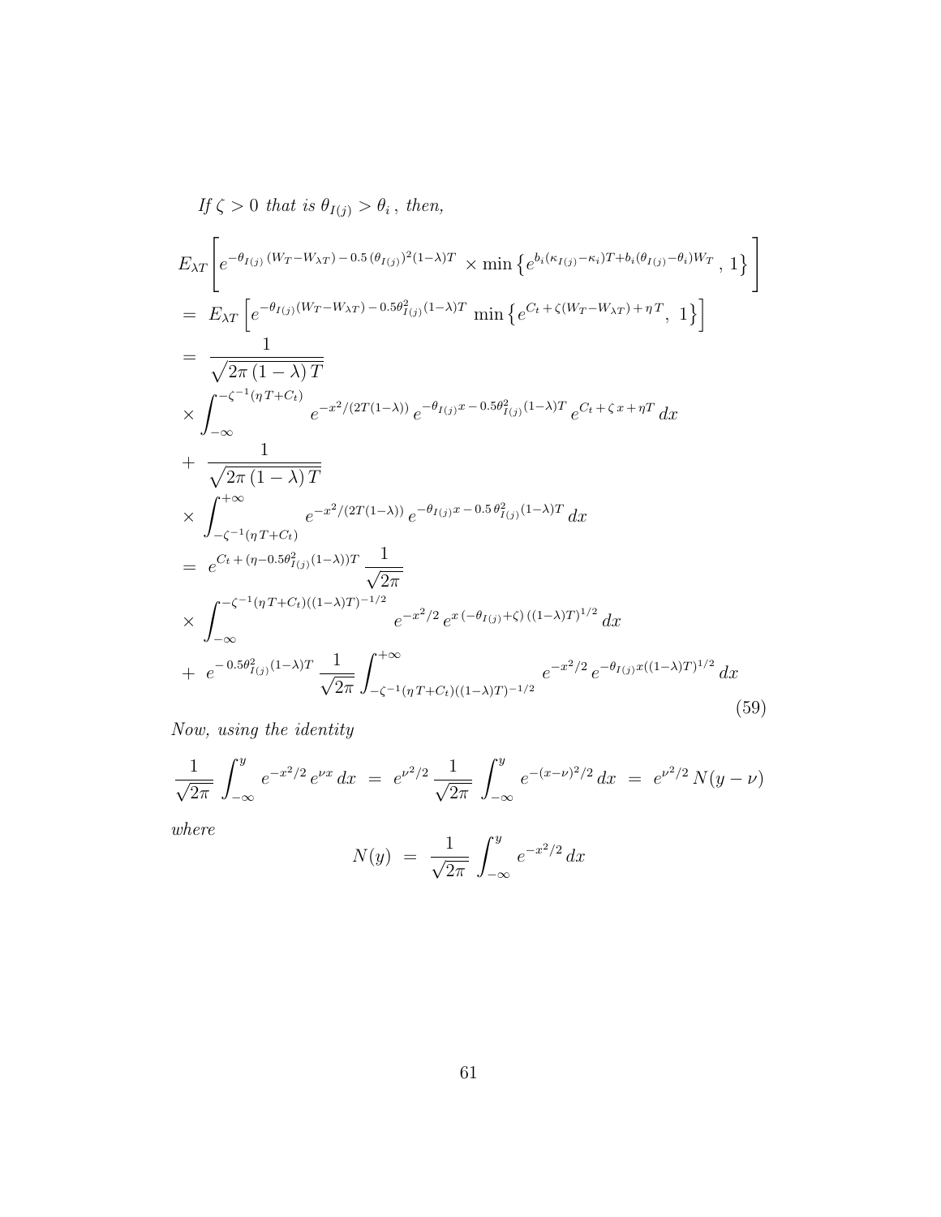*If $\zeta > 0$ that is $\theta_{I(j)} > \theta_i$, then,*

$$
\begin{aligned}
& E_{\lambda T}\left[ e^{-\theta_{I(j)}\,(W_T - W_{\lambda T}) - 0.5\,(\theta_{I(j)})^2 (1-\lambda) T} \times \min\left\{ e^{b_i(\kappa_{I(j)} - \kappa_i)T + b_i(\theta_{I(j)} - \theta_i) W_T}\,,\ 1 \right\} \right] \\
&= E_{\lambda T}\left[ e^{-\theta_{I(j)}(W_T - W_{\lambda T}) - 0.5\theta^2_{I(j)}(1-\lambda)T}\ \min\left\{ e^{C_t + \zeta(W_T - W_{\lambda T}) + \eta T},\ 1 \right\} \right] \\
&= \frac{1}{\sqrt{2\pi\,(1-\lambda)\,T}} \\
&\times \int_{-\infty}^{-\zeta^{-1}(\eta\,T + C_t)} e^{-x^2/(2T(1-\lambda))}\, e^{-\theta_{I(j)} x - 0.5\theta^2_{I(j)}(1-\lambda)T}\, e^{C_t + \zeta\, x + \eta T}\, dx \\
&+ \frac{1}{\sqrt{2\pi\,(1-\lambda)\,T}} \\
&\times \int_{-\zeta^{-1}(\eta\,T + C_t)}^{+\infty} e^{-x^2/(2T(1-\lambda))}\, e^{-\theta_{I(j)} x - 0.5\,\theta^2_{I(j)}(1-\lambda)T}\, dx \\
&= e^{C_t + (\eta - 0.5\theta^2_{I(j)}(1-\lambda))T}\, \frac{1}{\sqrt{2\pi}} \\
&\times \int_{-\infty}^{-\zeta^{-1}(\eta\,T + C_t)((1-\lambda)T)^{-1/2}} e^{-x^2/2}\, e^{x\,(-\theta_{I(j)} + \zeta)\,((1-\lambda)T)^{1/2}}\, dx \\
&+ e^{-\,0.5\theta^2_{I(j)}(1-\lambda)T}\, \frac{1}{\sqrt{2\pi}} \int_{-\zeta^{-1}(\eta\,T + C_t)((1-\lambda)T)^{-1/2}}^{+\infty} e^{-x^2/2}\, e^{-\theta_{I(j)} x ((1-\lambda)T)^{1/2}}\, dx
\end{aligned}
\tag{59}
$$

*Now, using the identity*

$$
\frac{1}{\sqrt{2\pi}} \int_{-\infty}^{y} e^{-x^2/2}\, e^{\nu x}\, dx \;=\; e^{\nu^2/2}\, \frac{1}{\sqrt{2\pi}} \int_{-\infty}^{y} e^{-(x-\nu)^2/2}\, dx \;=\; e^{\nu^2/2}\, N(y - \nu)
$$

*where*

$$
N(y) \;=\; \frac{1}{\sqrt{2\pi}} \int_{-\infty}^{y} e^{-x^2/2}\, dx
$$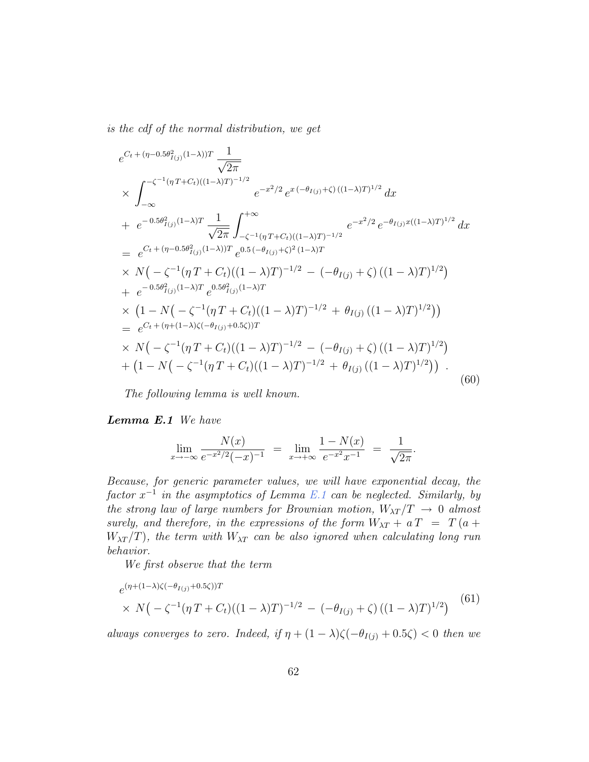*is the cdf of the normal distribution, we get*

$$
\begin{aligned}
& e^{C_t + (\eta - 0.5\theta_{I(j)}^2(1-\lambda))T}\, \frac{1}{\sqrt{2\pi}} \\
& \times \int_{-\infty}^{-\zeta^{-1}(\eta\, T + C_t)((1-\lambda)T)^{-1/2}} e^{-x^2/2}\, e^{x\,(-\theta_{I(j)}+\zeta)\,((1-\lambda)T)^{1/2}}\, dx \\
& +\ e^{-\,0.5\theta_{I(j)}^2(1-\lambda)T}\, \frac{1}{\sqrt{2\pi}} \int_{-\zeta^{-1}(\eta\, T + C_t)((1-\lambda)T)^{-1/2}}^{+\infty} e^{-x^2/2}\, e^{-\theta_{I(j)} x((1-\lambda)T)^{1/2}}\, dx \\
& =\ e^{C_t + (\eta - 0.5\theta_{I(j)}^2(1-\lambda))T}\, e^{0.5\,(-\theta_{I(j)}+\zeta)^2\,(1-\lambda)T} \\
& \times\ N\big(-\zeta^{-1}(\eta\, T + C_t)((1-\lambda)T)^{-1/2}\ -\ (-\theta_{I(j)}+\zeta)\,((1-\lambda)T)^{1/2}\big) \\
& +\ e^{-\,0.5\theta_{I(j)}^2(1-\lambda)T}\, e^{0.5\theta_{I(j)}^2(1-\lambda)T} \\
& \times\ \big(1 - N\big(-\zeta^{-1}(\eta\, T + C_t)((1-\lambda)T)^{-1/2}\ +\ \theta_{I(j)}\,((1-\lambda)T)^{1/2}\big)\big) \\
& =\ e^{C_t + (\eta + (1-\lambda)\zeta(-\theta_{I(j)} + 0.5\zeta))T} \\
& \times\ N\big(-\zeta^{-1}(\eta\, T + C_t)((1-\lambda)T)^{-1/2}\ -\ (-\theta_{I(j)}+\zeta)\,((1-\lambda)T)^{1/2}\big) \\
& +\big(1 - N\big(-\zeta^{-1}(\eta\, T + C_t)((1-\lambda)T)^{-1/2}\ +\ \theta_{I(j)}\,((1-\lambda)T)^{1/2}\big)\big)\ .
\end{aligned}
\tag{60}
$$

*The following lemma is well known.*

***Lemma E.1*** *We have*

$$
\lim_{x\to -\infty} \frac{N(x)}{e^{-x^2/2}(-x)^{-1}}\ =\ \lim_{x\to +\infty} \frac{1-N(x)}{e^{-x^2}x^{-1}}\ =\ \frac{1}{\sqrt{2\pi}}.
$$

*Because, for generic parameter values, we will have exponential decay, the factor $x^{-1}$ in the asymptotics of Lemma E.1 can be neglected. Similarly, by the strong law of large numbers for Brownian motion, $W_{\lambda T}/T \to 0$ almost surely, and therefore, in the expressions of the form $W_{\lambda T} + a\,T\ =\ T\,(a + W_{\lambda T}/T)$, the term with $W_{\lambda T}$ can be also ignored when calculating long run behavior.*

*We first observe that the term*

$$
\begin{aligned}
& e^{(\eta + (1-\lambda)\zeta(-\theta_{I(j)} + 0.5\zeta))T} \\
& \times\ N\big(-\zeta^{-1}(\eta\, T + C_t)((1-\lambda)T)^{-1/2}\ -\ (-\theta_{I(j)}+\zeta)\,((1-\lambda)T)^{1/2}\big)
\end{aligned}
\tag{61}
$$

*always converges to zero. Indeed, if $\eta + (1-\lambda)\zeta(-\theta_{I(j)} + 0.5\zeta) < 0$ then we*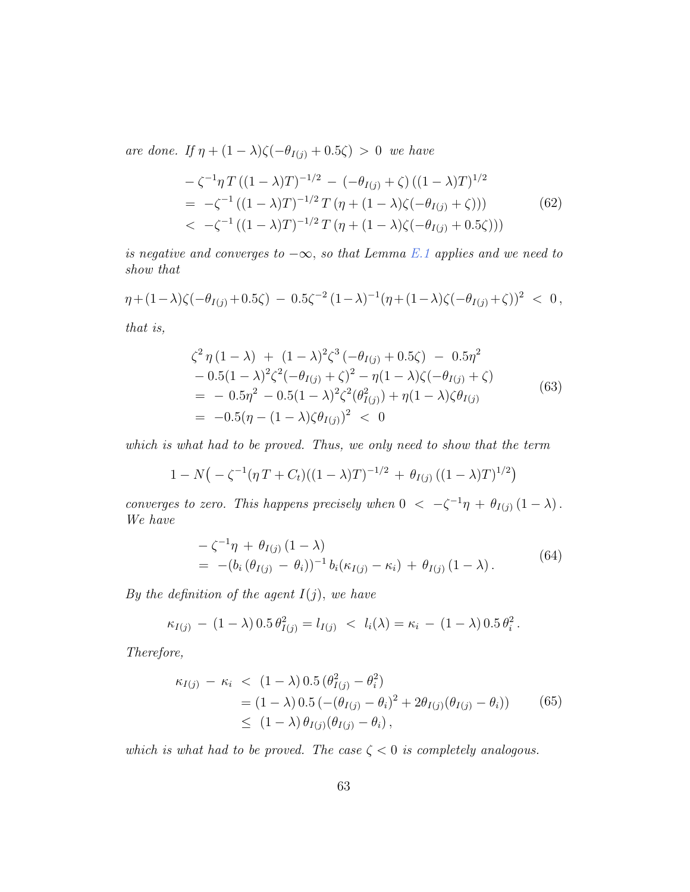*are done. If* $\eta + (1-\lambda)\zeta(-\theta_{I(j)} + 0.5\zeta) > 0$ *we have*

$$
\begin{aligned}
& -\zeta^{-1}\eta\, T\,((1-\lambda)T)^{-1/2} - (-\theta_{I(j)} + \zeta)\,((1-\lambda)T)^{1/2} \\
& = -\zeta^{-1}\,((1-\lambda)T)^{-1/2}\, T\,(\eta + (1-\lambda)\zeta(-\theta_{I(j)} + \zeta))) \\
& < -\zeta^{-1}\,((1-\lambda)T)^{-1/2}\, T\,(\eta + (1-\lambda)\zeta(-\theta_{I(j)} + 0.5\zeta)))
\end{aligned}
\tag{62}
$$

*is negative and converges to* $-\infty$*, so that Lemma E.1 applies and we need to show that*

$$
\eta + (1-\lambda)\zeta(-\theta_{I(j)} + 0.5\zeta) - 0.5\zeta^{-2}\,(1-\lambda)^{-1}(\eta + (1-\lambda)\zeta(-\theta_{I(j)} + \zeta))^2 < 0\,,
$$

*that is,*

$$
\begin{aligned}
& \zeta^2\,\eta\,(1-\lambda) + (1-\lambda)^2\zeta^3\,(-\theta_{I(j)} + 0.5\zeta) - 0.5\eta^2 \\
& - 0.5(1-\lambda)^2\zeta^2(-\theta_{I(j)} + \zeta)^2 - \eta(1-\lambda)\zeta(-\theta_{I(j)} + \zeta) \\
& = -0.5\eta^2 - 0.5(1-\lambda)^2\zeta^2(\theta_{I(j)}^2) + \eta(1-\lambda)\zeta\theta_{I(j)} \\
& = -0.5(\eta - (1-\lambda)\zeta\theta_{I(j)})^2 < 0
\end{aligned}
\tag{63}
$$

*which is what had to be proved. Thus, we only need to show that the term*

$$
1 - N\big(-\zeta^{-1}(\eta\, T + C_t)((1-\lambda)T)^{-1/2} + \theta_{I(j)}\,((1-\lambda)T)^{1/2}\big)
$$

*converges to zero. This happens precisely when* $0 < -\zeta^{-1}\eta + \theta_{I(j)}\,(1-\lambda)$*. We have*

$$
\begin{aligned}
& -\zeta^{-1}\eta + \theta_{I(j)}\,(1-\lambda) \\
& = -(b_i\,(\theta_{I(j)} - \theta_i))^{-1}\, b_i(\kappa_{I(j)} - \kappa_i) + \theta_{I(j)}\,(1-\lambda)\,.
\end{aligned}
\tag{64}
$$

*By the definition of the agent* $I(j)$*, we have*

$$
\kappa_{I(j)} - (1-\lambda)\,0.5\,\theta_{I(j)}^2 = l_{I(j)} < l_i(\lambda) = \kappa_i - (1-\lambda)\,0.5\,\theta_i^2\,.
$$

*Therefore,*

$$
\begin{aligned}
\kappa_{I(j)} - \kappa_i & < (1-\lambda)\,0.5\,(\theta_{I(j)}^2 - \theta_i^2) \\
& = (1-\lambda)\,0.5\,(-(\theta_{I(j)} - \theta_i)^2 + 2\theta_{I(j)}(\theta_{I(j)} - \theta_i)) \\
& \leq (1-\lambda)\,\theta_{I(j)}(\theta_{I(j)} - \theta_i)\,,
\end{aligned}
\tag{65}
$$

*which is what had to be proved. The case* $\zeta < 0$ *is completely analogous.*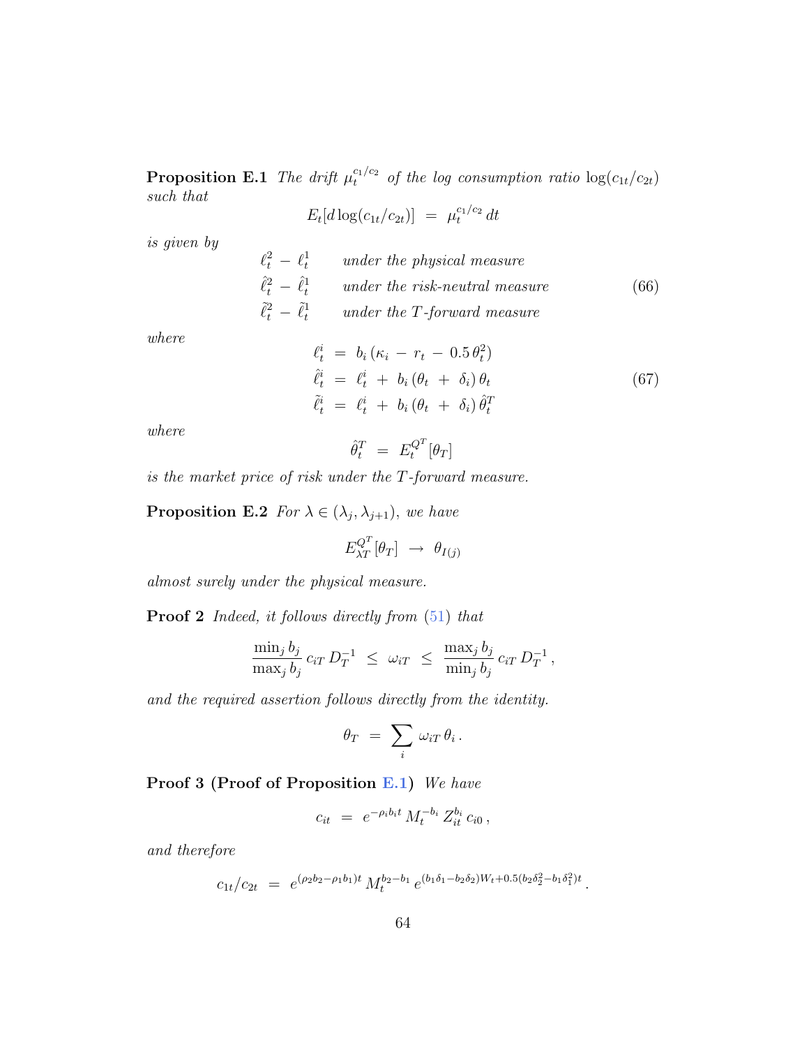**Proposition E.1** *The drift $\mu_t^{c_1/c_2}$ of the log consumption ratio $\log(c_{1t}/c_{2t})$ such that*

$$E_t[d\log(c_{1t}/c_{2t})] \;=\; \mu_t^{c_1/c_2}\,dt$$

*is given by*

$$\begin{array}{ll} \ell_t^2 \,-\, \ell_t^1 & \text{under the physical measure} \\ \hat{\ell}_t^2 \,-\, \hat{\ell}_t^1 & \text{under the risk-neutral measure} \\ \tilde{\ell}_t^2 \,-\, \tilde{\ell}_t^1 & \text{under the } T\text{-forward measure} \end{array} \tag{66}$$

*where*

$$\begin{aligned} \ell_t^i \;&=\; b_i\,(\kappa_i \,-\, r_t \,-\, 0.5\,\theta_t^2) \\ \hat{\ell}_t^i \;&=\; \ell_t^i \;+\; b_i\,(\theta_t \;+\; \delta_i)\,\theta_t \\ \tilde{\ell}_t^i \;&=\; \ell_t^i \;+\; b_i\,(\theta_t \;+\; \delta_i)\,\hat{\theta}_t^T \end{aligned} \tag{67}$$

*where*

$$\hat{\theta}_t^T \;=\; E_t^{Q^T}[\theta_T]$$

*is the market price of risk under the $T$-forward measure.*

**Proposition E.2** *For $\lambda \in (\lambda_j, \lambda_{j+1})$, we have*

$$E_{\lambda T}^{Q^T}[\theta_T] \;\to\; \theta_{I(j)}$$

*almost surely under the physical measure.*

**Proof 2** *Indeed, it follows directly from (51) that*

$$\frac{\min_j b_j}{\max_j b_j}\,c_{iT}\,D_T^{-1} \;\le\; \omega_{iT} \;\le\; \frac{\max_j b_j}{\min_j b_j}\,c_{iT}\,D_T^{-1}\,,$$

*and the required assertion follows directly from the identity.*

$$\theta_T \;=\; \sum_i \omega_{iT}\,\theta_i\,.$$

**Proof 3 (Proof of Proposition E.1)** *We have*

$$c_{it} \;=\; e^{-\rho_i b_i t}\,M_t^{-b_i}\,Z_{it}^{b_i}\,c_{i0}\,,$$

*and therefore*

$$c_{1t}/c_{2t} \;=\; e^{(\rho_2 b_2 - \rho_1 b_1)t}\,M_t^{b_2-b_1}\,e^{(b_1\delta_1 - b_2\delta_2)W_t + 0.5(b_2\delta_2^2 - b_1\delta_1^2)t}\,.$$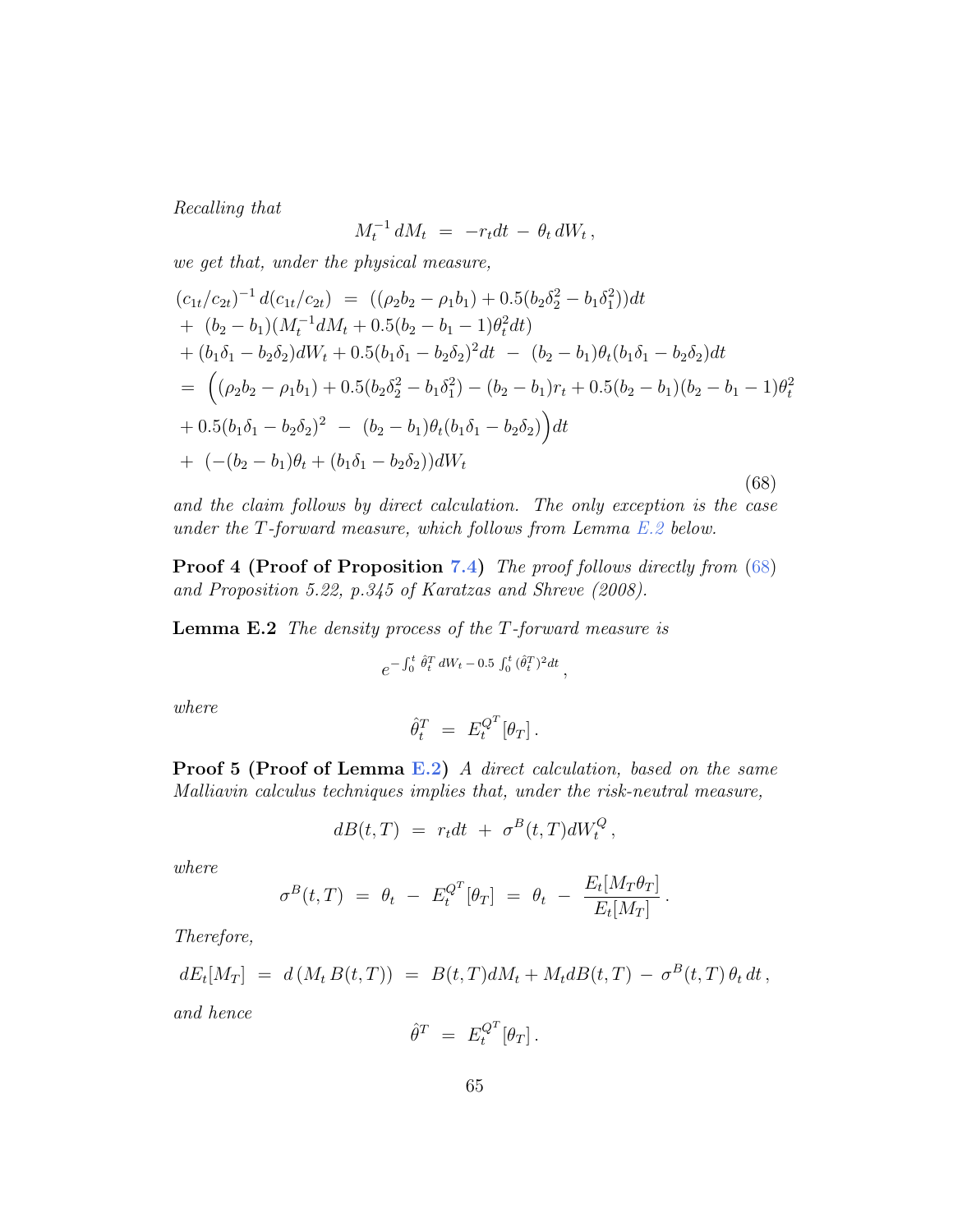*Recalling that*

$$M_t^{-1}\, dM_t \;=\; -r_t dt \;-\; \theta_t\, dW_t\,,$$

*we get that, under the physical measure,*

$$\begin{aligned}
(c_{1t}/c_{2t})^{-1}\, d(c_{1t}/c_{2t}) \;&=\; ((\rho_2 b_2 - \rho_1 b_1) + 0.5(b_2\delta_2^2 - b_1\delta_1^2))dt \\
&+\; (b_2 - b_1)(M_t^{-1} dM_t + 0.5(b_2 - b_1 - 1)\theta_t^2 dt) \\
&+ (b_1\delta_1 - b_2\delta_2)dW_t + 0.5(b_1\delta_1 - b_2\delta_2)^2 dt \;-\; (b_2 - b_1)\theta_t(b_1\delta_1 - b_2\delta_2)dt \\
&=\; \Big((\rho_2 b_2 - \rho_1 b_1) + 0.5(b_2\delta_2^2 - b_1\delta_1^2) - (b_2 - b_1)r_t + 0.5(b_2 - b_1)(b_2 - b_1 - 1)\theta_t^2 \\
&+ 0.5(b_1\delta_1 - b_2\delta_2)^2 \;-\; (b_2 - b_1)\theta_t(b_1\delta_1 - b_2\delta_2)\Big)dt \\
&+\; (-(b_2 - b_1)\theta_t + (b_1\delta_1 - b_2\delta_2))dW_t
\end{aligned} \tag{68}$$

*and the claim follows by direct calculation. The only exception is the case under the $T$-forward measure, which follows from Lemma E.2 below.*

**Proof 4 (Proof of Proposition 7.4)** *The proof follows directly from (68) and Proposition 5.22, p.345 of Karatzas and Shreve (2008).*

**Lemma E.2** *The density process of the $T$-forward measure is*

$$e^{-\int_0^t \hat\theta_t^T\, dW_t - 0.5\int_0^t (\hat\theta_t^T)^2 dt}\,,$$

*where*

$$\hat\theta_t^T \;=\; E_t^{Q^T}[\theta_T]\,.$$

**Proof 5 (Proof of Lemma E.2)** *A direct calculation, based on the same Malliavin calculus techniques implies that, under the risk-neutral measure,*

$$dB(t,T) \;=\; r_t dt \;+\; \sigma^B(t,T) dW_t^Q\,,$$

*where*

$$\sigma^B(t,T) \;=\; \theta_t \;-\; E_t^{Q^T}[\theta_T] \;=\; \theta_t \;-\; \frac{E_t[M_T\theta_T]}{E_t[M_T]}\,.$$

*Therefore,*

$$dE_t[M_T] \;=\; d\left(M_t\, B(t,T)\right) \;=\; B(t,T)dM_t + M_t dB(t,T) \;-\; \sigma^B(t,T)\,\theta_t\, dt\,,$$

*and hence*

$$\hat\theta^T \;=\; E_t^{Q^T}[\theta_T]\,.$$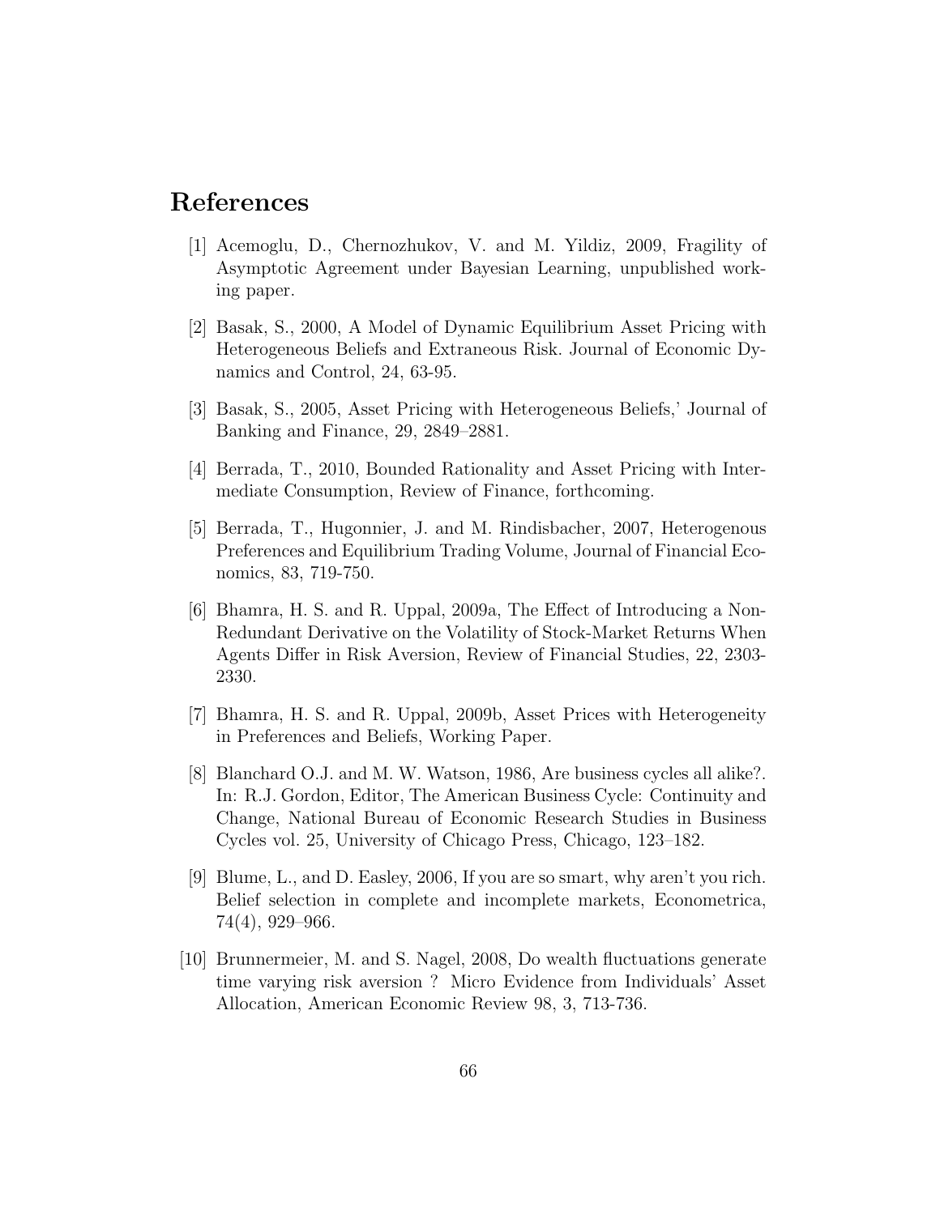# References

[1] Acemoglu, D., Chernozhukov, V. and M. Yildiz, 2009, Fragility of Asymptotic Agreement under Bayesian Learning, unpublished working paper.

[2] Basak, S., 2000, A Model of Dynamic Equilibrium Asset Pricing with Heterogeneous Beliefs and Extraneous Risk. Journal of Economic Dynamics and Control, 24, 63-95.

[3] Basak, S., 2005, Asset Pricing with Heterogeneous Beliefs,' Journal of Banking and Finance, 29, 2849–2881.

[4] Berrada, T., 2010, Bounded Rationality and Asset Pricing with Intermediate Consumption, Review of Finance, forthcoming.

[5] Berrada, T., Hugonnier, J. and M. Rindisbacher, 2007, Heterogenous Preferences and Equilibrium Trading Volume, Journal of Financial Economics, 83, 719-750.

[6] Bhamra, H. S. and R. Uppal, 2009a, The Effect of Introducing a Non-Redundant Derivative on the Volatility of Stock-Market Returns When Agents Differ in Risk Aversion, Review of Financial Studies, 22, 2303-2330.

[7] Bhamra, H. S. and R. Uppal, 2009b, Asset Prices with Heterogeneity in Preferences and Beliefs, Working Paper.

[8] Blanchard O.J. and M. W. Watson, 1986, Are business cycles all alike?. In: R.J. Gordon, Editor, The American Business Cycle: Continuity and Change, National Bureau of Economic Research Studies in Business Cycles vol. 25, University of Chicago Press, Chicago, 123–182.

[9] Blume, L., and D. Easley, 2006, If you are so smart, why aren't you rich. Belief selection in complete and incomplete markets, Econometrica, 74(4), 929–966.

[10] Brunnermeier, M. and S. Nagel, 2008, Do wealth fluctuations generate time varying risk aversion ? Micro Evidence from Individuals' Asset Allocation, American Economic Review 98, 3, 713-736.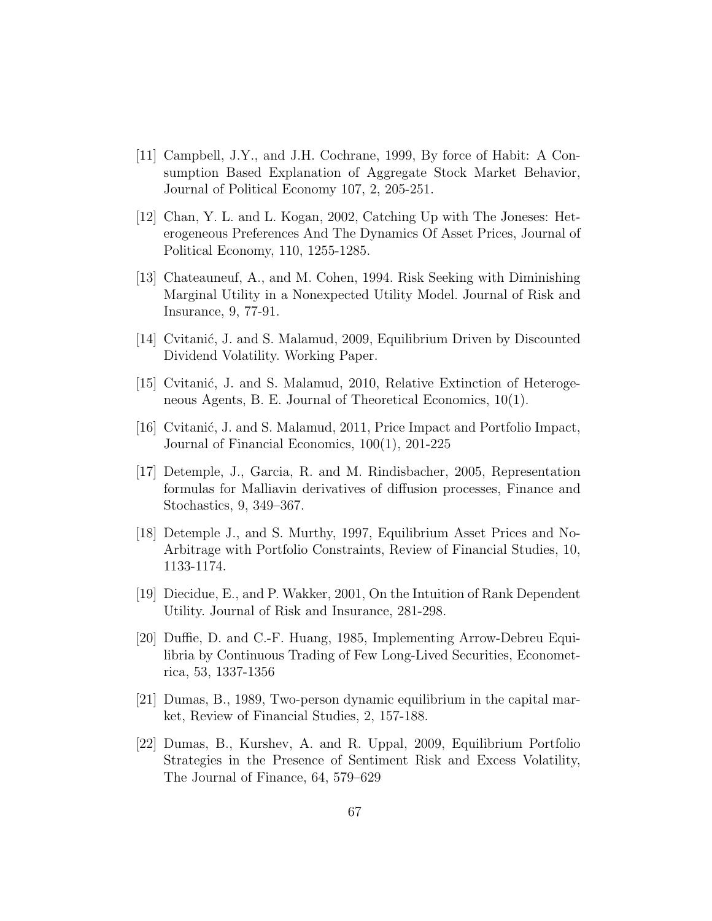[11] Campbell, J.Y., and J.H. Cochrane, 1999, By force of Habit: A Consumption Based Explanation of Aggregate Stock Market Behavior, Journal of Political Economy 107, 2, 205-251.

[12] Chan, Y. L. and L. Kogan, 2002, Catching Up with The Joneses: Heterogeneous Preferences And The Dynamics Of Asset Prices, Journal of Political Economy, 110, 1255-1285.

[13] Chateauneuf, A., and M. Cohen, 1994. Risk Seeking with Diminishing Marginal Utility in a Nonexpected Utility Model. Journal of Risk and Insurance, 9, 77-91.

[14] Cvitanić, J. and S. Malamud, 2009, Equilibrium Driven by Discounted Dividend Volatility. Working Paper.

[15] Cvitanić, J. and S. Malamud, 2010, Relative Extinction of Heterogeneous Agents, B. E. Journal of Theoretical Economics, 10(1).

[16] Cvitanić, J. and S. Malamud, 2011, Price Impact and Portfolio Impact, Journal of Financial Economics, 100(1), 201-225

[17] Detemple, J., Garcia, R. and M. Rindisbacher, 2005, Representation formulas for Malliavin derivatives of diffusion processes, Finance and Stochastics, 9, 349–367.

[18] Detemple J., and S. Murthy, 1997, Equilibrium Asset Prices and No-Arbitrage with Portfolio Constraints, Review of Financial Studies, 10, 1133-1174.

[19] Diecidue, E., and P. Wakker, 2001, On the Intuition of Rank Dependent Utility. Journal of Risk and Insurance, 281-298.

[20] Duffie, D. and C.-F. Huang, 1985, Implementing Arrow-Debreu Equilibria by Continuous Trading of Few Long-Lived Securities, Econometrica, 53, 1337-1356

[21] Dumas, B., 1989, Two-person dynamic equilibrium in the capital market, Review of Financial Studies, 2, 157-188.

[22] Dumas, B., Kurshev, A. and R. Uppal, 2009, Equilibrium Portfolio Strategies in the Presence of Sentiment Risk and Excess Volatility, The Journal of Finance, 64, 579–629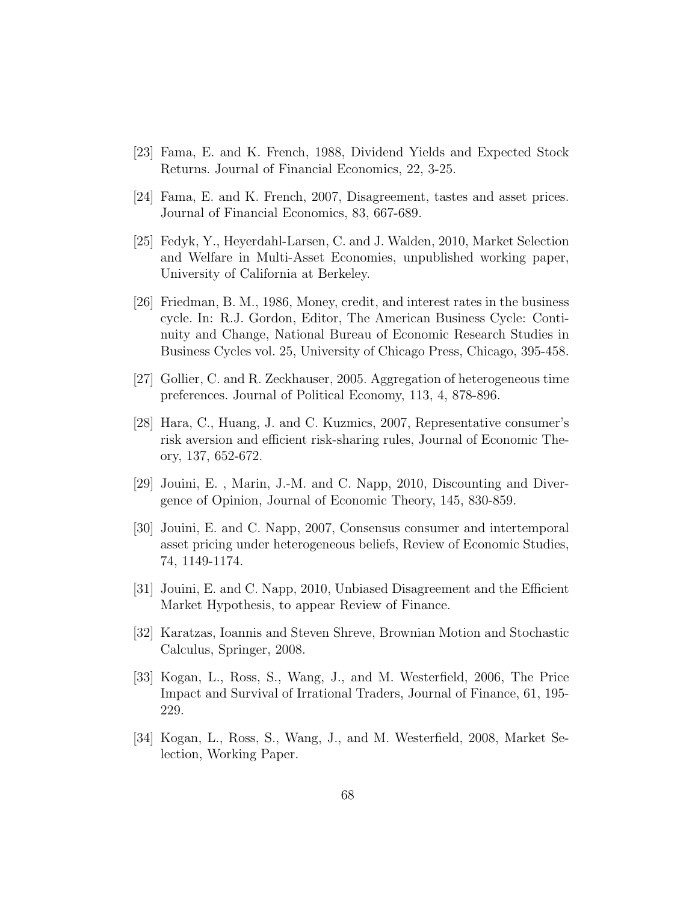[23] Fama, E. and K. French, 1988, Dividend Yields and Expected Stock Returns. Journal of Financial Economics, 22, 3-25.

[24] Fama, E. and K. French, 2007, Disagreement, tastes and asset prices. Journal of Financial Economics, 83, 667-689.

[25] Fedyk, Y., Heyerdahl-Larsen, C. and J. Walden, 2010, Market Selection and Welfare in Multi-Asset Economies, unpublished working paper, University of California at Berkeley.

[26] Friedman, B. M., 1986, Money, credit, and interest rates in the business cycle. In: R.J. Gordon, Editor, The American Business Cycle: Continuity and Change, National Bureau of Economic Research Studies in Business Cycles vol. 25, University of Chicago Press, Chicago, 395-458.

[27] Gollier, C. and R. Zeckhauser, 2005. Aggregation of heterogeneous time preferences. Journal of Political Economy, 113, 4, 878-896.

[28] Hara, C., Huang, J. and C. Kuzmics, 2007, Representative consumer's risk aversion and efficient risk-sharing rules, Journal of Economic Theory, 137, 652-672.

[29] Jouini, E. , Marin, J.-M. and C. Napp, 2010, Discounting and Divergence of Opinion, Journal of Economic Theory, 145, 830-859.

[30] Jouini, E. and C. Napp, 2007, Consensus consumer and intertemporal asset pricing under heterogeneous beliefs, Review of Economic Studies, 74, 1149-1174.

[31] Jouini, E. and C. Napp, 2010, Unbiased Disagreement and the Efficient Market Hypothesis, to appear Review of Finance.

[32] Karatzas, Ioannis and Steven Shreve, Brownian Motion and Stochastic Calculus, Springer, 2008.

[33] Kogan, L., Ross, S., Wang, J., and M. Westerfield, 2006, The Price Impact and Survival of Irrational Traders, Journal of Finance, 61, 195-229.

[34] Kogan, L., Ross, S., Wang, J., and M. Westerfield, 2008, Market Selection, Working Paper.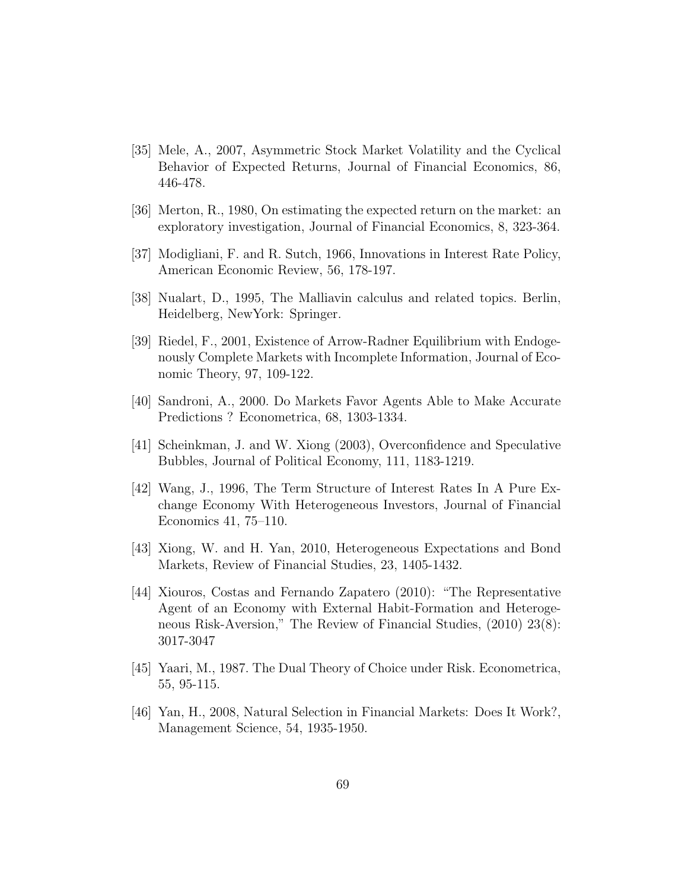[35] Mele, A., 2007, Asymmetric Stock Market Volatility and the Cyclical Behavior of Expected Returns, Journal of Financial Economics, 86, 446-478.

[36] Merton, R., 1980, On estimating the expected return on the market: an exploratory investigation, Journal of Financial Economics, 8, 323-364.

[37] Modigliani, F. and R. Sutch, 1966, Innovations in Interest Rate Policy, American Economic Review, 56, 178-197.

[38] Nualart, D., 1995, The Malliavin calculus and related topics. Berlin, Heidelberg, NewYork: Springer.

[39] Riedel, F., 2001, Existence of Arrow-Radner Equilibrium with Endogenously Complete Markets with Incomplete Information, Journal of Economic Theory, 97, 109-122.

[40] Sandroni, A., 2000. Do Markets Favor Agents Able to Make Accurate Predictions ? Econometrica, 68, 1303-1334.

[41] Scheinkman, J. and W. Xiong (2003), Overconfidence and Speculative Bubbles, Journal of Political Economy, 111, 1183-1219.

[42] Wang, J., 1996, The Term Structure of Interest Rates In A Pure Exchange Economy With Heterogeneous Investors, Journal of Financial Economics 41, 75–110.

[43] Xiong, W. and H. Yan, 2010, Heterogeneous Expectations and Bond Markets, Review of Financial Studies, 23, 1405-1432.

[44] Xiouros, Costas and Fernando Zapatero (2010): "The Representative Agent of an Economy with External Habit-Formation and Heterogeneous Risk-Aversion," The Review of Financial Studies, (2010) 23(8): 3017-3047

[45] Yaari, M., 1987. The Dual Theory of Choice under Risk. Econometrica, 55, 95-115.

[46] Yan, H., 2008, Natural Selection in Financial Markets: Does It Work?, Management Science, 54, 1935-1950.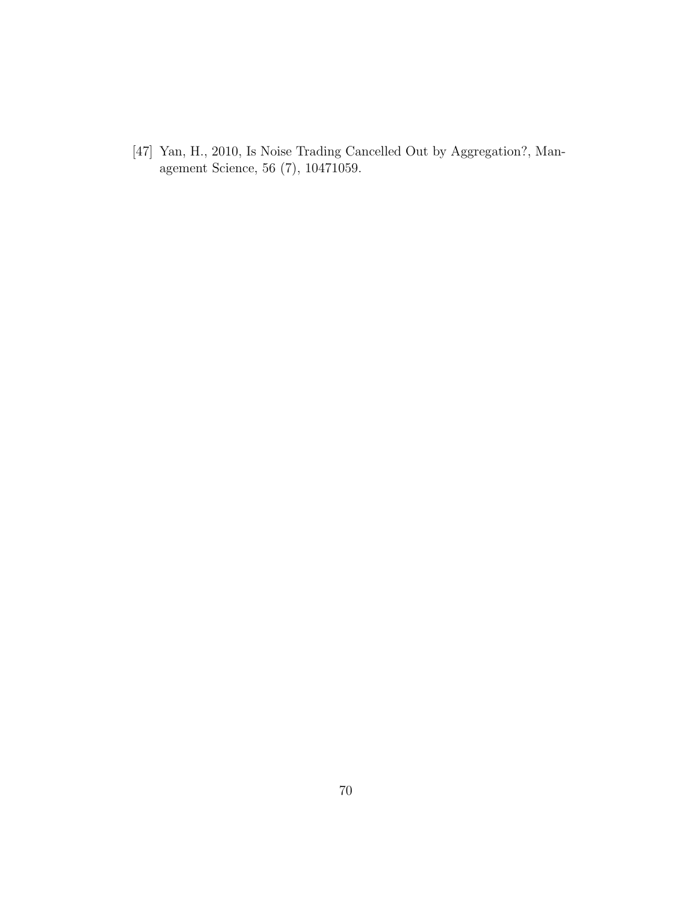[47] Yan, H., 2010, Is Noise Trading Cancelled Out by Aggregation?, Management Science, 56 (7), 10471059.